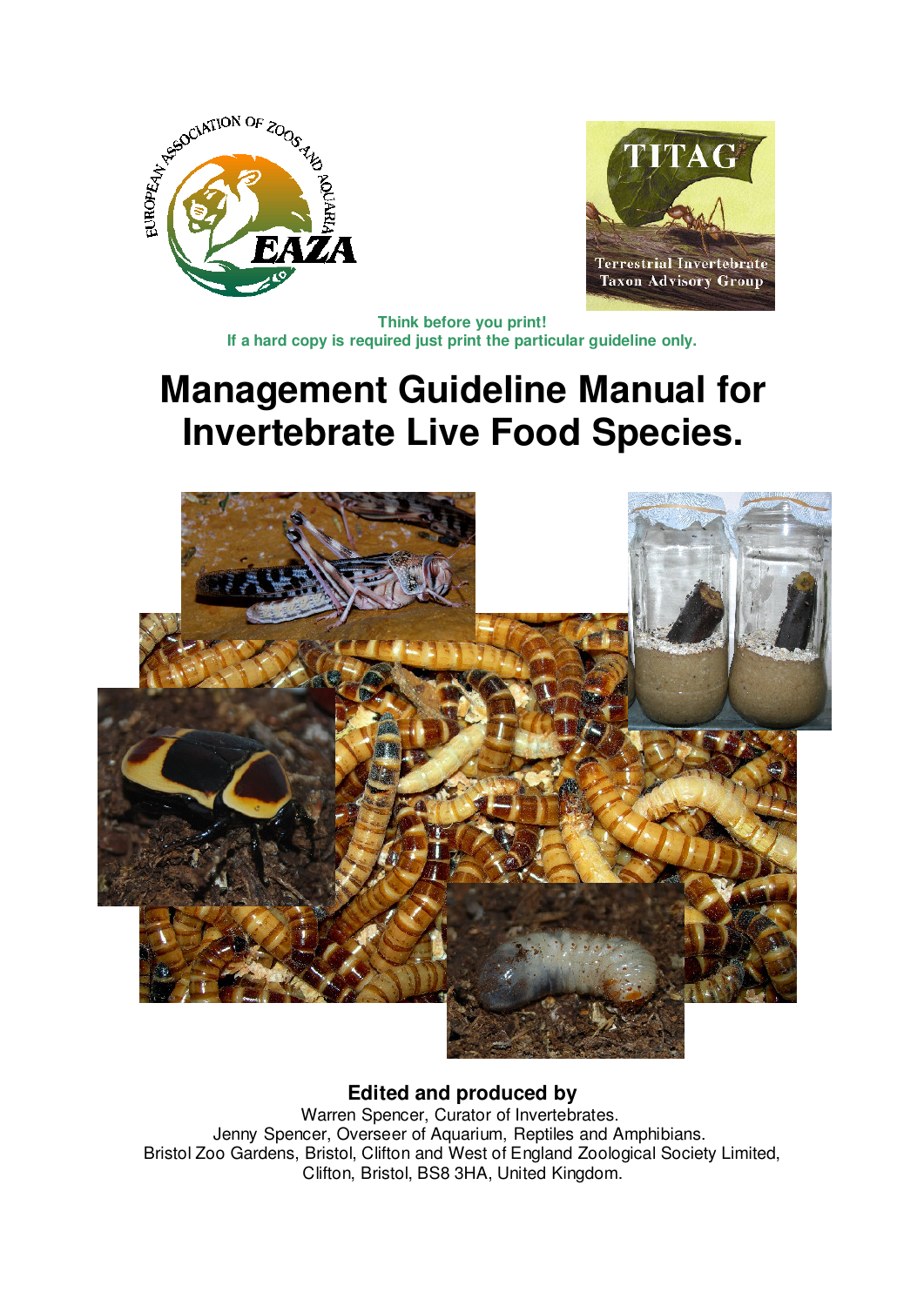Think before you print!
If a hard copy is required just print the particular guideline only.

# Management Guideline Manual for Invertebrate Live Food Species.

**Edited and produced by**

Warren Spencer, Curator of Invertebrates.
Jenny Spencer, Overseer of Aquarium, Reptiles and Amphibians.
Bristol Zoo Gardens, Bristol, Clifton and West of England Zoological Society Limited, Clifton, Bristol, BS8 3HA, United Kingdom.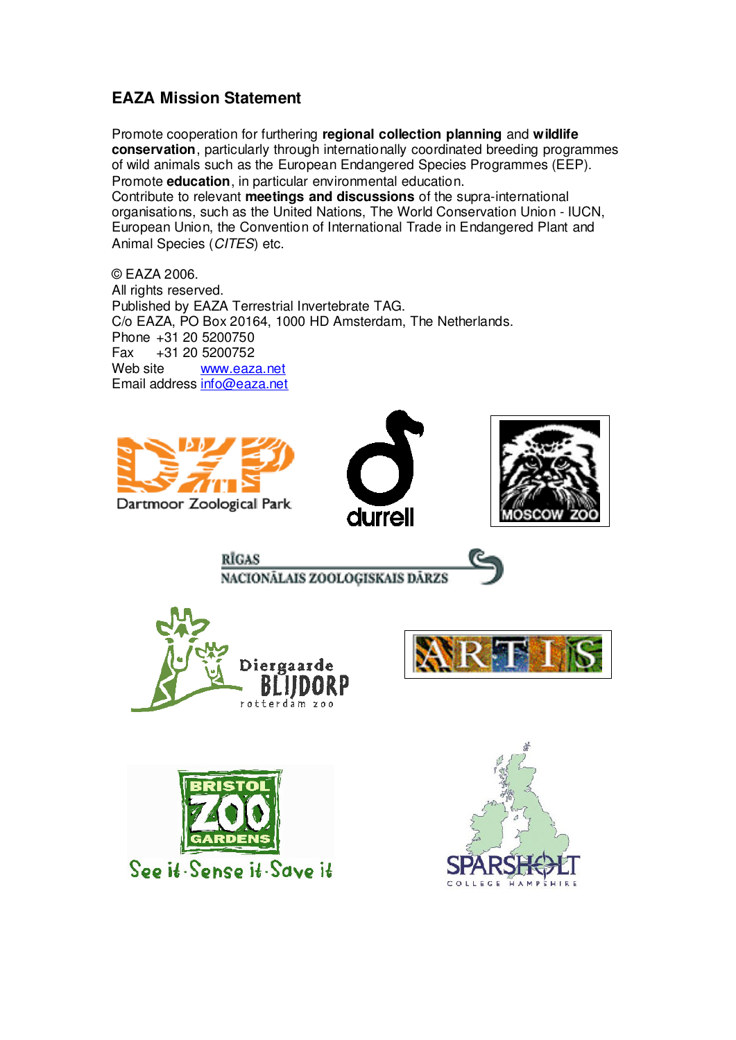## EAZA Mission Statement

Promote cooperation for furthering **regional collection planning** and **wildlife conservation**, particularly through internationally coordinated breeding programmes of wild animals such as the European Endangered Species Programmes (EEP).
Promote **education**, in particular environmental education.
Contribute to relevant **meetings and discussions** of the supra-international organisations, such as the United Nations, The World Conservation Union - IUCN, European Union, the Convention of International Trade in Endangered Plant and Animal Species (*CITES*) etc.

© EAZA 2006.
All rights reserved.
Published by EAZA Terrestrial Invertebrate TAG.
C/o EAZA, PO Box 20164, 1000 HD Amsterdam, The Netherlands.
Phone +31 20 5200750
Fax +31 20 5200752
Web site www.eaza.net
Email address info@eaza.net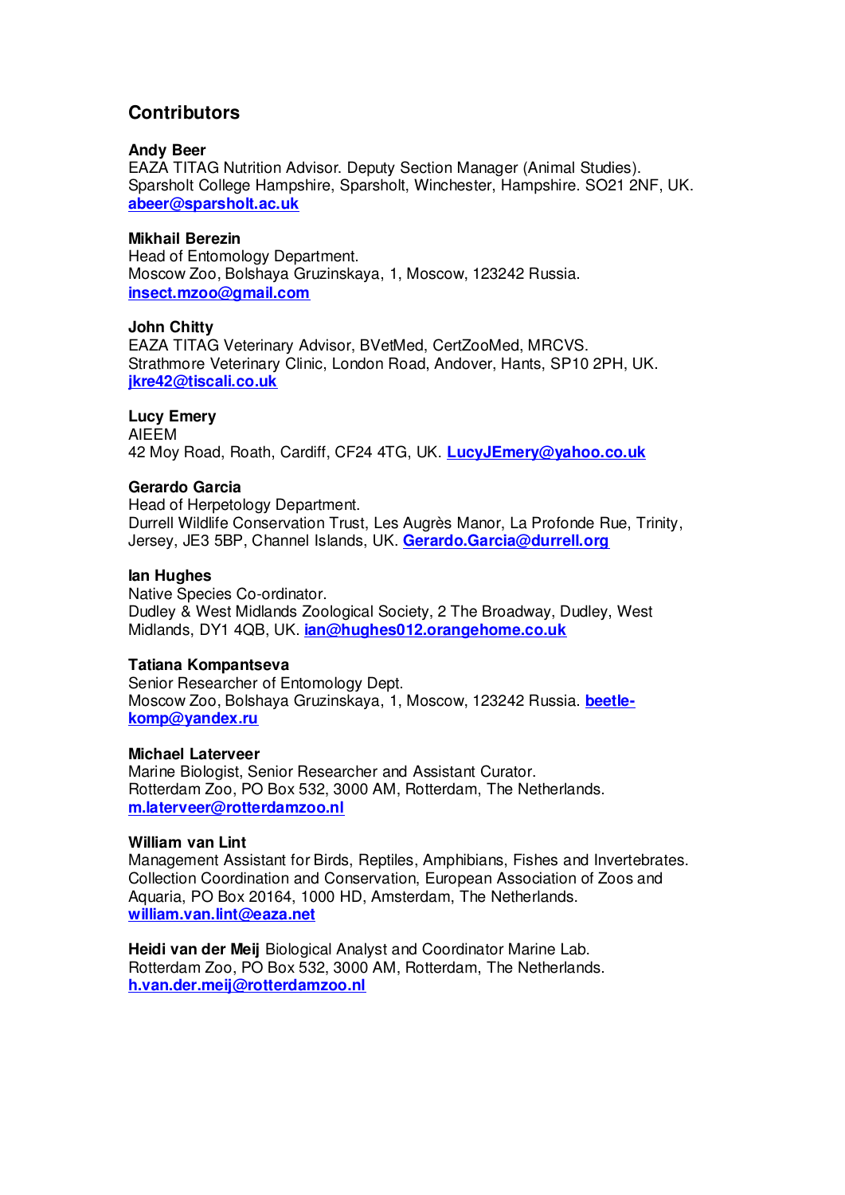## Contributors

**Andy Beer**
EAZA TITAG Nutrition Advisor. Deputy Section Manager (Animal Studies).
Sparsholt College Hampshire, Sparsholt, Winchester, Hampshire. SO21 2NF, UK.
**abeer@sparsholt.ac.uk**

**Mikhail Berezin**
Head of Entomology Department.
Moscow Zoo, Bolshaya Gruzinskaya, 1, Moscow, 123242 Russia.
**insect.mzoo@gmail.com**

**John Chitty**
EAZA TITAG Veterinary Advisor, BVetMed, CertZooMed, MRCVS.
Strathmore Veterinary Clinic, London Road, Andover, Hants, SP10 2PH, UK.
**jkre42@tiscali.co.uk**

**Lucy Emery**
AIEEM
42 Moy Road, Roath, Cardiff, CF24 4TG, UK. **LucyJEmery@yahoo.co.uk**

**Gerardo Garcia**
Head of Herpetology Department.
Durrell Wildlife Conservation Trust, Les Augrès Manor, La Profonde Rue, Trinity, Jersey, JE3 5BP, Channel Islands, UK. **Gerardo.Garcia@durrell.org**

**Ian Hughes**
Native Species Co-ordinator.
Dudley & West Midlands Zoological Society, 2 The Broadway, Dudley, West Midlands, DY1 4QB, UK. **ian@hughes012.orangehome.co.uk**

**Tatiana Kompantseva**
Senior Researcher of Entomology Dept.
Moscow Zoo, Bolshaya Gruzinskaya, 1, Moscow, 123242 Russia. **beetle-komp@yandex.ru**

**Michael Laterveer**
Marine Biologist, Senior Researcher and Assistant Curator.
Rotterdam Zoo, PO Box 532, 3000 AM, Rotterdam, The Netherlands.
**m.laterveer@rotterdamzoo.nl**

**William van Lint**
Management Assistant for Birds, Reptiles, Amphibians, Fishes and Invertebrates.
Collection Coordination and Conservation, European Association of Zoos and Aquaria, PO Box 20164, 1000 HD, Amsterdam, The Netherlands.
**william.van.lint@eaza.net**

**Heidi van der Meij** Biological Analyst and Coordinator Marine Lab.
Rotterdam Zoo, PO Box 532, 3000 AM, Rotterdam, The Netherlands.
**h.van.der.meij@rotterdamzoo.nl**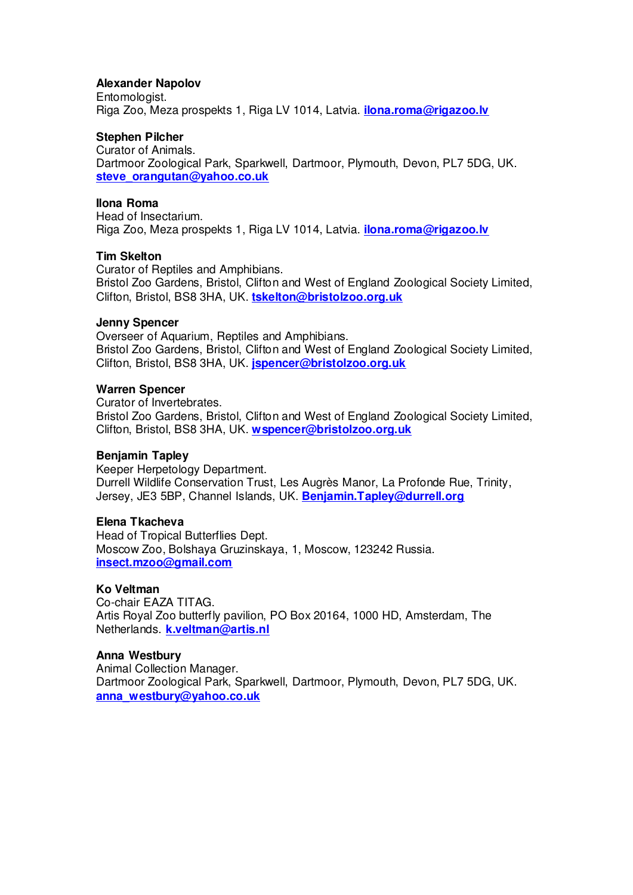**Alexander Napolov**
Entomologist.
Riga Zoo, Meza prospekts 1, Riga LV 1014, Latvia. **ilona.roma@rigazoo.lv**

**Stephen Pilcher**
Curator of Animals.
Dartmoor Zoological Park, Sparkwell, Dartmoor, Plymouth, Devon, PL7 5DG, UK.
**steve_orangutan@yahoo.co.uk**

**Ilona Roma**
Head of Insectarium.
Riga Zoo, Meza prospekts 1, Riga LV 1014, Latvia. **ilona.roma@rigazoo.lv**

**Tim Skelton**
Curator of Reptiles and Amphibians.
Bristol Zoo Gardens, Bristol, Clifton and West of England Zoological Society Limited, Clifton, Bristol, BS8 3HA, UK. **tskelton@bristolzoo.org.uk**

**Jenny Spencer**
Overseer of Aquarium, Reptiles and Amphibians.
Bristol Zoo Gardens, Bristol, Clifton and West of England Zoological Society Limited, Clifton, Bristol, BS8 3HA, UK. **jspencer@bristolzoo.org.uk**

**Warren Spencer**
Curator of Invertebrates.
Bristol Zoo Gardens, Bristol, Clifton and West of England Zoological Society Limited, Clifton, Bristol, BS8 3HA, UK. **wspencer@bristolzoo.org.uk**

**Benjamin Tapley**
Keeper Herpetology Department.
Durrell Wildlife Conservation Trust, Les Augrès Manor, La Profonde Rue, Trinity, Jersey, JE3 5BP, Channel Islands, UK. **Benjamin.Tapley@durrell.org**

**Elena Tkacheva**
Head of Tropical Butterflies Dept.
Moscow Zoo, Bolshaya Gruzinskaya, 1, Moscow, 123242 Russia.
**insect.mzoo@gmail.com**

**Ko Veltman**
Co-chair EAZA TITAG.
Artis Royal Zoo butterfly pavilion, PO Box 20164, 1000 HD, Amsterdam, The Netherlands. **k.veltman@artis.nl**

**Anna Westbury**
Animal Collection Manager.
Dartmoor Zoological Park, Sparkwell, Dartmoor, Plymouth, Devon, PL7 5DG, UK.
**anna_westbury@yahoo.co.uk**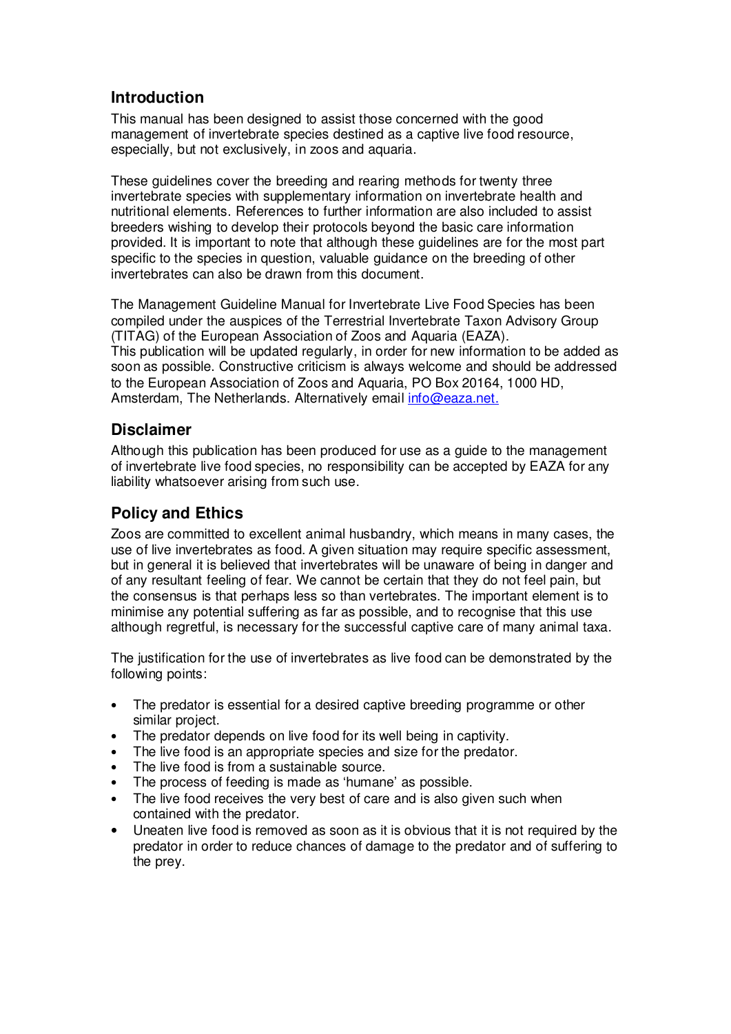## Introduction

This manual has been designed to assist those concerned with the good management of invertebrate species destined as a captive live food resource, especially, but not exclusively, in zoos and aquaria.

These guidelines cover the breeding and rearing methods for twenty three invertebrate species with supplementary information on invertebrate health and nutritional elements. References to further information are also included to assist breeders wishing to develop their protocols beyond the basic care information provided. It is important to note that although these guidelines are for the most part specific to the species in question, valuable guidance on the breeding of other invertebrates can also be drawn from this document.

The Management Guideline Manual for Invertebrate Live Food Species has been compiled under the auspices of the Terrestrial Invertebrate Taxon Advisory Group (TITAG) of the European Association of Zoos and Aquaria (EAZA). This publication will be updated regularly, in order for new information to be added as soon as possible. Constructive criticism is always welcome and should be addressed to the European Association of Zoos and Aquaria, PO Box 20164, 1000 HD, Amsterdam, The Netherlands. Alternatively email info@eaza.net.

## Disclaimer

Although this publication has been produced for use as a guide to the management of invertebrate live food species, no responsibility can be accepted by EAZA for any liability whatsoever arising from such use.

## Policy and Ethics

Zoos are committed to excellent animal husbandry, which means in many cases, the use of live invertebrates as food. A given situation may require specific assessment, but in general it is believed that invertebrates will be unaware of being in danger and of any resultant feeling of fear. We cannot be certain that they do not feel pain, but the consensus is that perhaps less so than vertebrates. The important element is to minimise any potential suffering as far as possible, and to recognise that this use although regretful, is necessary for the successful captive care of many animal taxa.

The justification for the use of invertebrates as live food can be demonstrated by the following points:

- The predator is essential for a desired captive breeding programme or other similar project.
- The predator depends on live food for its well being in captivity.
- The live food is an appropriate species and size for the predator.
- The live food is from a sustainable source.
- The process of feeding is made as 'humane' as possible.
- The live food receives the very best of care and is also given such when contained with the predator.
- Uneaten live food is removed as soon as it is obvious that it is not required by the predator in order to reduce chances of damage to the predator and of suffering to the prey.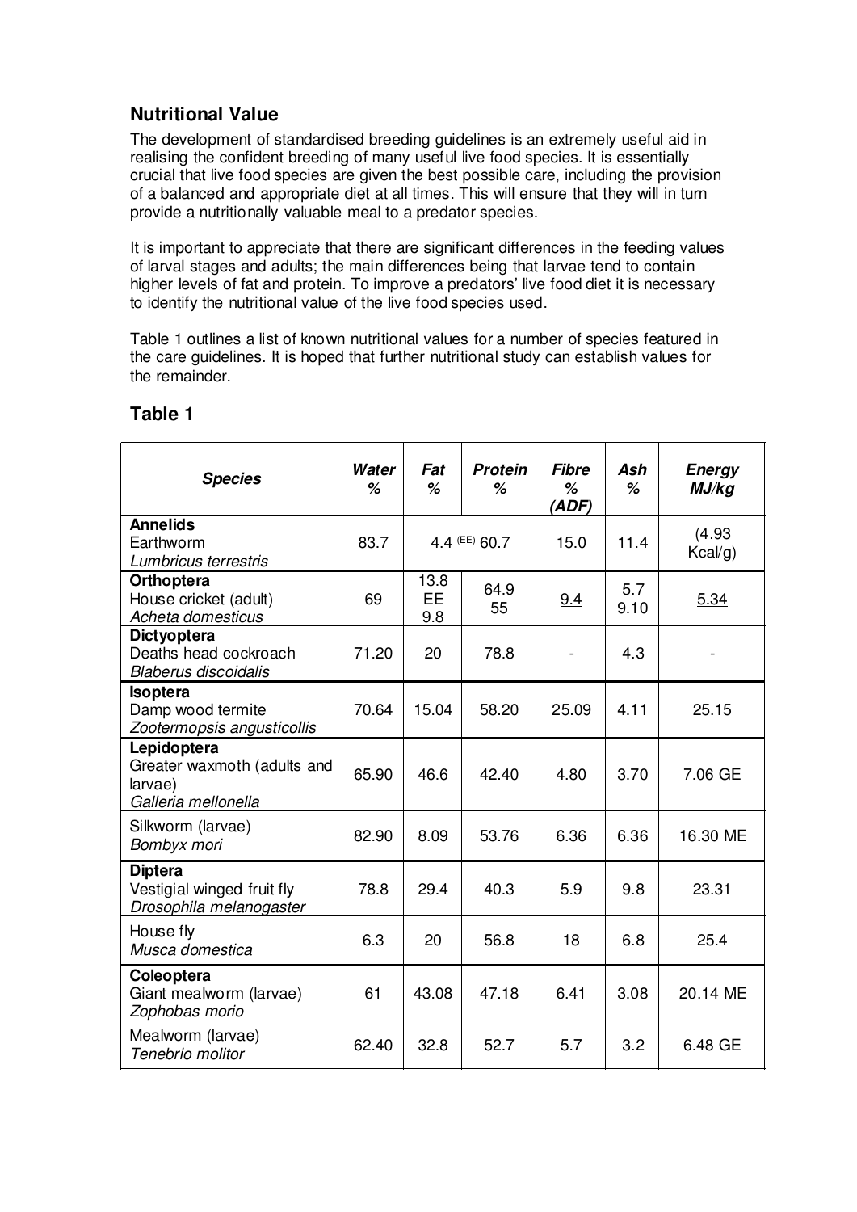## Nutritional Value

The development of standardised breeding guidelines is an extremely useful aid in realising the confident breeding of many useful live food species. It is essentially crucial that live food species are given the best possible care, including the provision of a balanced and appropriate diet at all times. This will ensure that they will in turn provide a nutritionally valuable meal to a predator species.

It is important to appreciate that there are significant differences in the feeding values of larval stages and adults; the main differences being that larvae tend to contain higher levels of fat and protein. To improve a predators' live food diet it is necessary to identify the nutritional value of the live food species used.

Table 1 outlines a list of known nutritional values for a number of species featured in the care guidelines. It is hoped that further nutritional study can establish values for the remainder.

## Table 1

| ***Species*** | ***Water %*** | ***Fat %*** | ***Protein %*** | ***Fibre % (ADF)*** | ***Ash %*** | ***Energy MJ/kg*** |
|---|---|---|---|---|---|---|
| **Annelids**<br>Earthworm<br>*Lumbricus terrestris* | 83.7 | 4.4 (EE) 60.7 | | 15.0 | 11.4 | (4.93 Kcal/g) |
| **Orthoptera**<br>House cricket (adult)<br>*Acheta domesticus* | 69 | 13.8 EE 9.8 | 64.9 55 | 9.4 | 5.7 9.10 | 5.34 |
| **Dictyoptera**<br>Deaths head cockroach<br>*Blaberus discoidalis* | 71.20 | 20 | 78.8 | - | 4.3 | - |
| **Isoptera**<br>Damp wood termite<br>*Zootermopsis angusticollis* | 70.64 | 15.04 | 58.20 | 25.09 | 4.11 | 25.15 |
| **Lepidoptera**<br>Greater waxmoth (adults and larvae)<br>*Galleria mellonella* | 65.90 | 46.6 | 42.40 | 4.80 | 3.70 | 7.06 GE |
| Silkworm (larvae)<br>*Bombyx mori* | 82.90 | 8.09 | 53.76 | 6.36 | 6.36 | 16.30 ME |
| **Diptera**<br>Vestigial winged fruit fly<br>*Drosophila melanogaster* | 78.8 | 29.4 | 40.3 | 5.9 | 9.8 | 23.31 |
| House fly<br>*Musca domestica* | 6.3 | 20 | 56.8 | 18 | 6.8 | 25.4 |
| **Coleoptera**<br>Giant mealworm (larvae)<br>*Zophobas morio* | 61 | 43.08 | 47.18 | 6.41 | 3.08 | 20.14 ME |
| Mealworm (larvae)<br>*Tenebrio molitor* | 62.40 | 32.8 | 52.7 | 5.7 | 3.2 | 6.48 GE |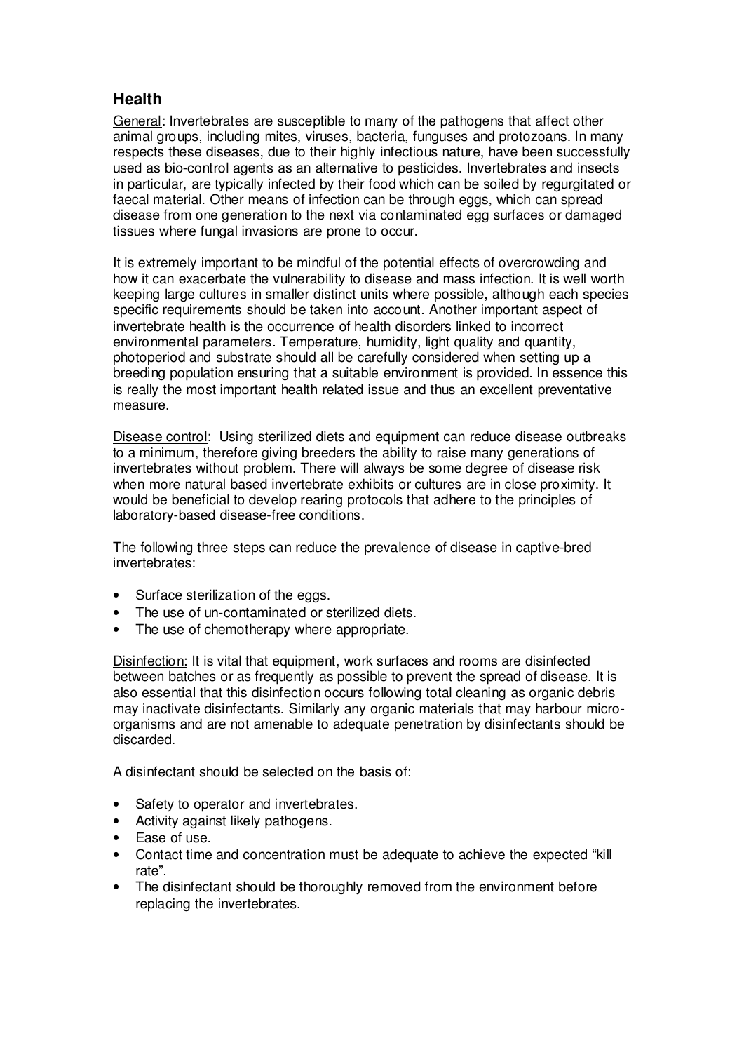## Health

General: Invertebrates are susceptible to many of the pathogens that affect other animal groups, including mites, viruses, bacteria, funguses and protozoans. In many respects these diseases, due to their highly infectious nature, have been successfully used as bio-control agents as an alternative to pesticides. Invertebrates and insects in particular, are typically infected by their food which can be soiled by regurgitated or faecal material. Other means of infection can be through eggs, which can spread disease from one generation to the next via contaminated egg surfaces or damaged tissues where fungal invasions are prone to occur.

It is extremely important to be mindful of the potential effects of overcrowding and how it can exacerbate the vulnerability to disease and mass infection. It is well worth keeping large cultures in smaller distinct units where possible, although each species specific requirements should be taken into account. Another important aspect of invertebrate health is the occurrence of health disorders linked to incorrect environmental parameters. Temperature, humidity, light quality and quantity, photoperiod and substrate should all be carefully considered when setting up a breeding population ensuring that a suitable environment is provided. In essence this is really the most important health related issue and thus an excellent preventative measure.

Disease control: Using sterilized diets and equipment can reduce disease outbreaks to a minimum, therefore giving breeders the ability to raise many generations of invertebrates without problem. There will always be some degree of disease risk when more natural based invertebrate exhibits or cultures are in close proximity. It would be beneficial to develop rearing protocols that adhere to the principles of laboratory-based disease-free conditions.

The following three steps can reduce the prevalence of disease in captive-bred invertebrates:

- Surface sterilization of the eggs.
- The use of un-contaminated or sterilized diets.
- The use of chemotherapy where appropriate.

Disinfection: It is vital that equipment, work surfaces and rooms are disinfected between batches or as frequently as possible to prevent the spread of disease. It is also essential that this disinfection occurs following total cleaning as organic debris may inactivate disinfectants. Similarly any organic materials that may harbour micro-organisms and are not amenable to adequate penetration by disinfectants should be discarded.

A disinfectant should be selected on the basis of:

- Safety to operator and invertebrates.
- Activity against likely pathogens.
- Ease of use.
- Contact time and concentration must be adequate to achieve the expected "kill rate".
- The disinfectant should be thoroughly removed from the environment before replacing the invertebrates.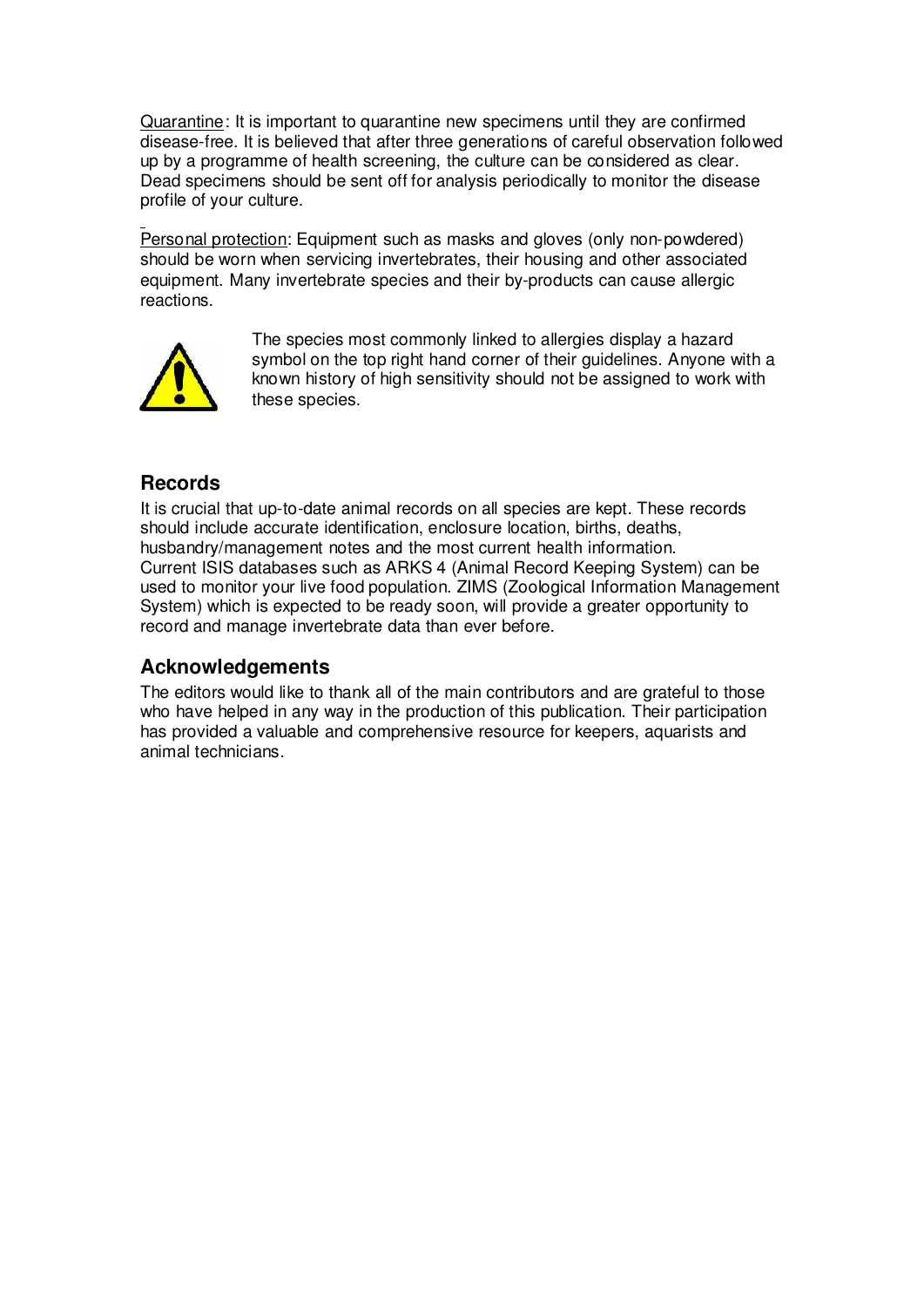Quarantine: It is important to quarantine new specimens until they are confirmed disease-free. It is believed that after three generations of careful observation followed up by a programme of health screening, the culture can be considered as clear. Dead specimens should be sent off for analysis periodically to monitor the disease profile of your culture.

Personal protection: Equipment such as masks and gloves (only non-powdered) should be worn when servicing invertebrates, their housing and other associated equipment. Many invertebrate species and their by-products can cause allergic reactions.

The species most commonly linked to allergies display a hazard symbol on the top right hand corner of their guidelines. Anyone with a known history of high sensitivity should not be assigned to work with these species.

## Records

It is crucial that up-to-date animal records on all species are kept. These records should include accurate identification, enclosure location, births, deaths, husbandry/management notes and the most current health information.
Current ISIS databases such as ARKS 4 (Animal Record Keeping System) can be used to monitor your live food population. ZIMS (Zoological Information Management System) which is expected to be ready soon, will provide a greater opportunity to record and manage invertebrate data than ever before.

## Acknowledgements

The editors would like to thank all of the main contributors and are grateful to those who have helped in any way in the production of this publication. Their participation has provided a valuable and comprehensive resource for keepers, aquarists and animal technicians.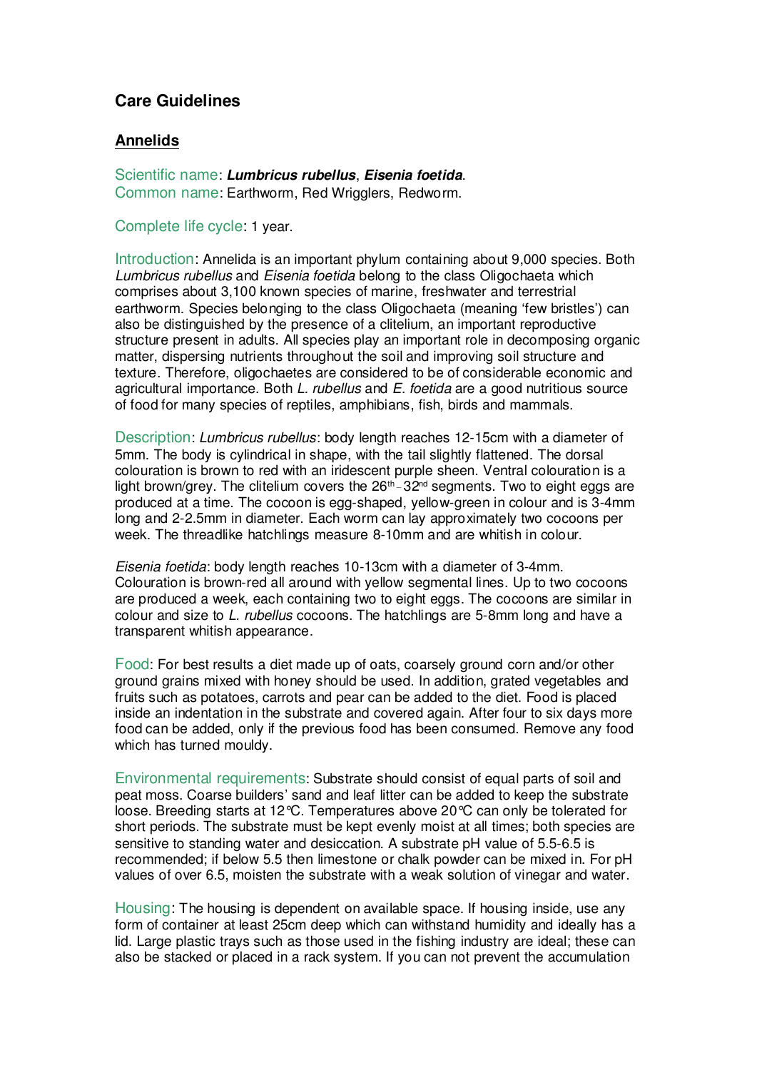## Care Guidelines

### Annelids

Scientific name: ***Lumbricus rubellus***, ***Eisenia foetida***.
Common name: Earthworm, Red Wrigglers, Redworm.

Complete life cycle: 1 year.

Introduction: Annelida is an important phylum containing about 9,000 species. Both *Lumbricus rubellus* and *Eisenia foetida* belong to the class Oligochaeta which comprises about 3,100 known species of marine, freshwater and terrestrial earthworm. Species belonging to the class Oligochaeta (meaning 'few bristles') can also be distinguished by the presence of a clitelium, an important reproductive structure present in adults. All species play an important role in decomposing organic matter, dispersing nutrients throughout the soil and improving soil structure and texture. Therefore, oligochaetes are considered to be of considerable economic and agricultural importance. Both *L. rubellus* and *E. foetida* are a good nutritious source of food for many species of reptiles, amphibians, fish, birds and mammals.

Description: *Lumbricus rubellus*: body length reaches 12-15cm with a diameter of 5mm. The body is cylindrical in shape, with the tail slightly flattened. The dorsal colouration is brown to red with an iridescent purple sheen. Ventral colouration is a light brown/grey. The clitelium covers the 26th – 32nd segments. Two to eight eggs are produced at a time. The cocoon is egg-shaped, yellow-green in colour and is 3-4mm long and 2-2.5mm in diameter. Each worm can lay approximately two cocoons per week. The threadlike hatchlings measure 8-10mm and are whitish in colour.

*Eisenia foetida*: body length reaches 10-13cm with a diameter of 3-4mm. Colouration is brown-red all around with yellow segmental lines. Up to two cocoons are produced a week, each containing two to eight eggs. The cocoons are similar in colour and size to *L. rubellus* cocoons. The hatchlings are 5-8mm long and have a transparent whitish appearance.

Food: For best results a diet made up of oats, coarsely ground corn and/or other ground grains mixed with honey should be used. In addition, grated vegetables and fruits such as potatoes, carrots and pear can be added to the diet. Food is placed inside an indentation in the substrate and covered again. After four to six days more food can be added, only if the previous food has been consumed. Remove any food which has turned mouldy.

Environmental requirements: Substrate should consist of equal parts of soil and peat moss. Coarse builders' sand and leaf litter can be added to keep the substrate loose. Breeding starts at 12°C. Temperatures above 20°C can only be tolerated for short periods. The substrate must be kept evenly moist at all times; both species are sensitive to standing water and desiccation. A substrate pH value of 5.5-6.5 is recommended; if below 5.5 then limestone or chalk powder can be mixed in. For pH values of over 6.5, moisten the substrate with a weak solution of vinegar and water.

Housing: The housing is dependent on available space. If housing inside, use any form of container at least 25cm deep which can withstand humidity and ideally has a lid. Large plastic trays such as those used in the fishing industry are ideal; these can also be stacked or placed in a rack system. If you can not prevent the accumulation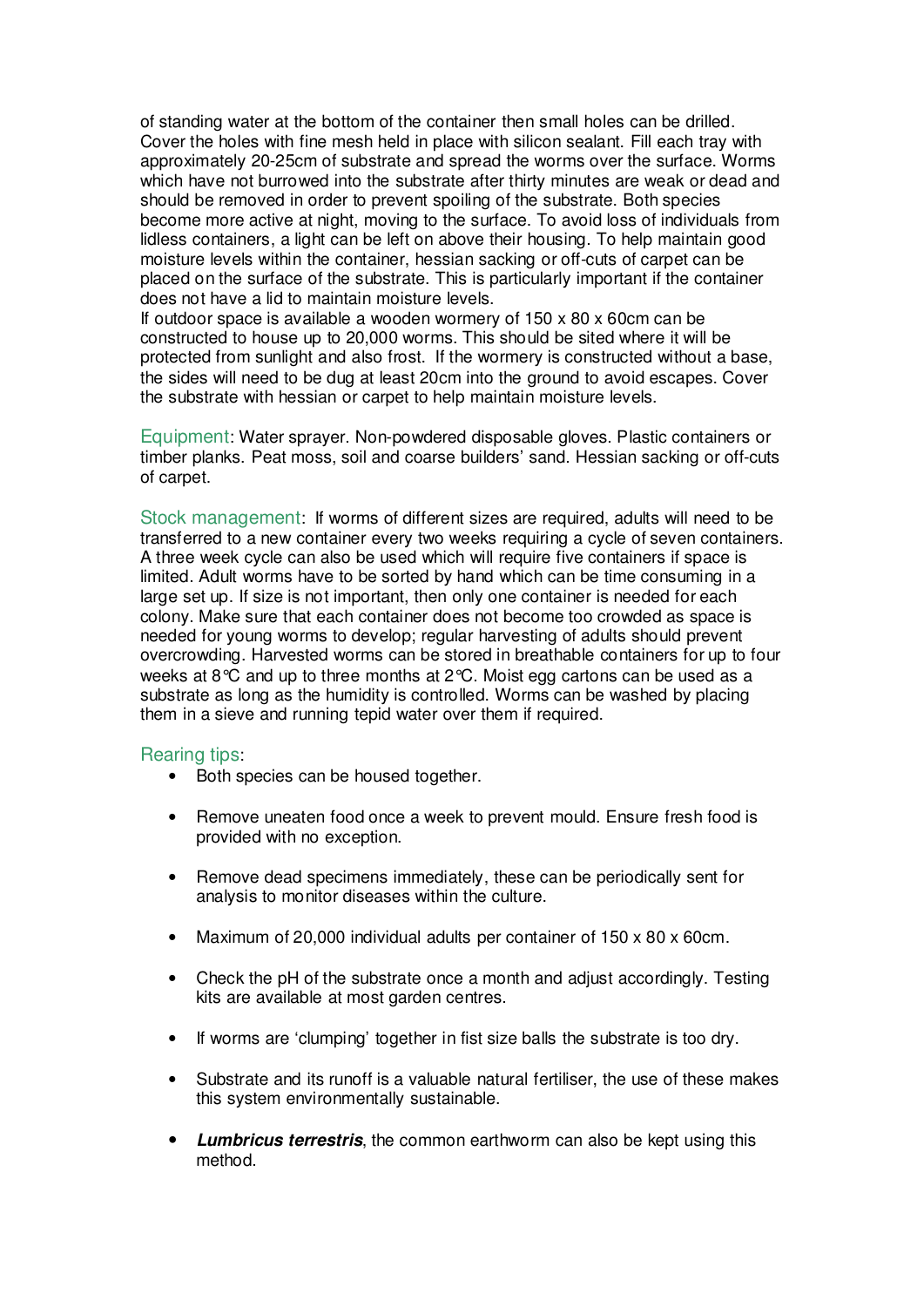of standing water at the bottom of the container then small holes can be drilled. Cover the holes with fine mesh held in place with silicon sealant. Fill each tray with approximately 20-25cm of substrate and spread the worms over the surface. Worms which have not burrowed into the substrate after thirty minutes are weak or dead and should be removed in order to prevent spoiling of the substrate. Both species become more active at night, moving to the surface. To avoid loss of individuals from lidless containers, a light can be left on above their housing. To help maintain good moisture levels within the container, hessian sacking or off-cuts of carpet can be placed on the surface of the substrate. This is particularly important if the container does not have a lid to maintain moisture levels.

If outdoor space is available a wooden wormery of 150 x 80 x 60cm can be constructed to house up to 20,000 worms. This should be sited where it will be protected from sunlight and also frost. If the wormery is constructed without a base, the sides will need to be dug at least 20cm into the ground to avoid escapes. Cover the substrate with hessian or carpet to help maintain moisture levels.

Equipment: Water sprayer. Non-powdered disposable gloves. Plastic containers or timber planks. Peat moss, soil and coarse builders' sand. Hessian sacking or off-cuts of carpet.

Stock management: If worms of different sizes are required, adults will need to be transferred to a new container every two weeks requiring a cycle of seven containers. A three week cycle can also be used which will require five containers if space is limited. Adult worms have to be sorted by hand which can be time consuming in a large set up. If size is not important, then only one container is needed for each colony. Make sure that each container does not become too crowded as space is needed for young worms to develop; regular harvesting of adults should prevent overcrowding. Harvested worms can be stored in breathable containers for up to four weeks at 8°C and up to three months at 2°C. Moist egg cartons can be used as a substrate as long as the humidity is controlled. Worms can be washed by placing them in a sieve and running tepid water over them if required.

Rearing tips:

- Both species can be housed together.
- Remove uneaten food once a week to prevent mould. Ensure fresh food is provided with no exception.
- Remove dead specimens immediately, these can be periodically sent for analysis to monitor diseases within the culture.
- Maximum of 20,000 individual adults per container of 150 x 80 x 60cm.
- Check the pH of the substrate once a month and adjust accordingly. Testing kits are available at most garden centres.
- If worms are 'clumping' together in fist size balls the substrate is too dry.
- Substrate and its runoff is a valuable natural fertiliser, the use of these makes this system environmentally sustainable.
- ***Lumbricus terrestris***, the common earthworm can also be kept using this method.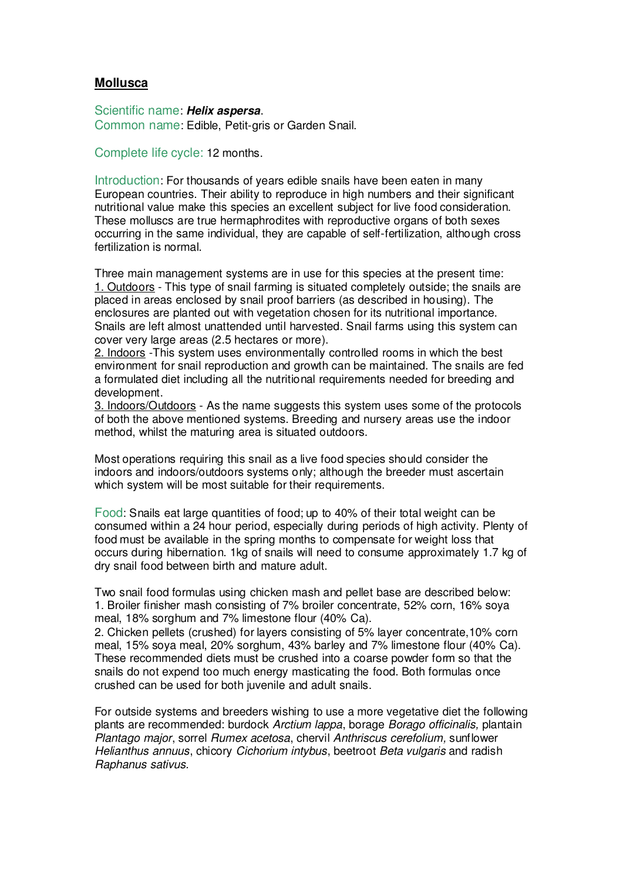**Mollusca**

Scientific name: ***Helix aspersa***.
Common name: Edible, Petit-gris or Garden Snail.

Complete life cycle: 12 months.

Introduction: For thousands of years edible snails have been eaten in many European countries. Their ability to reproduce in high numbers and their significant nutritional value make this species an excellent subject for live food consideration. These molluscs are true hermaphrodites with reproductive organs of both sexes occurring in the same individual, they are capable of self-fertilization, although cross fertilization is normal.

Three main management systems are in use for this species at the present time:
1. Outdoors - This type of snail farming is situated completely outside; the snails are placed in areas enclosed by snail proof barriers (as described in housing). The enclosures are planted out with vegetation chosen for its nutritional importance. Snails are left almost unattended until harvested. Snail farms using this system can cover very large areas (2.5 hectares or more).
2. Indoors -This system uses environmentally controlled rooms in which the best environment for snail reproduction and growth can be maintained. The snails are fed a formulated diet including all the nutritional requirements needed for breeding and development.
3. Indoors/Outdoors - As the name suggests this system uses some of the protocols of both the above mentioned systems. Breeding and nursery areas use the indoor method, whilst the maturing area is situated outdoors.

Most operations requiring this snail as a live food species should consider the indoors and indoors/outdoors systems only; although the breeder must ascertain which system will be most suitable for their requirements.

Food: Snails eat large quantities of food; up to 40% of their total weight can be consumed within a 24 hour period, especially during periods of high activity. Plenty of food must be available in the spring months to compensate for weight loss that occurs during hibernation. 1kg of snails will need to consume approximately 1.7 kg of dry snail food between birth and mature adult.

Two snail food formulas using chicken mash and pellet base are described below:
1. Broiler finisher mash consisting of 7% broiler concentrate, 52% corn, 16% soya meal, 18% sorghum and 7% limestone flour (40% Ca).
2. Chicken pellets (crushed) for layers consisting of 5% layer concentrate,10% corn meal, 15% soya meal, 20% sorghum, 43% barley and 7% limestone flour (40% Ca).
These recommended diets must be crushed into a coarse powder form so that the snails do not expend too much energy masticating the food. Both formulas once crushed can be used for both juvenile and adult snails.

For outside systems and breeders wishing to use a more vegetative diet the following plants are recommended: burdock *Arctium lappa*, borage *Borago officinalis,* plantain *Plantago major*, sorrel *Rumex acetosa*, chervil *Anthriscus cerefolium,* sunflower *Helianthus annuus*, chicory *Cichorium intybus*, beetroot *Beta vulgaris* and radish *Raphanus sativus*.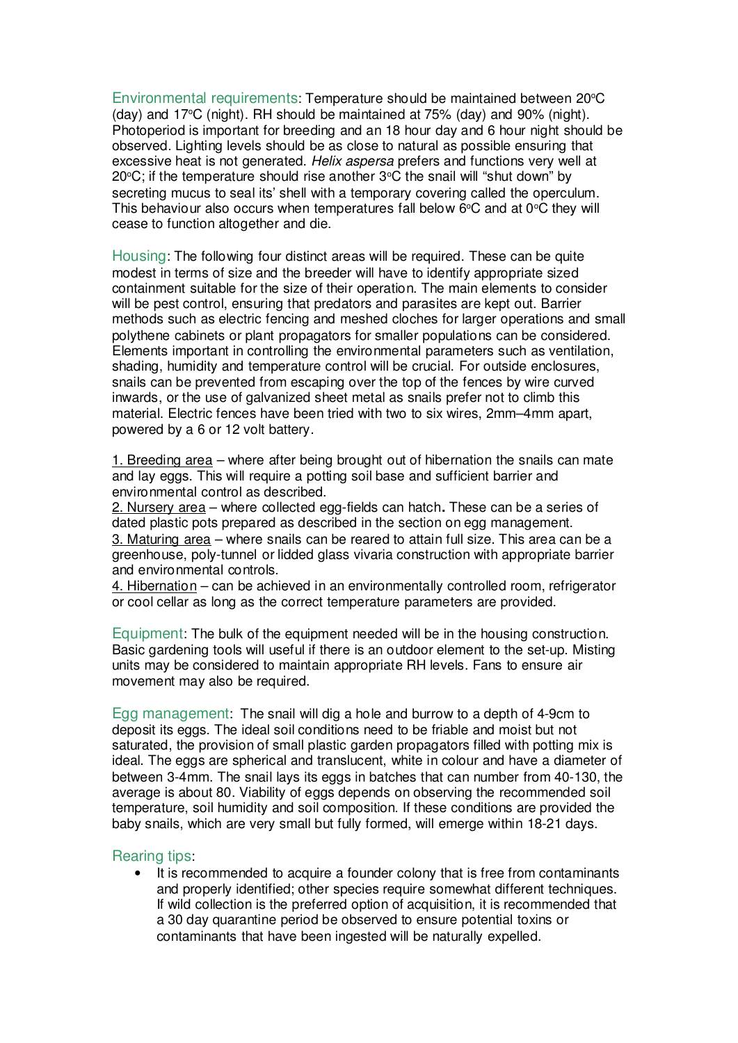**Environmental requirements**: Temperature should be maintained between 20°C (day) and 17°C (night). RH should be maintained at 75% (day) and 90% (night). Photoperiod is important for breeding and an 18 hour day and 6 hour night should be observed. Lighting levels should be as close to natural as possible ensuring that excessive heat is not generated. *Helix aspersa* prefers and functions very well at 20°C; if the temperature should rise another 3°C the snail will "shut down" by secreting mucus to seal its' shell with a temporary covering called the operculum. This behaviour also occurs when temperatures fall below 6°C and at 0°C they will cease to function altogether and die.

**Housing**: The following four distinct areas will be required. These can be quite modest in terms of size and the breeder will have to identify appropriate sized containment suitable for the size of their operation. The main elements to consider will be pest control, ensuring that predators and parasites are kept out. Barrier methods such as electric fencing and meshed cloches for larger operations and small polythene cabinets or plant propagators for smaller populations can be considered. Elements important in controlling the environmental parameters such as ventilation, shading, humidity and temperature control will be crucial. For outside enclosures, snails can be prevented from escaping over the top of the fences by wire curved inwards, or the use of galvanized sheet metal as snails prefer not to climb this material. Electric fences have been tried with two to six wires, 2mm–4mm apart, powered by a 6 or 12 volt battery.

1. Breeding area – where after being brought out of hibernation the snails can mate and lay eggs. This will require a potting soil base and sufficient barrier and environmental control as described.
2. Nursery area – where collected egg-fields can hatch**.** These can be a series of dated plastic pots prepared as described in the section on egg management.
3. Maturing area – where snails can be reared to attain full size. This area can be a greenhouse, poly-tunnel or lidded glass vivaria construction with appropriate barrier and environmental controls.
4. Hibernation – can be achieved in an environmentally controlled room, refrigerator or cool cellar as long as the correct temperature parameters are provided.

**Equipment**: The bulk of the equipment needed will be in the housing construction. Basic gardening tools will useful if there is an outdoor element to the set-up. Misting units may be considered to maintain appropriate RH levels. Fans to ensure air movement may also be required.

**Egg management**: The snail will dig a hole and burrow to a depth of 4-9cm to deposit its eggs. The ideal soil conditions need to be friable and moist but not saturated, the provision of small plastic garden propagators filled with potting mix is ideal. The eggs are spherical and translucent, white in colour and have a diameter of between 3-4mm. The snail lays its eggs in batches that can number from 40-130, the average is about 80. Viability of eggs depends on observing the recommended soil temperature, soil humidity and soil composition. If these conditions are provided the baby snails, which are very small but fully formed, will emerge within 18-21 days.

**Rearing tips**:

- It is recommended to acquire a founder colony that is free from contaminants and properly identified; other species require somewhat different techniques. If wild collection is the preferred option of acquisition, it is recommended that a 30 day quarantine period be observed to ensure potential toxins or contaminants that have been ingested will be naturally expelled.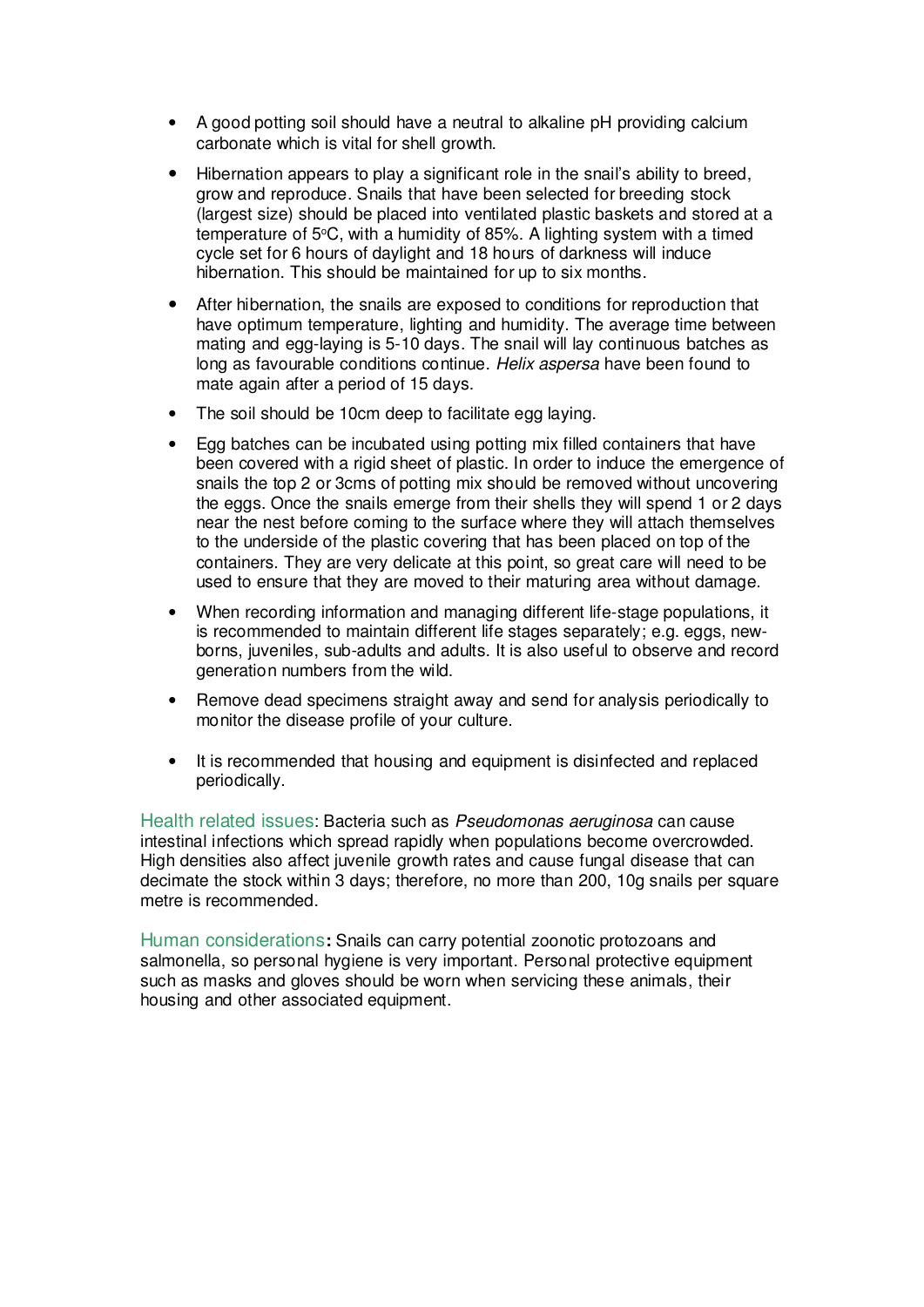- A good potting soil should have a neutral to alkaline pH providing calcium carbonate which is vital for shell growth.
- Hibernation appears to play a significant role in the snail's ability to breed, grow and reproduce. Snails that have been selected for breeding stock (largest size) should be placed into ventilated plastic baskets and stored at a temperature of 5°C, with a humidity of 85%. A lighting system with a timed cycle set for 6 hours of daylight and 18 hours of darkness will induce hibernation. This should be maintained for up to six months.
- After hibernation, the snails are exposed to conditions for reproduction that have optimum temperature, lighting and humidity. The average time between mating and egg-laying is 5-10 days. The snail will lay continuous batches as long as favourable conditions continue. *Helix aspersa* have been found to mate again after a period of 15 days.
- The soil should be 10cm deep to facilitate egg laying.
- Egg batches can be incubated using potting mix filled containers that have been covered with a rigid sheet of plastic. In order to induce the emergence of snails the top 2 or 3cms of potting mix should be removed without uncovering the eggs. Once the snails emerge from their shells they will spend 1 or 2 days near the nest before coming to the surface where they will attach themselves to the underside of the plastic covering that has been placed on top of the containers. They are very delicate at this point, so great care will need to be used to ensure that they are moved to their maturing area without damage.
- When recording information and managing different life-stage populations, it is recommended to maintain different life stages separately; e.g. eggs, new-borns, juveniles, sub-adults and adults. It is also useful to observe and record generation numbers from the wild.
- Remove dead specimens straight away and send for analysis periodically to monitor the disease profile of your culture.
- It is recommended that housing and equipment is disinfected and replaced periodically.

Health related issues: Bacteria such as *Pseudomonas aeruginosa* can cause intestinal infections which spread rapidly when populations become overcrowded. High densities also affect juvenile growth rates and cause fungal disease that can decimate the stock within 3 days; therefore, no more than 200, 10g snails per square metre is recommended.

Human considerations**:** Snails can carry potential zoonotic protozoans and salmonella, so personal hygiene is very important. Personal protective equipment such as masks and gloves should be worn when servicing these animals, their housing and other associated equipment.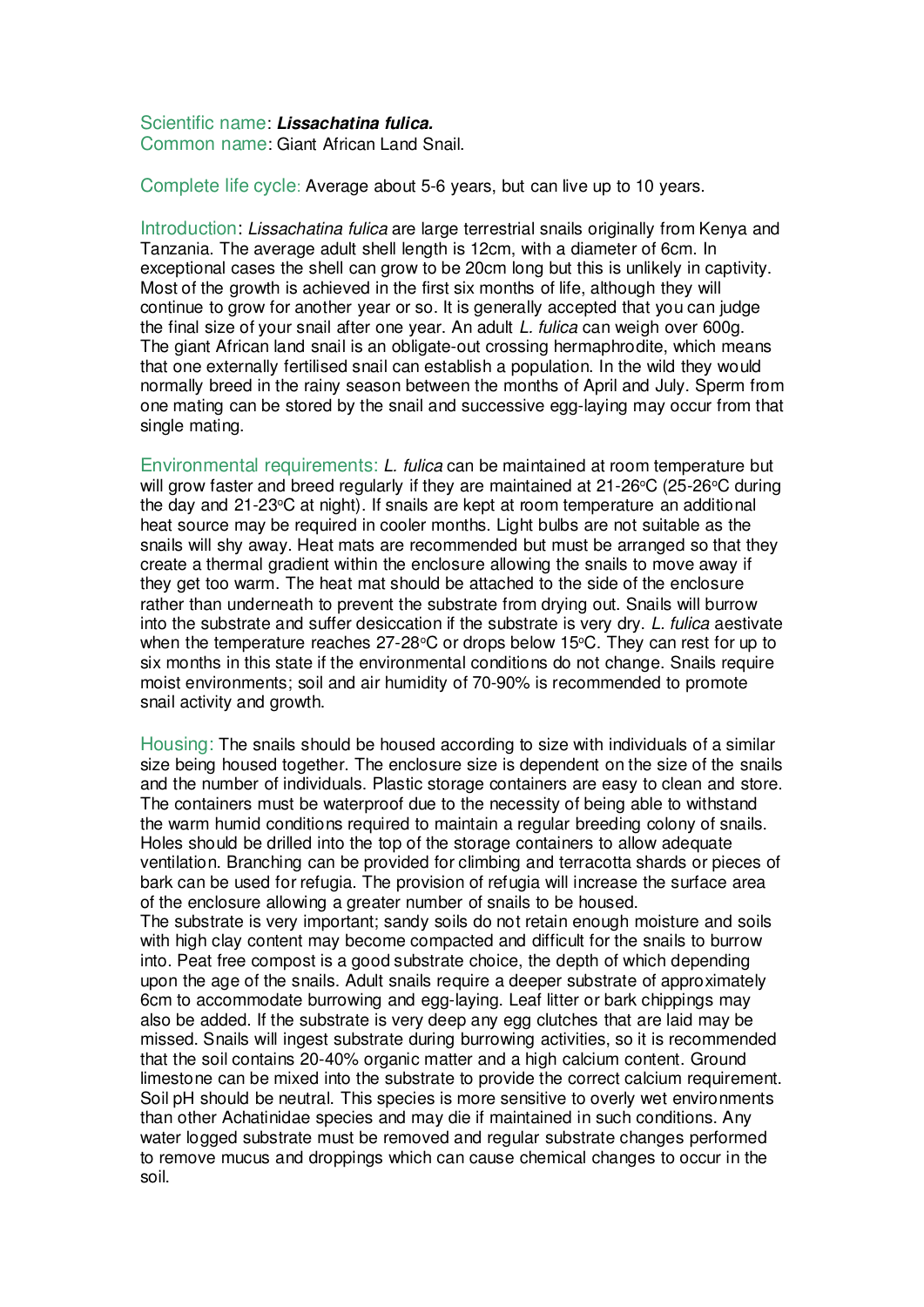Scientific name: ***Lissachatina fulica.***
Common name: Giant African Land Snail.

Complete life cycle: Average about 5-6 years, but can live up to 10 years.

Introduction: *Lissachatina fulica* are large terrestrial snails originally from Kenya and Tanzania. The average adult shell length is 12cm, with a diameter of 6cm. In exceptional cases the shell can grow to be 20cm long but this is unlikely in captivity. Most of the growth is achieved in the first six months of life, although they will continue to grow for another year or so. It is generally accepted that you can judge the final size of your snail after one year. An adult *L. fulica* can weigh over 600g. The giant African land snail is an obligate-out crossing hermaphrodite, which means that one externally fertilised snail can establish a population. In the wild they would normally breed in the rainy season between the months of April and July. Sperm from one mating can be stored by the snail and successive egg-laying may occur from that single mating.

Environmental requirements: *L. fulica* can be maintained at room temperature but will grow faster and breed regularly if they are maintained at 21-26°C (25-26°C during the day and 21-23°C at night). If snails are kept at room temperature an additional heat source may be required in cooler months. Light bulbs are not suitable as the snails will shy away. Heat mats are recommended but must be arranged so that they create a thermal gradient within the enclosure allowing the snails to move away if they get too warm. The heat mat should be attached to the side of the enclosure rather than underneath to prevent the substrate from drying out. Snails will burrow into the substrate and suffer desiccation if the substrate is very dry. *L. fulica* aestivate when the temperature reaches 27-28°C or drops below 15°C. They can rest for up to six months in this state if the environmental conditions do not change. Snails require moist environments; soil and air humidity of 70-90% is recommended to promote snail activity and growth.

Housing: The snails should be housed according to size with individuals of a similar size being housed together. The enclosure size is dependent on the size of the snails and the number of individuals. Plastic storage containers are easy to clean and store. The containers must be waterproof due to the necessity of being able to withstand the warm humid conditions required to maintain a regular breeding colony of snails. Holes should be drilled into the top of the storage containers to allow adequate ventilation. Branching can be provided for climbing and terracotta shards or pieces of bark can be used for refugia. The provision of refugia will increase the surface area of the enclosure allowing a greater number of snails to be housed.
The substrate is very important; sandy soils do not retain enough moisture and soils with high clay content may become compacted and difficult for the snails to burrow into. Peat free compost is a good substrate choice, the depth of which depending upon the age of the snails. Adult snails require a deeper substrate of approximately 6cm to accommodate burrowing and egg-laying. Leaf litter or bark chippings may also be added. If the substrate is very deep any egg clutches that are laid may be missed. Snails will ingest substrate during burrowing activities, so it is recommended that the soil contains 20-40% organic matter and a high calcium content. Ground limestone can be mixed into the substrate to provide the correct calcium requirement. Soil pH should be neutral. This species is more sensitive to overly wet environments than other Achatinidae species and may die if maintained in such conditions. Any water logged substrate must be removed and regular substrate changes performed to remove mucus and droppings which can cause chemical changes to occur in the soil.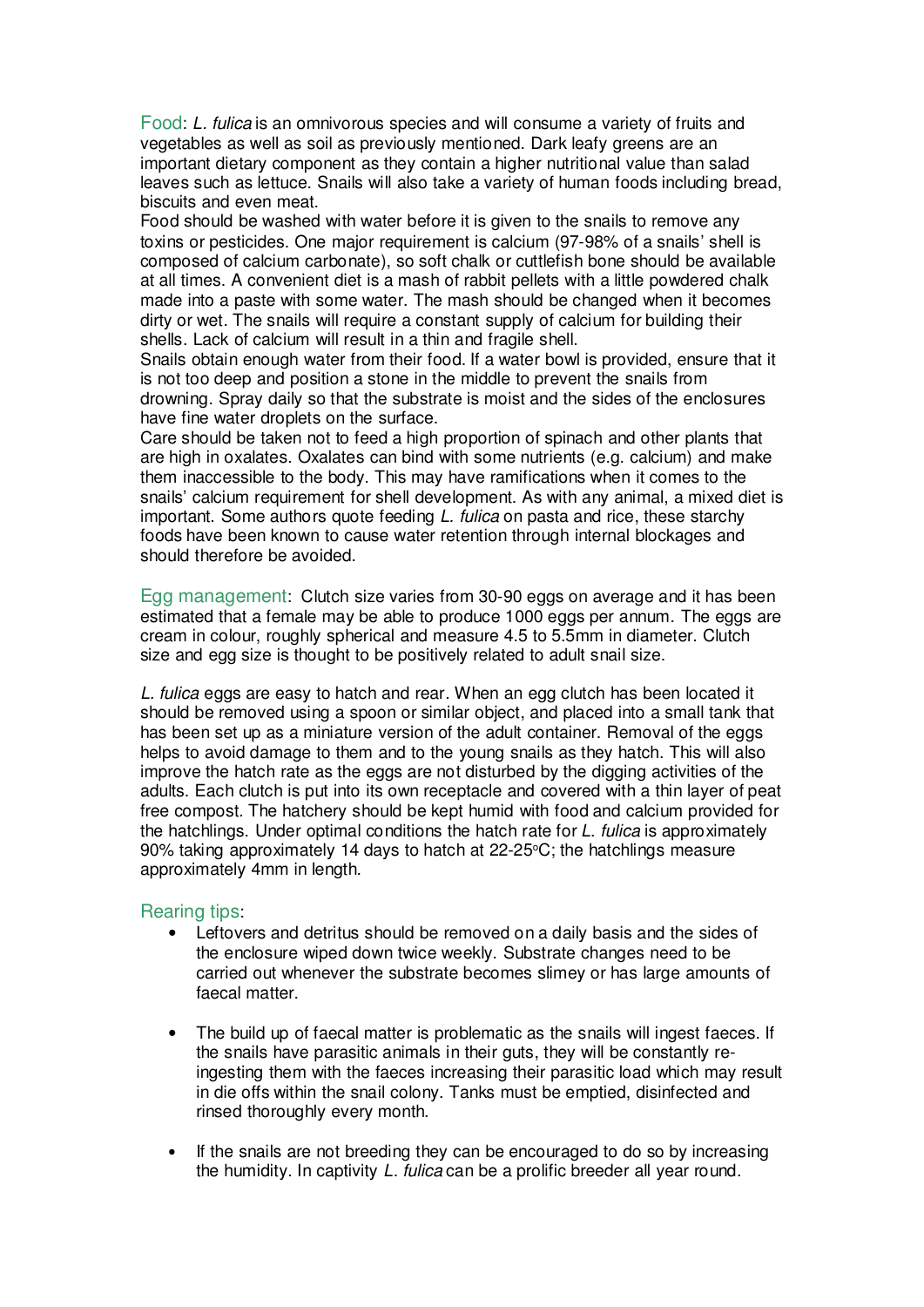Food: *L. fulica* is an omnivorous species and will consume a variety of fruits and vegetables as well as soil as previously mentioned. Dark leafy greens are an important dietary component as they contain a higher nutritional value than salad leaves such as lettuce. Snails will also take a variety of human foods including bread, biscuits and even meat.

Food should be washed with water before it is given to the snails to remove any toxins or pesticides. One major requirement is calcium (97-98% of a snails' shell is composed of calcium carbonate), so soft chalk or cuttlefish bone should be available at all times. A convenient diet is a mash of rabbit pellets with a little powdered chalk made into a paste with some water. The mash should be changed when it becomes dirty or wet. The snails will require a constant supply of calcium for building their shells. Lack of calcium will result in a thin and fragile shell.

Snails obtain enough water from their food. If a water bowl is provided, ensure that it is not too deep and position a stone in the middle to prevent the snails from drowning. Spray daily so that the substrate is moist and the sides of the enclosures have fine water droplets on the surface.

Care should be taken not to feed a high proportion of spinach and other plants that are high in oxalates. Oxalates can bind with some nutrients (e.g. calcium) and make them inaccessible to the body. This may have ramifications when it comes to the snails' calcium requirement for shell development. As with any animal, a mixed diet is important. Some authors quote feeding *L. fulica* on pasta and rice, these starchy foods have been known to cause water retention through internal blockages and should therefore be avoided.

Egg management: Clutch size varies from 30-90 eggs on average and it has been estimated that a female may be able to produce 1000 eggs per annum. The eggs are cream in colour, roughly spherical and measure 4.5 to 5.5mm in diameter. Clutch size and egg size is thought to be positively related to adult snail size.

*L. fulica* eggs are easy to hatch and rear. When an egg clutch has been located it should be removed using a spoon or similar object, and placed into a small tank that has been set up as a miniature version of the adult container. Removal of the eggs helps to avoid damage to them and to the young snails as they hatch. This will also improve the hatch rate as the eggs are not disturbed by the digging activities of the adults. Each clutch is put into its own receptacle and covered with a thin layer of peat free compost. The hatchery should be kept humid with food and calcium provided for the hatchlings. Under optimal conditions the hatch rate for *L. fulica* is approximately 90% taking approximately 14 days to hatch at 22-25°C; the hatchlings measure approximately 4mm in length.

Rearing tips:

- Leftovers and detritus should be removed on a daily basis and the sides of the enclosure wiped down twice weekly. Substrate changes need to be carried out whenever the substrate becomes slimey or has large amounts of faecal matter.

- The build up of faecal matter is problematic as the snails will ingest faeces. If the snails have parasitic animals in their guts, they will be constantly re-ingesting them with the faeces increasing their parasitic load which may result in die offs within the snail colony. Tanks must be emptied, disinfected and rinsed thoroughly every month.

- If the snails are not breeding they can be encouraged to do so by increasing the humidity. In captivity *L. fulica* can be a prolific breeder all year round.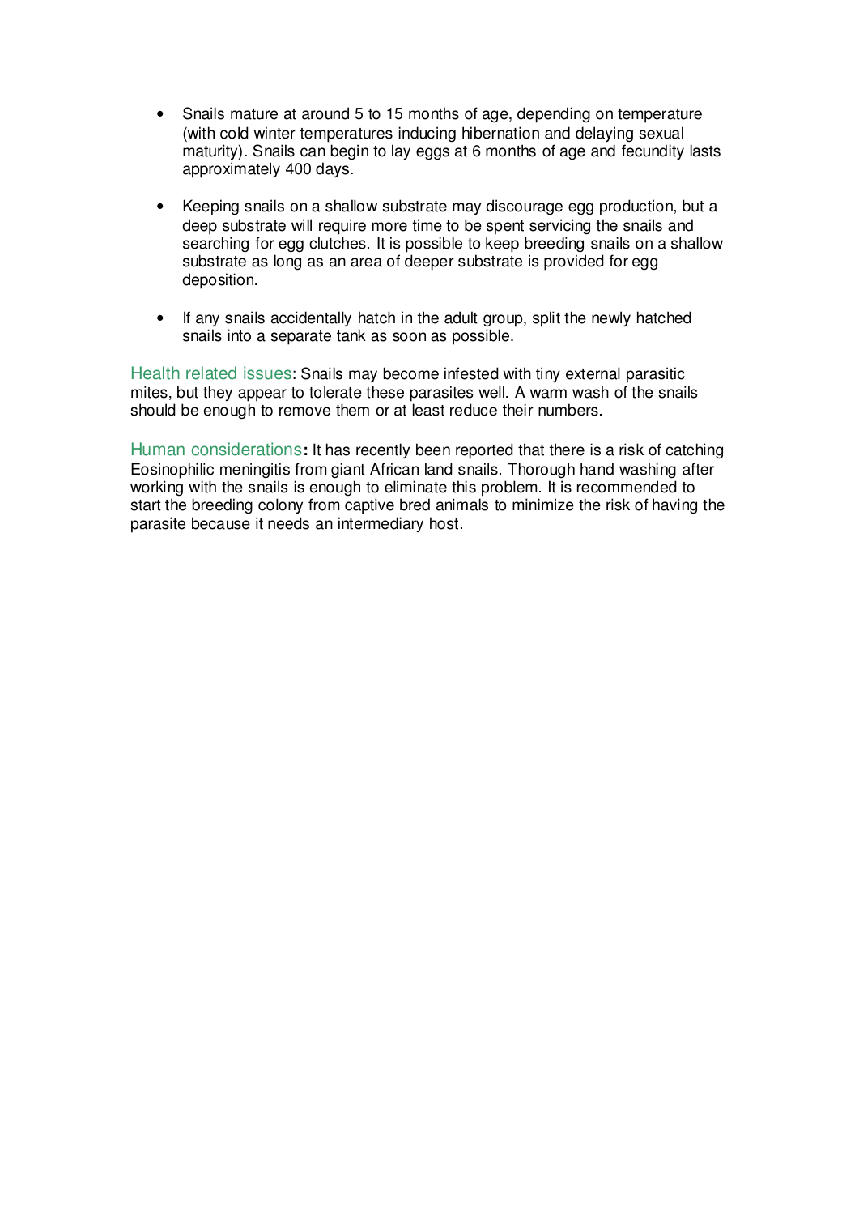- Snails mature at around 5 to 15 months of age, depending on temperature (with cold winter temperatures inducing hibernation and delaying sexual maturity). Snails can begin to lay eggs at 6 months of age and fecundity lasts approximately 400 days.
- Keeping snails on a shallow substrate may discourage egg production, but a deep substrate will require more time to be spent servicing the snails and searching for egg clutches. It is possible to keep breeding snails on a shallow substrate as long as an area of deeper substrate is provided for egg deposition.
- If any snails accidentally hatch in the adult group, split the newly hatched snails into a separate tank as soon as possible.

Health related issues: Snails may become infested with tiny external parasitic mites, but they appear to tolerate these parasites well. A warm wash of the snails should be enough to remove them or at least reduce their numbers.

Human considerations**:** It has recently been reported that there is a risk of catching Eosinophilic meningitis from giant African land snails. Thorough hand washing after working with the snails is enough to eliminate this problem. It is recommended to start the breeding colony from captive bred animals to minimize the risk of having the parasite because it needs an intermediary host.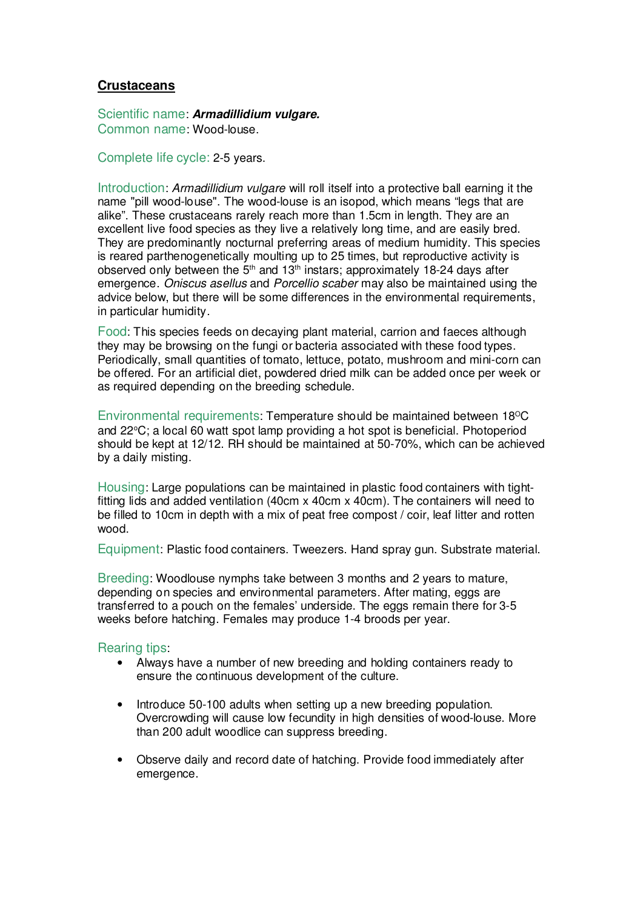## Crustaceans

Scientific name: ***Armadillidium vulgare.***
Common name: Wood-louse.

Complete life cycle: 2-5 years.

Introduction: *Armadillidium vulgare* will roll itself into a protective ball earning it the name "pill wood-louse". The wood-louse is an isopod, which means "legs that are alike". These crustaceans rarely reach more than 1.5cm in length. They are an excellent live food species as they live a relatively long time, and are easily bred. They are predominantly nocturnal preferring areas of medium humidity. This species is reared parthenogenetically moulting up to 25 times, but reproductive activity is observed only between the 5th and 13th instars; approximately 18-24 days after emergence. *Oniscus asellus* and *Porcellio scaber* may also be maintained using the advice below, but there will be some differences in the environmental requirements, in particular humidity.

Food: This species feeds on decaying plant material, carrion and faeces although they may be browsing on the fungi or bacteria associated with these food types. Periodically, small quantities of tomato, lettuce, potato, mushroom and mini-corn can be offered. For an artificial diet, powdered dried milk can be added once per week or as required depending on the breeding schedule.

Environmental requirements: Temperature should be maintained between 18°C and 22°C; a local 60 watt spot lamp providing a hot spot is beneficial. Photoperiod should be kept at 12/12. RH should be maintained at 50-70%, which can be achieved by a daily misting.

Housing: Large populations can be maintained in plastic food containers with tight-fitting lids and added ventilation (40cm x 40cm x 40cm). The containers will need to be filled to 10cm in depth with a mix of peat free compost / coir, leaf litter and rotten wood.

Equipment: Plastic food containers. Tweezers. Hand spray gun. Substrate material.

Breeding: Woodlouse nymphs take between 3 months and 2 years to mature, depending on species and environmental parameters. After mating, eggs are transferred to a pouch on the females' underside. The eggs remain there for 3-5 weeks before hatching. Females may produce 1-4 broods per year.

Rearing tips:

- Always have a number of new breeding and holding containers ready to ensure the continuous development of the culture.
- Introduce 50-100 adults when setting up a new breeding population. Overcrowding will cause low fecundity in high densities of wood-louse. More than 200 adult woodlice can suppress breeding.
- Observe daily and record date of hatching. Provide food immediately after emergence.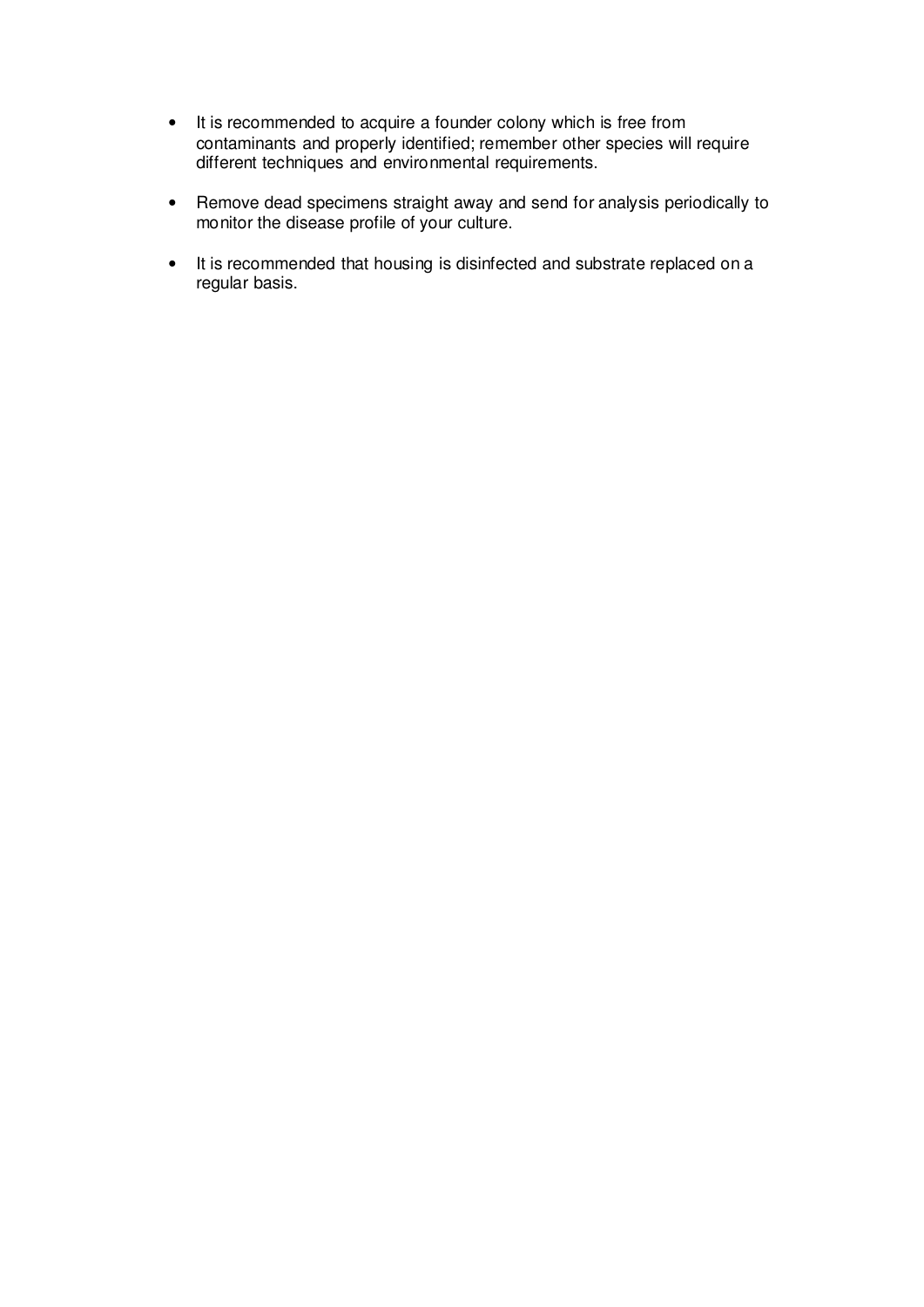- It is recommended to acquire a founder colony which is free from contaminants and properly identified; remember other species will require different techniques and environmental requirements.

- Remove dead specimens straight away and send for analysis periodically to monitor the disease profile of your culture.

- It is recommended that housing is disinfected and substrate replaced on a regular basis.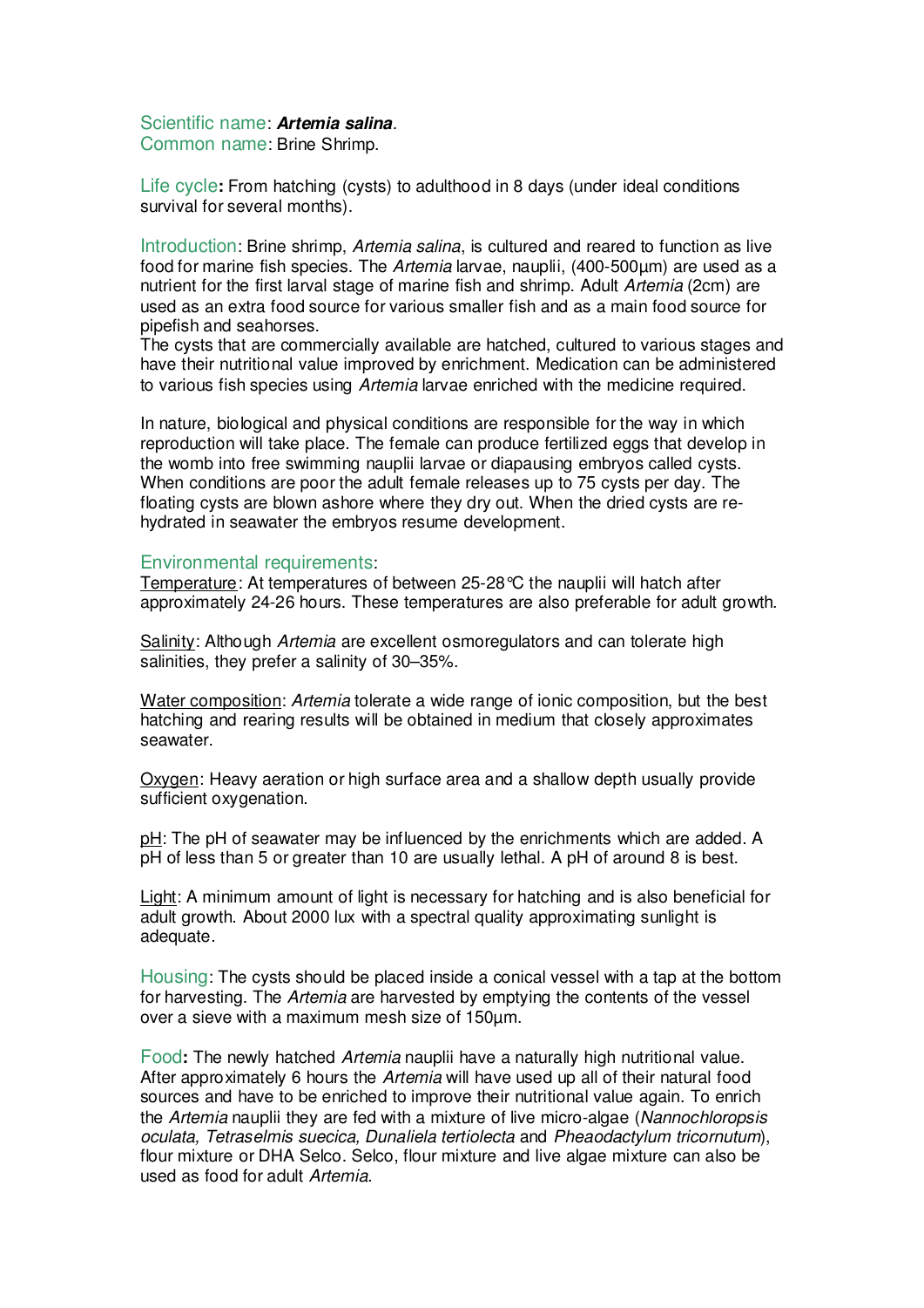Scientific name: ***Artemia salina***.
Common name: Brine Shrimp.

Life cycle**:** From hatching (cysts) to adulthood in 8 days (under ideal conditions survival for several months).

Introduction: Brine shrimp, *Artemia salina*, is cultured and reared to function as live food for marine fish species. The *Artemia* larvae, nauplii, (400-500µm) are used as a nutrient for the first larval stage of marine fish and shrimp. Adult *Artemia* (2cm) are used as an extra food source for various smaller fish and as a main food source for pipefish and seahorses.
The cysts that are commercially available are hatched, cultured to various stages and have their nutritional value improved by enrichment. Medication can be administered to various fish species using *Artemia* larvae enriched with the medicine required.

In nature, biological and physical conditions are responsible for the way in which reproduction will take place. The female can produce fertilized eggs that develop in the womb into free swimming nauplii larvae or diapausing embryos called cysts. When conditions are poor the adult female releases up to 75 cysts per day. The floating cysts are blown ashore where they dry out. When the dried cysts are re-hydrated in seawater the embryos resume development.

Environmental requirements:
Temperature: At temperatures of between 25-28°C the nauplii will hatch after approximately 24-26 hours. These temperatures are also preferable for adult growth.

Salinity: Although *Artemia* are excellent osmoregulators and can tolerate high salinities, they prefer a salinity of 30–35%.

Water composition: *Artemia* tolerate a wide range of ionic composition, but the best hatching and rearing results will be obtained in medium that closely approximates seawater.

Oxygen: Heavy aeration or high surface area and a shallow depth usually provide sufficient oxygenation.

pH: The pH of seawater may be influenced by the enrichments which are added. A pH of less than 5 or greater than 10 are usually lethal. A pH of around 8 is best.

Light: A minimum amount of light is necessary for hatching and is also beneficial for adult growth. About 2000 lux with a spectral quality approximating sunlight is adequate.

Housing: The cysts should be placed inside a conical vessel with a tap at the bottom for harvesting. The *Artemia* are harvested by emptying the contents of the vessel over a sieve with a maximum mesh size of 150µm.

Food**:** The newly hatched *Artemia* nauplii have a naturally high nutritional value. After approximately 6 hours the *Artemia* will have used up all of their natural food sources and have to be enriched to improve their nutritional value again. To enrich the *Artemia* nauplii they are fed with a mixture of live micro-algae (*Nannochloropsis oculata, Tetraselmis suecica, Dunaliela tertiolecta* and *Pheaodactylum tricornutum*), flour mixture or DHA Selco. Selco, flour mixture and live algae mixture can also be used as food for adult *Artemia*.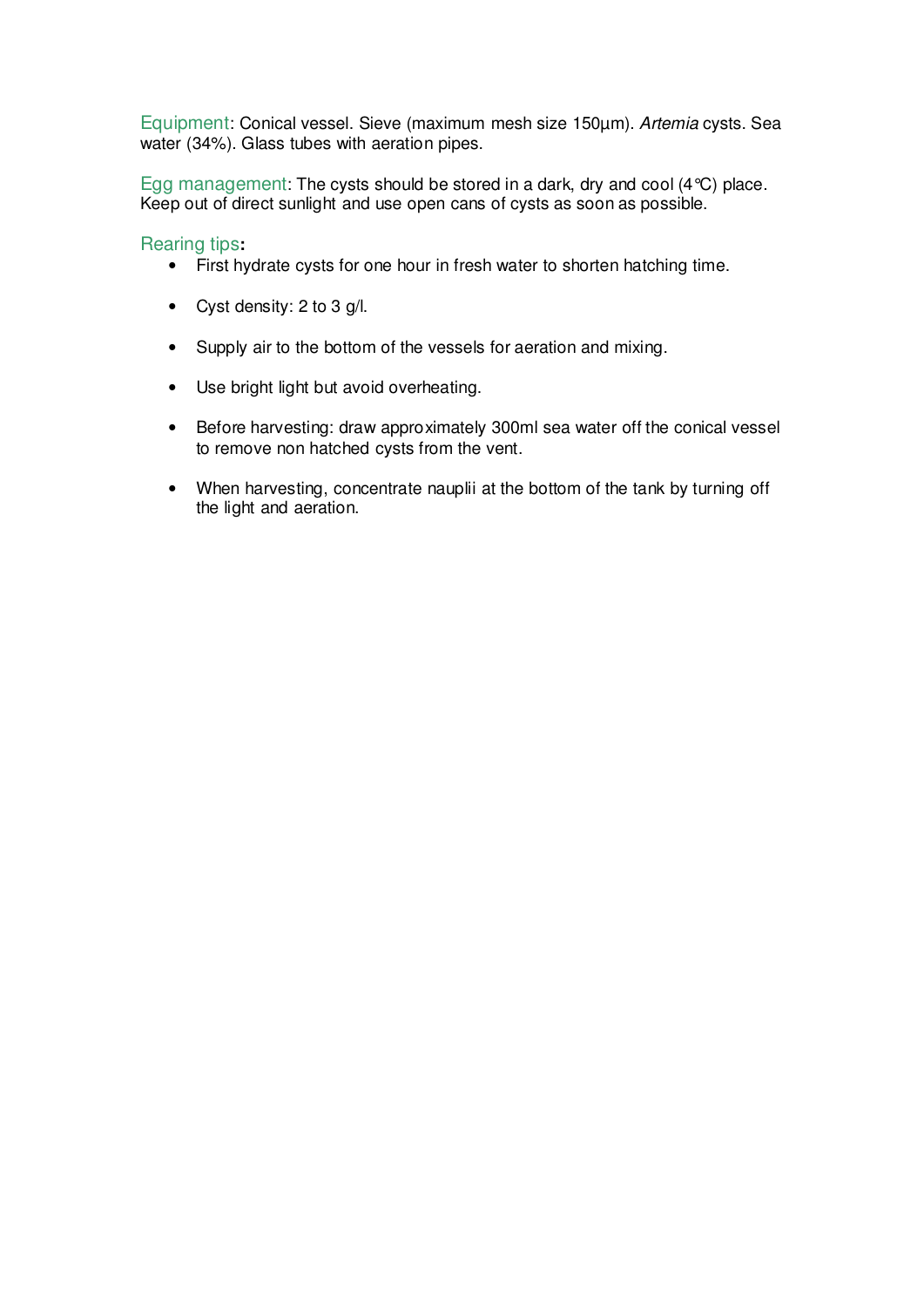Equipment: Conical vessel. Sieve (maximum mesh size 150µm). *Artemia* cysts. Sea water (34%). Glass tubes with aeration pipes.

Egg management: The cysts should be stored in a dark, dry and cool (4°C) place. Keep out of direct sunlight and use open cans of cysts as soon as possible.

Rearing tips:

- First hydrate cysts for one hour in fresh water to shorten hatching time.
- Cyst density: 2 to 3 g/l.
- Supply air to the bottom of the vessels for aeration and mixing.
- Use bright light but avoid overheating.
- Before harvesting: draw approximately 300ml sea water off the conical vessel to remove non hatched cysts from the vent.
- When harvesting, concentrate nauplii at the bottom of the tank by turning off the light and aeration.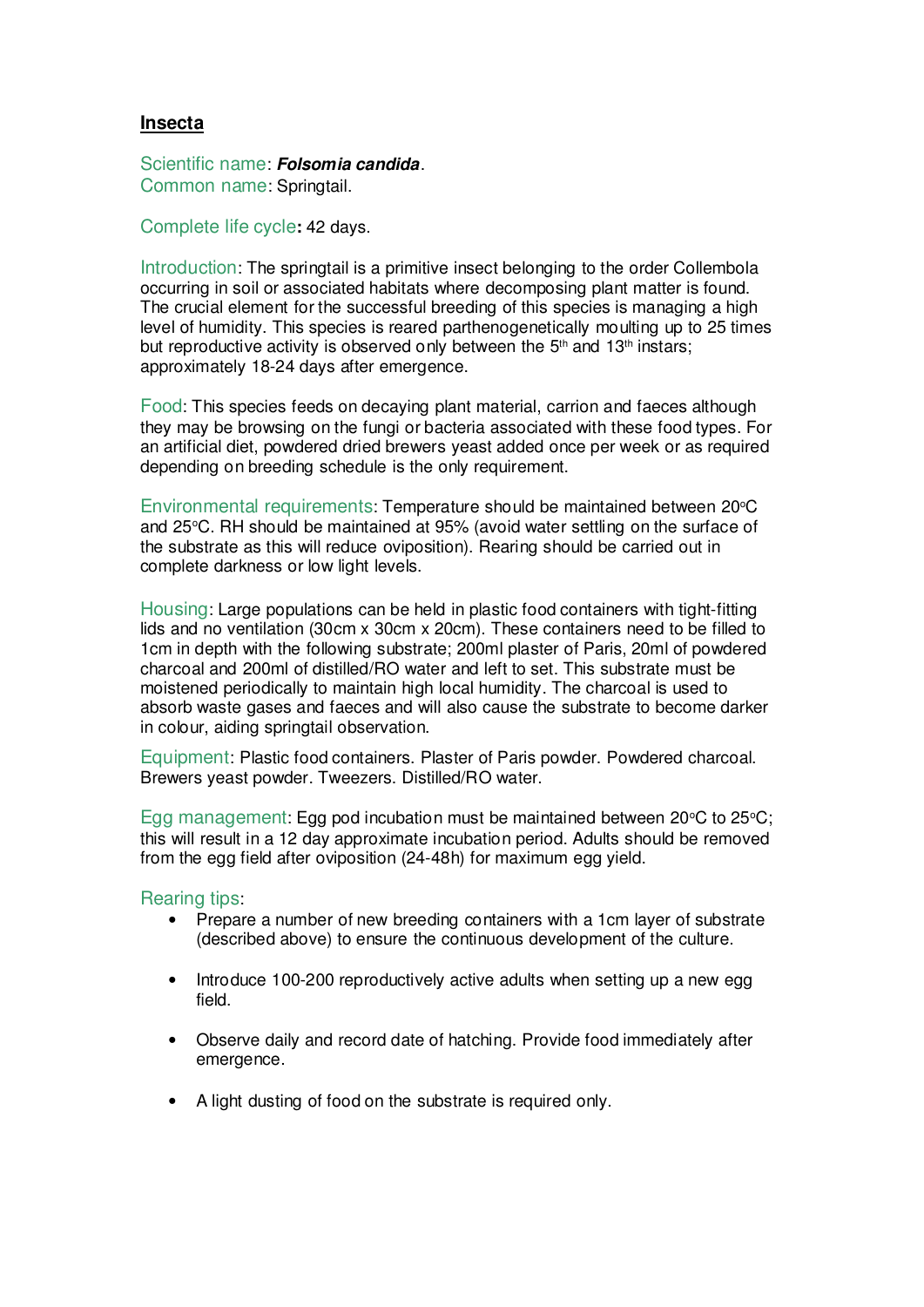## Insecta

Scientific name: ***Folsomia candida***.
Common name: Springtail.

Complete life cycle**:** 42 days.

Introduction: The springtail is a primitive insect belonging to the order Collembola occurring in soil or associated habitats where decomposing plant matter is found. The crucial element for the successful breeding of this species is managing a high level of humidity. This species is reared parthenogenetically moulting up to 25 times but reproductive activity is observed only between the 5th and 13th instars; approximately 18-24 days after emergence.

Food: This species feeds on decaying plant material, carrion and faeces although they may be browsing on the fungi or bacteria associated with these food types. For an artificial diet, powdered dried brewers yeast added once per week or as required depending on breeding schedule is the only requirement.

Environmental requirements: Temperature should be maintained between 20°C and 25°C. RH should be maintained at 95% (avoid water settling on the surface of the substrate as this will reduce oviposition). Rearing should be carried out in complete darkness or low light levels.

Housing: Large populations can be held in plastic food containers with tight-fitting lids and no ventilation (30cm x 30cm x 20cm). These containers need to be filled to 1cm in depth with the following substrate; 200ml plaster of Paris, 20ml of powdered charcoal and 200ml of distilled/RO water and left to set. This substrate must be moistened periodically to maintain high local humidity. The charcoal is used to absorb waste gases and faeces and will also cause the substrate to become darker in colour, aiding springtail observation.

Equipment: Plastic food containers. Plaster of Paris powder. Powdered charcoal. Brewers yeast powder. Tweezers. Distilled/RO water.

Egg management: Egg pod incubation must be maintained between 20°C to 25°C; this will result in a 12 day approximate incubation period. Adults should be removed from the egg field after oviposition (24-48h) for maximum egg yield.

Rearing tips:

- Prepare a number of new breeding containers with a 1cm layer of substrate (described above) to ensure the continuous development of the culture.
- Introduce 100-200 reproductively active adults when setting up a new egg field.
- Observe daily and record date of hatching. Provide food immediately after emergence.
- A light dusting of food on the substrate is required only.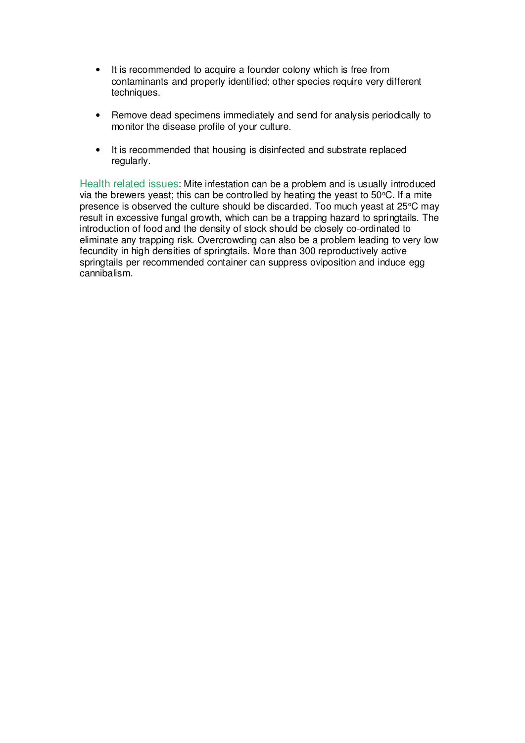- It is recommended to acquire a founder colony which is free from contaminants and properly identified; other species require very different techniques.

- Remove dead specimens immediately and send for analysis periodically to monitor the disease profile of your culture.

- It is recommended that housing is disinfected and substrate replaced regularly.

Health related issues: Mite infestation can be a problem and is usually introduced via the brewers yeast; this can be controlled by heating the yeast to 50°C. If a mite presence is observed the culture should be discarded. Too much yeast at 25°C may result in excessive fungal growth, which can be a trapping hazard to springtails. The introduction of food and the density of stock should be closely co-ordinated to eliminate any trapping risk. Overcrowding can also be a problem leading to very low fecundity in high densities of springtails. More than 300 reproductively active springtails per recommended container can suppress oviposition and induce egg cannibalism.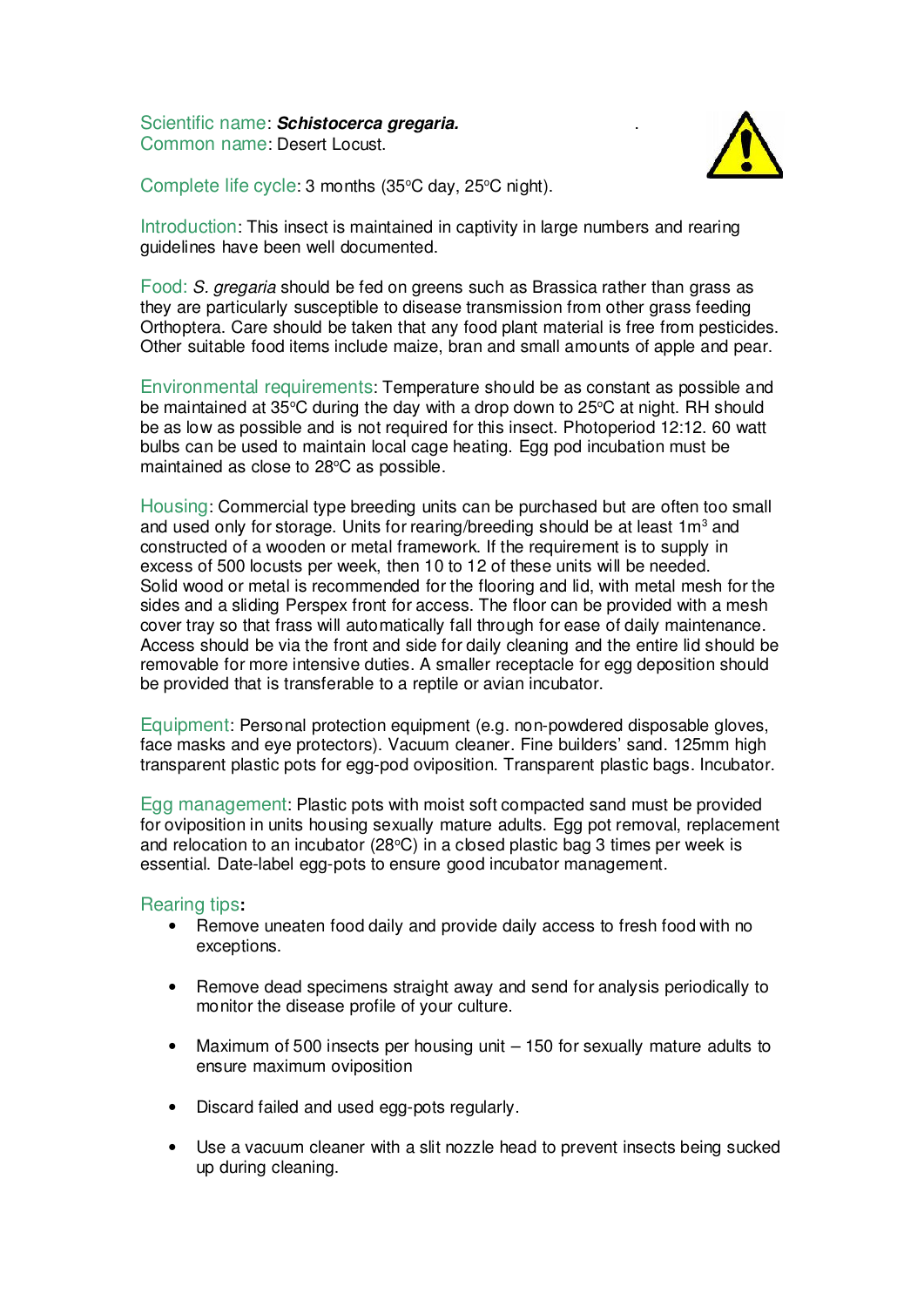Scientific name: ***Schistocerca gregaria.***

Common name: Desert Locust.

Complete life cycle: 3 months (35°C day, 25°C night).

Introduction: This insect is maintained in captivity in large numbers and rearing guidelines have been well documented.

Food: *S. gregaria* should be fed on greens such as Brassica rather than grass as they are particularly susceptible to disease transmission from other grass feeding Orthoptera. Care should be taken that any food plant material is free from pesticides. Other suitable food items include maize, bran and small amounts of apple and pear.

Environmental requirements: Temperature should be as constant as possible and be maintained at 35°C during the day with a drop down to 25°C at night. RH should be as low as possible and is not required for this insect. Photoperiod 12:12. 60 watt bulbs can be used to maintain local cage heating. Egg pod incubation must be maintained as close to 28°C as possible.

Housing: Commercial type breeding units can be purchased but are often too small and used only for storage. Units for rearing/breeding should be at least $1m^3$ and constructed of a wooden or metal framework. If the requirement is to supply in excess of 500 locusts per week, then 10 to 12 of these units will be needed. Solid wood or metal is recommended for the flooring and lid, with metal mesh for the sides and a sliding Perspex front for access. The floor can be provided with a mesh cover tray so that frass will automatically fall through for ease of daily maintenance. Access should be via the front and side for daily cleaning and the entire lid should be removable for more intensive duties. A smaller receptacle for egg deposition should be provided that is transferable to a reptile or avian incubator.

Equipment: Personal protection equipment (e.g. non-powdered disposable gloves, face masks and eye protectors). Vacuum cleaner. Fine builders' sand. 125mm high transparent plastic pots for egg-pod oviposition. Transparent plastic bags. Incubator.

Egg management: Plastic pots with moist soft compacted sand must be provided for oviposition in units housing sexually mature adults. Egg pot removal, replacement and relocation to an incubator (28°C) in a closed plastic bag 3 times per week is essential. Date-label egg-pots to ensure good incubator management.

Rearing tips:

- Remove uneaten food daily and provide daily access to fresh food with no exceptions.
- Remove dead specimens straight away and send for analysis periodically to monitor the disease profile of your culture.
- Maximum of 500 insects per housing unit – 150 for sexually mature adults to ensure maximum oviposition
- Discard failed and used egg-pots regularly.
- Use a vacuum cleaner with a slit nozzle head to prevent insects being sucked up during cleaning.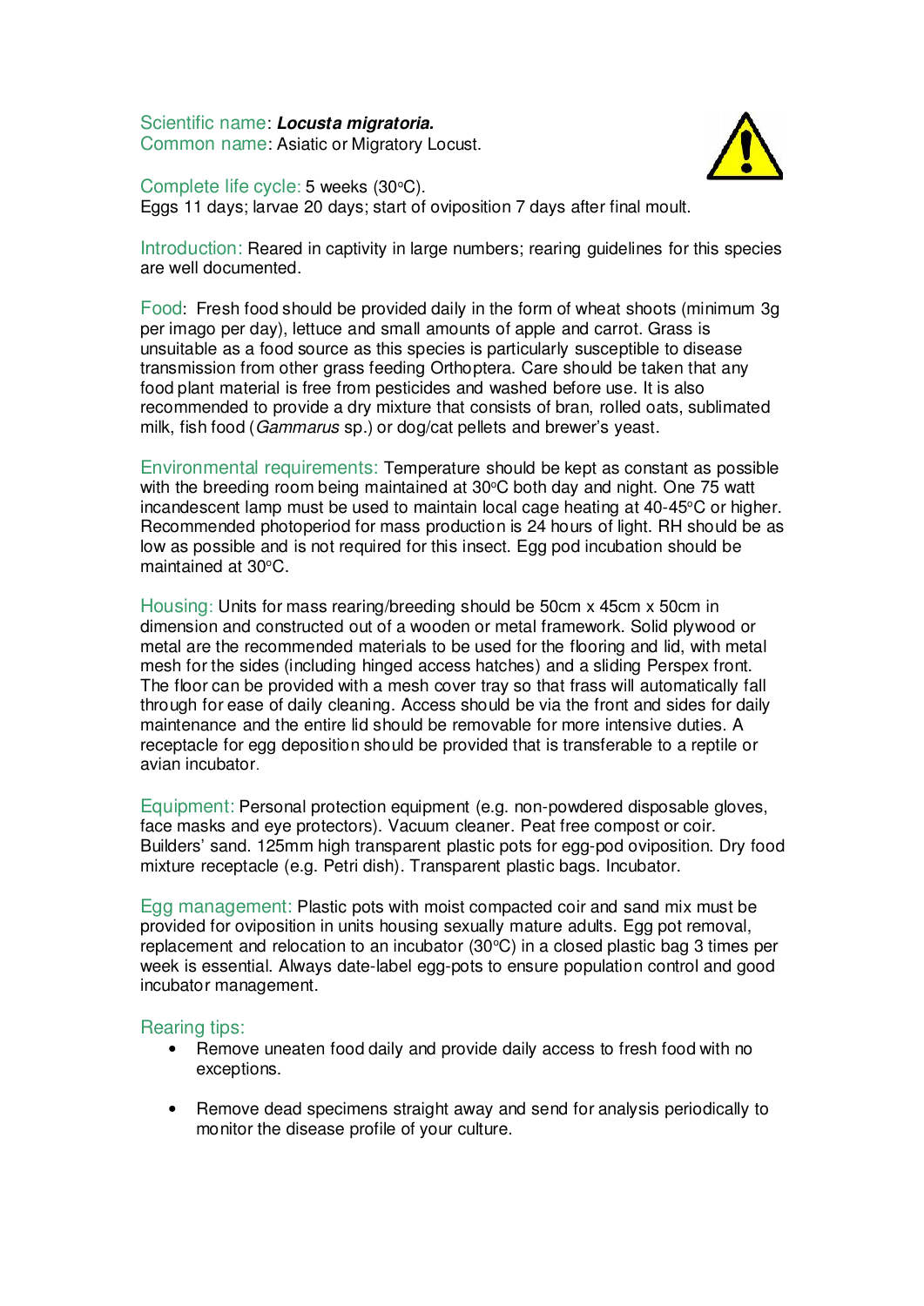Scientific name: ***Locusta migratoria.***
Common name: Asiatic or Migratory Locust.

Complete life cycle: 5 weeks (30°C).
Eggs 11 days; larvae 20 days; start of oviposition 7 days after final moult.

Introduction: Reared in captivity in large numbers; rearing guidelines for this species are well documented.

Food: Fresh food should be provided daily in the form of wheat shoots (minimum 3g per imago per day), lettuce and small amounts of apple and carrot. Grass is unsuitable as a food source as this species is particularly susceptible to disease transmission from other grass feeding Orthoptera. Care should be taken that any food plant material is free from pesticides and washed before use. It is also recommended to provide a dry mixture that consists of bran, rolled oats, sublimated milk, fish food (*Gammarus* sp.) or dog/cat pellets and brewer's yeast.

Environmental requirements: Temperature should be kept as constant as possible with the breeding room being maintained at 30°C both day and night. One 75 watt incandescent lamp must be used to maintain local cage heating at 40-45°C or higher. Recommended photoperiod for mass production is 24 hours of light. RH should be as low as possible and is not required for this insect. Egg pod incubation should be maintained at 30°C.

Housing: Units for mass rearing/breeding should be 50cm x 45cm x 50cm in dimension and constructed out of a wooden or metal framework. Solid plywood or metal are the recommended materials to be used for the flooring and lid, with metal mesh for the sides (including hinged access hatches) and a sliding Perspex front. The floor can be provided with a mesh cover tray so that frass will automatically fall through for ease of daily cleaning. Access should be via the front and sides for daily maintenance and the entire lid should be removable for more intensive duties. A receptacle for egg deposition should be provided that is transferable to a reptile or avian incubator.

Equipment: Personal protection equipment (e.g. non-powdered disposable gloves, face masks and eye protectors). Vacuum cleaner. Peat free compost or coir. Builders' sand. 125mm high transparent plastic pots for egg-pod oviposition. Dry food mixture receptacle (e.g. Petri dish). Transparent plastic bags. Incubator.

Egg management: Plastic pots with moist compacted coir and sand mix must be provided for oviposition in units housing sexually mature adults. Egg pot removal, replacement and relocation to an incubator (30°C) in a closed plastic bag 3 times per week is essential. Always date-label egg-pots to ensure population control and good incubator management.

Rearing tips:

- Remove uneaten food daily and provide daily access to fresh food with no exceptions.
- Remove dead specimens straight away and send for analysis periodically to monitor the disease profile of your culture.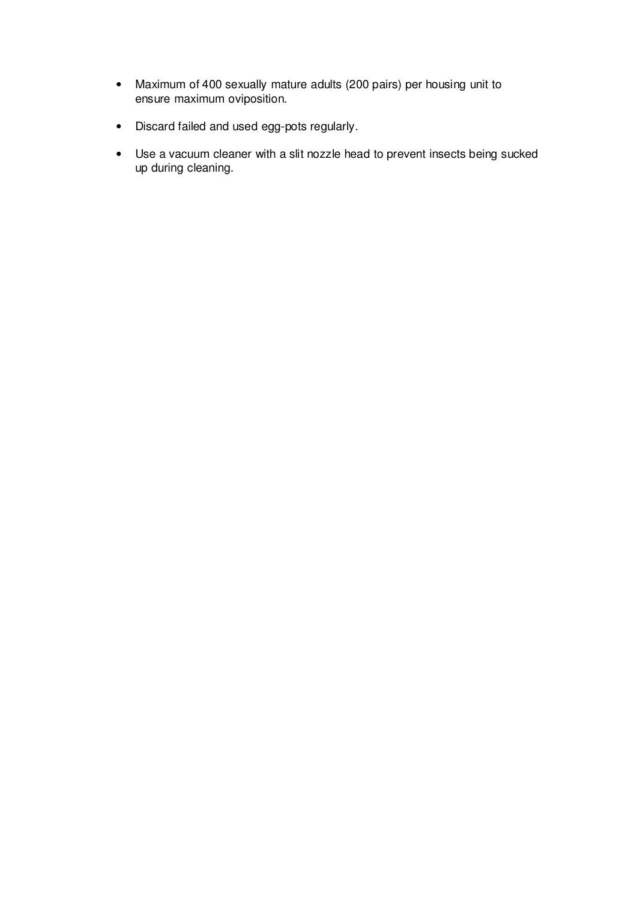- Maximum of 400 sexually mature adults (200 pairs) per housing unit to ensure maximum oviposition.
- Discard failed and used egg-pots regularly.
- Use a vacuum cleaner with a slit nozzle head to prevent insects being sucked up during cleaning.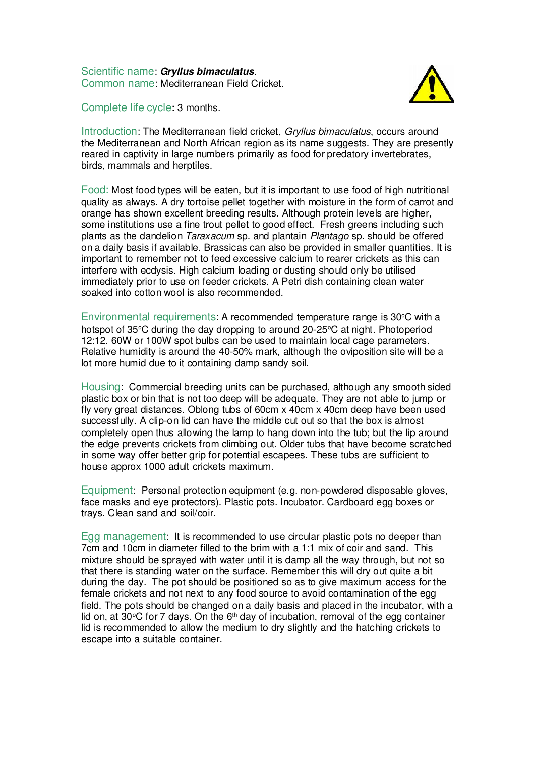Scientific name: ***Gryllus bimaculatus***.
Common name: Mediterranean Field Cricket.

Complete life cycle**:** 3 months.

Introduction: The Mediterranean field cricket, *Gryllus bimaculatus*, occurs around the Mediterranean and North African region as its name suggests. They are presently reared in captivity in large numbers primarily as food for predatory invertebrates, birds, mammals and herptiles.

Food: Most food types will be eaten, but it is important to use food of high nutritional quality as always. A dry tortoise pellet together with moisture in the form of carrot and orange has shown excellent breeding results. Although protein levels are higher, some institutions use a fine trout pellet to good effect. Fresh greens including such plants as the dandelion *Taraxacum* sp. and plantain *Plantago* sp. should be offered on a daily basis if available. Brassicas can also be provided in smaller quantities. It is important to remember not to feed excessive calcium to rearer crickets as this can interfere with ecdysis. High calcium loading or dusting should only be utilised immediately prior to use on feeder crickets. A Petri dish containing clean water soaked into cotton wool is also recommended.

Environmental requirements: A recommended temperature range is 30°C with a hotspot of 35°C during the day dropping to around 20-25°C at night. Photoperiod 12:12. 60W or 100W spot bulbs can be used to maintain local cage parameters. Relative humidity is around the 40-50% mark, although the oviposition site will be a lot more humid due to it containing damp sandy soil.

Housing: Commercial breeding units can be purchased, although any smooth sided plastic box or bin that is not too deep will be adequate. They are not able to jump or fly very great distances. Oblong tubs of 60cm x 40cm x 40cm deep have been used successfully. A clip-on lid can have the middle cut out so that the box is almost completely open thus allowing the lamp to hang down into the tub; but the lip around the edge prevents crickets from climbing out. Older tubs that have become scratched in some way offer better grip for potential escapees. These tubs are sufficient to house approx 1000 adult crickets maximum.

Equipment: Personal protection equipment (e.g. non-powdered disposable gloves, face masks and eye protectors). Plastic pots. Incubator. Cardboard egg boxes or trays. Clean sand and soil/coir.

Egg management: It is recommended to use circular plastic pots no deeper than 7cm and 10cm in diameter filled to the brim with a 1:1 mix of coir and sand. This mixture should be sprayed with water until it is damp all the way through, but not so that there is standing water on the surface. Remember this will dry out quite a bit during the day. The pot should be positioned so as to give maximum access for the female crickets and not next to any food source to avoid contamination of the egg field. The pots should be changed on a daily basis and placed in the incubator, with a lid on, at 30°C for 7 days. On the 6th day of incubation, removal of the egg container lid is recommended to allow the medium to dry slightly and the hatching crickets to escape into a suitable container.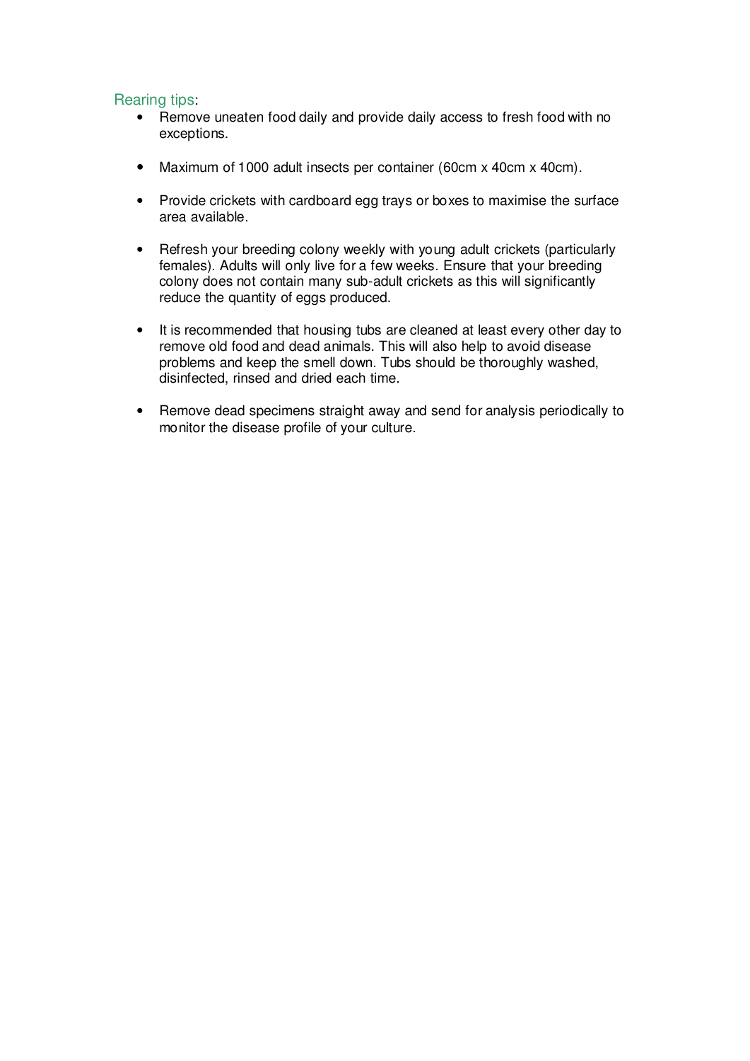### Rearing tips:

- Remove uneaten food daily and provide daily access to fresh food with no exceptions.

- Maximum of 1000 adult insects per container (60cm x 40cm x 40cm).

- Provide crickets with cardboard egg trays or boxes to maximise the surface area available.

- Refresh your breeding colony weekly with young adult crickets (particularly females). Adults will only live for a few weeks. Ensure that your breeding colony does not contain many sub-adult crickets as this will significantly reduce the quantity of eggs produced.

- It is recommended that housing tubs are cleaned at least every other day to remove old food and dead animals. This will also help to avoid disease problems and keep the smell down. Tubs should be thoroughly washed, disinfected, rinsed and dried each time.

- Remove dead specimens straight away and send for analysis periodically to monitor the disease profile of your culture.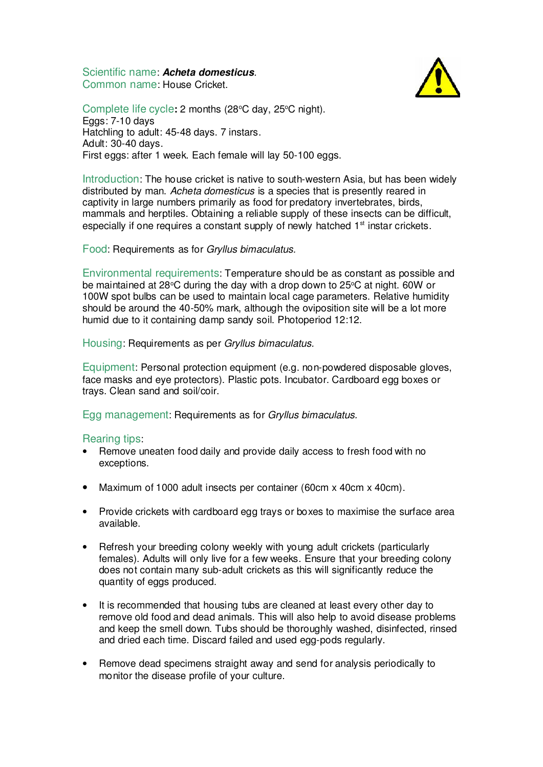Scientific name: ***Acheta domesticus***.
Common name: House Cricket.

Complete life cycle**:** 2 months (28°C day, 25°C night).
Eggs: 7-10 days
Hatchling to adult: 45-48 days. 7 instars.
Adult: 30-40 days.
First eggs: after 1 week. Each female will lay 50-100 eggs.

Introduction: The house cricket is native to south-western Asia, but has been widely distributed by man. *Acheta domesticus* is a species that is presently reared in captivity in large numbers primarily as food for predatory invertebrates, birds, mammals and herptiles. Obtaining a reliable supply of these insects can be difficult, especially if one requires a constant supply of newly hatched 1st instar crickets.

Food: Requirements as for *Gryllus bimaculatus.*

Environmental requirements: Temperature should be as constant as possible and be maintained at 28°C during the day with a drop down to 25°C at night. 60W or 100W spot bulbs can be used to maintain local cage parameters. Relative humidity should be around the 40-50% mark, although the oviposition site will be a lot more humid due to it containing damp sandy soil. Photoperiod 12:12.

Housing: Requirements as per *Gryllus bimaculatus.*

Equipment: Personal protection equipment (e.g. non-powdered disposable gloves, face masks and eye protectors). Plastic pots. Incubator. Cardboard egg boxes or trays. Clean sand and soil/coir.

Egg management: Requirements as for *Gryllus bimaculatus.*

Rearing tips:

- Remove uneaten food daily and provide daily access to fresh food with no exceptions.
- Maximum of 1000 adult insects per container (60cm x 40cm x 40cm).
- Provide crickets with cardboard egg trays or boxes to maximise the surface area available.
- Refresh your breeding colony weekly with young adult crickets (particularly females). Adults will only live for a few weeks. Ensure that your breeding colony does not contain many sub-adult crickets as this will significantly reduce the quantity of eggs produced.
- It is recommended that housing tubs are cleaned at least every other day to remove old food and dead animals. This will also help to avoid disease problems and keep the smell down. Tubs should be thoroughly washed, disinfected, rinsed and dried each time. Discard failed and used egg-pods regularly.
- Remove dead specimens straight away and send for analysis periodically to monitor the disease profile of your culture.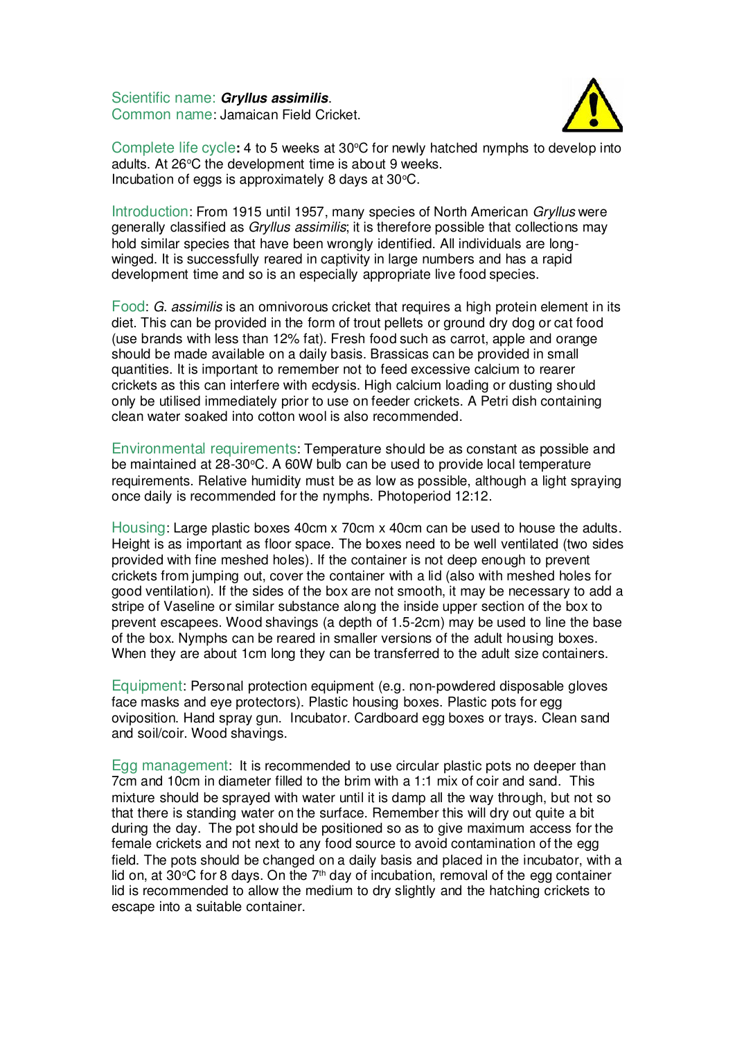Scientific name: ***Gryllus assimilis***.
Common name: Jamaican Field Cricket.

Complete life cycle**:** 4 to 5 weeks at 30°C for newly hatched nymphs to develop into adults. At 26°C the development time is about 9 weeks.
Incubation of eggs is approximately 8 days at 30°C.

Introduction: From 1915 until 1957, many species of North American *Gryllus* were generally classified as *Gryllus assimilis*; it is therefore possible that collections may hold similar species that have been wrongly identified. All individuals are long-winged. It is successfully reared in captivity in large numbers and has a rapid development time and so is an especially appropriate live food species.

Food: *G. assimilis* is an omnivorous cricket that requires a high protein element in its diet. This can be provided in the form of trout pellets or ground dry dog or cat food (use brands with less than 12% fat). Fresh food such as carrot, apple and orange should be made available on a daily basis. Brassicas can be provided in small quantities. It is important to remember not to feed excessive calcium to rearer crickets as this can interfere with ecdysis. High calcium loading or dusting should only be utilised immediately prior to use on feeder crickets. A Petri dish containing clean water soaked into cotton wool is also recommended.

Environmental requirements: Temperature should be as constant as possible and be maintained at 28-30°C. A 60W bulb can be used to provide local temperature requirements. Relative humidity must be as low as possible, although a light spraying once daily is recommended for the nymphs. Photoperiod 12:12.

Housing: Large plastic boxes 40cm x 70cm x 40cm can be used to house the adults. Height is as important as floor space. The boxes need to be well ventilated (two sides provided with fine meshed holes). If the container is not deep enough to prevent crickets from jumping out, cover the container with a lid (also with meshed holes for good ventilation). If the sides of the box are not smooth, it may be necessary to add a stripe of Vaseline or similar substance along the inside upper section of the box to prevent escapees. Wood shavings (a depth of 1.5-2cm) may be used to line the base of the box. Nymphs can be reared in smaller versions of the adult housing boxes. When they are about 1cm long they can be transferred to the adult size containers.

Equipment: Personal protection equipment (e.g. non-powdered disposable gloves face masks and eye protectors). Plastic housing boxes. Plastic pots for egg oviposition. Hand spray gun. Incubator. Cardboard egg boxes or trays. Clean sand and soil/coir. Wood shavings.

Egg management: It is recommended to use circular plastic pots no deeper than 7cm and 10cm in diameter filled to the brim with a 1:1 mix of coir and sand. This mixture should be sprayed with water until it is damp all the way through, but not so that there is standing water on the surface. Remember this will dry out quite a bit during the day. The pot should be positioned so as to give maximum access for the female crickets and not next to any food source to avoid contamination of the egg field. The pots should be changed on a daily basis and placed in the incubator, with a lid on, at 30°C for 8 days. On the 7th day of incubation, removal of the egg container lid is recommended to allow the medium to dry slightly and the hatching crickets to escape into a suitable container.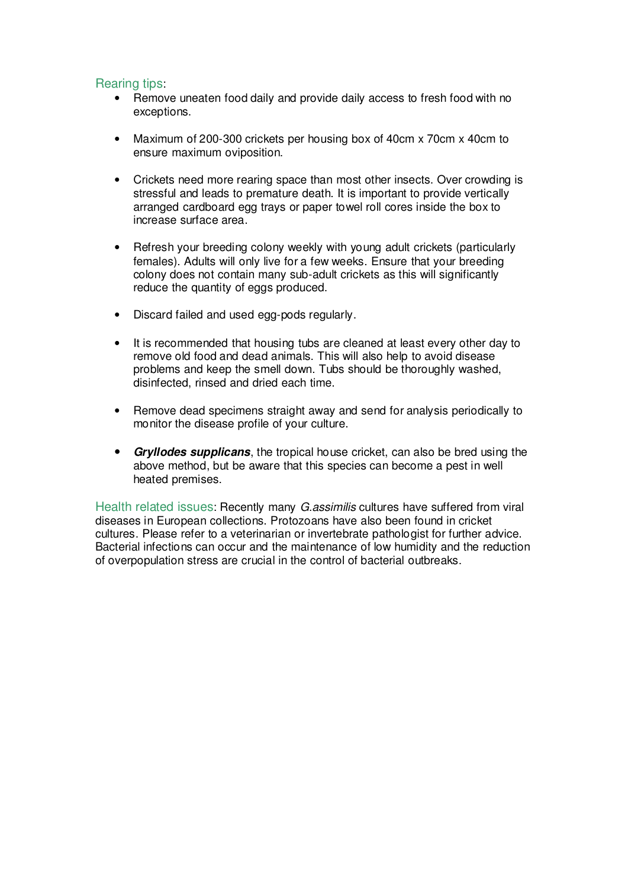### Rearing tips:

- Remove uneaten food daily and provide daily access to fresh food with no exceptions.

- Maximum of 200-300 crickets per housing box of 40cm x 70cm x 40cm to ensure maximum oviposition.

- Crickets need more rearing space than most other insects. Over crowding is stressful and leads to premature death. It is important to provide vertically arranged cardboard egg trays or paper towel roll cores inside the box to increase surface area.

- Refresh your breeding colony weekly with young adult crickets (particularly females). Adults will only live for a few weeks. Ensure that your breeding colony does not contain many sub-adult crickets as this will significantly reduce the quantity of eggs produced.

- Discard failed and used egg-pods regularly.

- It is recommended that housing tubs are cleaned at least every other day to remove old food and dead animals. This will also help to avoid disease problems and keep the smell down. Tubs should be thoroughly washed, disinfected, rinsed and dried each time.

- Remove dead specimens straight away and send for analysis periodically to monitor the disease profile of your culture.

- ***Gryllodes supplicans***, the tropical house cricket, can also be bred using the above method, but be aware that this species can become a pest in well heated premises.

Health related issues: Recently many *G.assimilis* cultures have suffered from viral diseases in European collections. Protozoans have also been found in cricket cultures. Please refer to a veterinarian or invertebrate pathologist for further advice. Bacterial infections can occur and the maintenance of low humidity and the reduction of overpopulation stress are crucial in the control of bacterial outbreaks.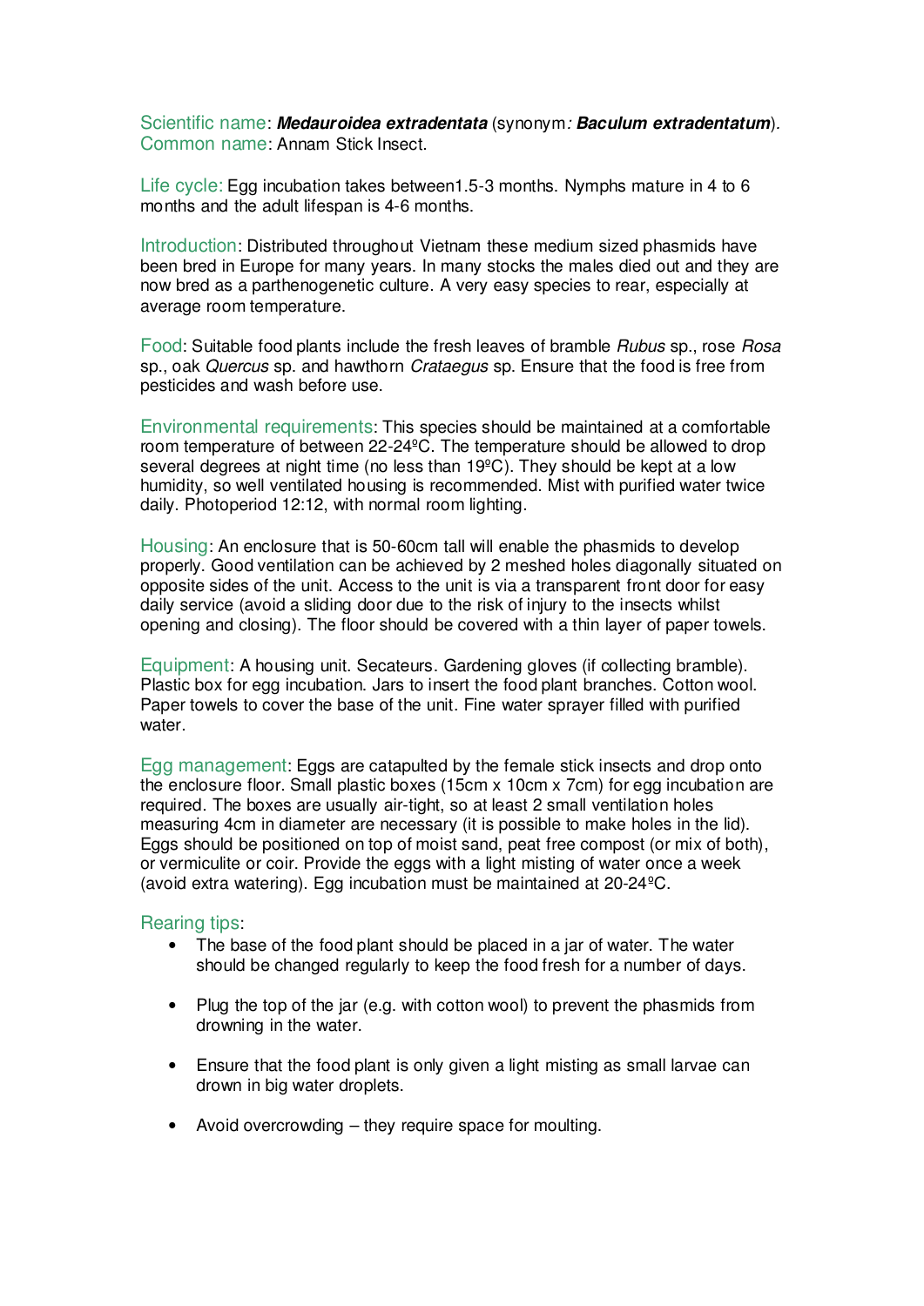Scientific name: ***Medauroidea extradentata*** (synonym*:* ***Baculum extradentatum***).
Common name: Annam Stick Insect.

Life cycle: Egg incubation takes between1.5-3 months. Nymphs mature in 4 to 6 months and the adult lifespan is 4-6 months.

Introduction: Distributed throughout Vietnam these medium sized phasmids have been bred in Europe for many years. In many stocks the males died out and they are now bred as a parthenogenetic culture. A very easy species to rear, especially at average room temperature.

Food: Suitable food plants include the fresh leaves of bramble *Rubus* sp., rose *Rosa* sp., oak *Quercus* sp. and hawthorn *Crataegus* sp. Ensure that the food is free from pesticides and wash before use.

Environmental requirements: This species should be maintained at a comfortable room temperature of between 22-24ºC. The temperature should be allowed to drop several degrees at night time (no less than 19ºC). They should be kept at a low humidity, so well ventilated housing is recommended. Mist with purified water twice daily. Photoperiod 12:12, with normal room lighting.

Housing: An enclosure that is 50-60cm tall will enable the phasmids to develop properly. Good ventilation can be achieved by 2 meshed holes diagonally situated on opposite sides of the unit. Access to the unit is via a transparent front door for easy daily service (avoid a sliding door due to the risk of injury to the insects whilst opening and closing). The floor should be covered with a thin layer of paper towels.

Equipment: A housing unit. Secateurs. Gardening gloves (if collecting bramble). Plastic box for egg incubation. Jars to insert the food plant branches. Cotton wool. Paper towels to cover the base of the unit. Fine water sprayer filled with purified water.

Egg management: Eggs are catapulted by the female stick insects and drop onto the enclosure floor. Small plastic boxes (15cm x 10cm x 7cm) for egg incubation are required. The boxes are usually air-tight, so at least 2 small ventilation holes measuring 4cm in diameter are necessary (it is possible to make holes in the lid). Eggs should be positioned on top of moist sand, peat free compost (or mix of both), or vermiculite or coir. Provide the eggs with a light misting of water once a week (avoid extra watering). Egg incubation must be maintained at 20-24ºC.

Rearing tips:

- The base of the food plant should be placed in a jar of water. The water should be changed regularly to keep the food fresh for a number of days.
- Plug the top of the jar (e.g. with cotton wool) to prevent the phasmids from drowning in the water.
- Ensure that the food plant is only given a light misting as small larvae can drown in big water droplets.
- Avoid overcrowding – they require space for moulting.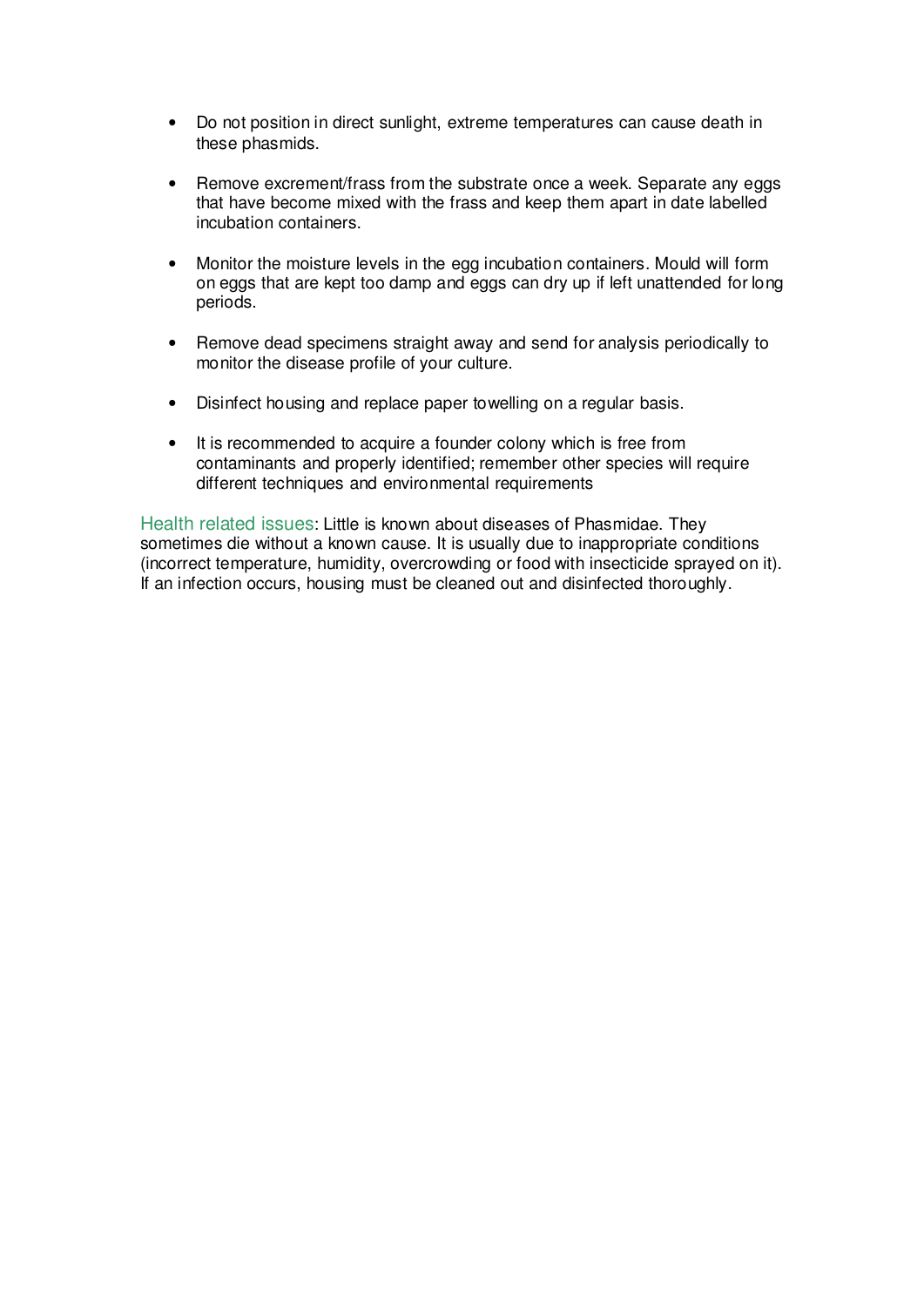- Do not position in direct sunlight, extreme temperatures can cause death in these phasmids.

- Remove excrement/frass from the substrate once a week. Separate any eggs that have become mixed with the frass and keep them apart in date labelled incubation containers.

- Monitor the moisture levels in the egg incubation containers. Mould will form on eggs that are kept too damp and eggs can dry up if left unattended for long periods.

- Remove dead specimens straight away and send for analysis periodically to monitor the disease profile of your culture.

- Disinfect housing and replace paper towelling on a regular basis.

- It is recommended to acquire a founder colony which is free from contaminants and properly identified; remember other species will require different techniques and environmental requirements

Health related issues: Little is known about diseases of Phasmidae. They sometimes die without a known cause. It is usually due to inappropriate conditions (incorrect temperature, humidity, overcrowding or food with insecticide sprayed on it). If an infection occurs, housing must be cleaned out and disinfected thoroughly.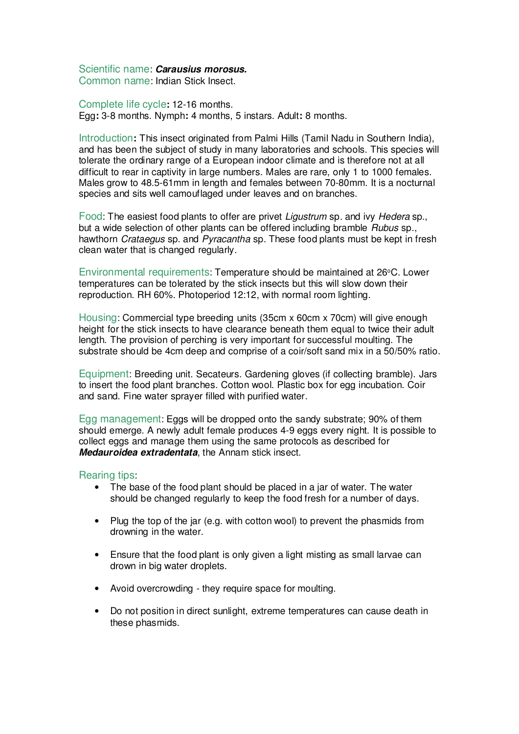Scientific name: ***Carausius morosus.***
Common name: Indian Stick Insect.

Complete life cycle**:** 12-16 months.
Egg**:** 3-8 months. Nymph**:** 4 months, 5 instars. Adult**:** 8 months.

Introduction**:** This insect originated from Palmi Hills (Tamil Nadu in Southern India), and has been the subject of study in many laboratories and schools. This species will tolerate the ordinary range of a European indoor climate and is therefore not at all difficult to rear in captivity in large numbers. Males are rare, only 1 to 1000 females. Males grow to 48.5-61mm in length and females between 70-80mm. It is a nocturnal species and sits well camouflaged under leaves and on branches.

Food: The easiest food plants to offer are privet *Ligustrum* sp. and ivy *Hedera* sp., but a wide selection of other plants can be offered including bramble *Rubus* sp., hawthorn *Crataegus* sp. and *Pyracantha* sp. These food plants must be kept in fresh clean water that is changed regularly.

Environmental requirements: Temperature should be maintained at 26°C. Lower temperatures can be tolerated by the stick insects but this will slow down their reproduction. RH 60%. Photoperiod 12:12, with normal room lighting.

Housing: Commercial type breeding units (35cm x 60cm x 70cm) will give enough height for the stick insects to have clearance beneath them equal to twice their adult length. The provision of perching is very important for successful moulting. The substrate should be 4cm deep and comprise of a coir/soft sand mix in a 50/50% ratio.

Equipment: Breeding unit. Secateurs. Gardening gloves (if collecting bramble). Jars to insert the food plant branches. Cotton wool. Plastic box for egg incubation. Coir and sand. Fine water sprayer filled with purified water.

Egg management: Eggs will be dropped onto the sandy substrate; 90% of them should emerge. A newly adult female produces 4-9 eggs every night. It is possible to collect eggs and manage them using the same protocols as described for ***Medauroidea extradentata***, the Annam stick insect.

Rearing tips:

- The base of the food plant should be placed in a jar of water. The water should be changed regularly to keep the food fresh for a number of days.
- Plug the top of the jar (e.g. with cotton wool) to prevent the phasmids from drowning in the water.
- Ensure that the food plant is only given a light misting as small larvae can drown in big water droplets.
- Avoid overcrowding - they require space for moulting.
- Do not position in direct sunlight, extreme temperatures can cause death in these phasmids.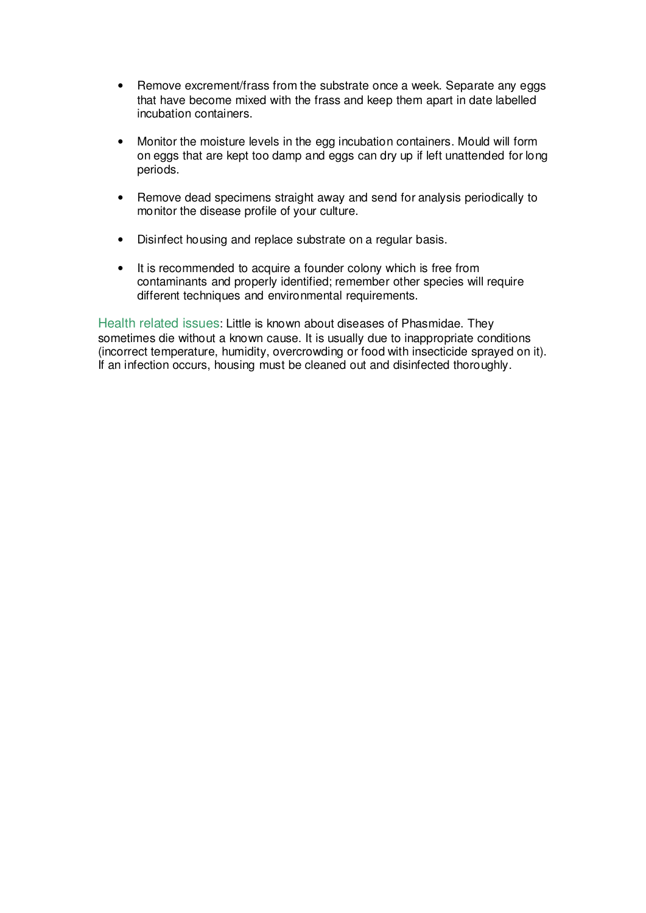- Remove excrement/frass from the substrate once a week. Separate any eggs that have become mixed with the frass and keep them apart in date labelled incubation containers.

- Monitor the moisture levels in the egg incubation containers. Mould will form on eggs that are kept too damp and eggs can dry up if left unattended for long periods.

- Remove dead specimens straight away and send for analysis periodically to monitor the disease profile of your culture.

- Disinfect housing and replace substrate on a regular basis.

- It is recommended to acquire a founder colony which is free from contaminants and properly identified; remember other species will require different techniques and environmental requirements.

Health related issues: Little is known about diseases of Phasmidae. They sometimes die without a known cause. It is usually due to inappropriate conditions (incorrect temperature, humidity, overcrowding or food with insecticide sprayed on it). If an infection occurs, housing must be cleaned out and disinfected thoroughly.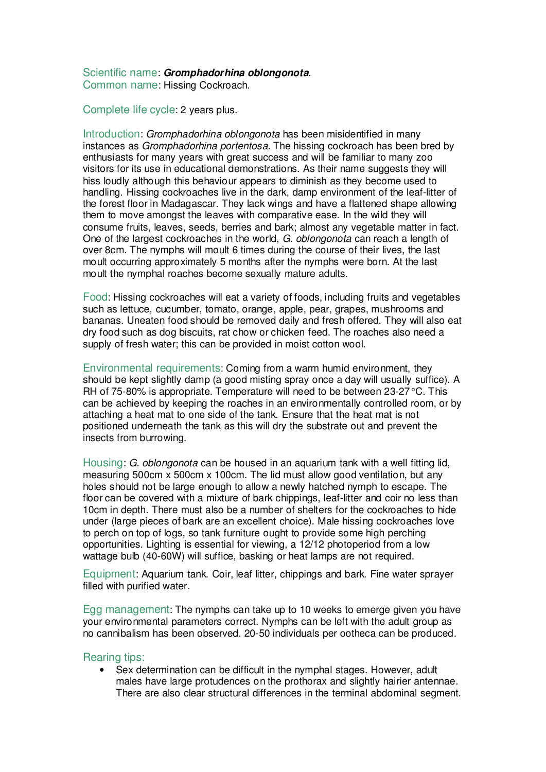Scientific name: ***Gromphadorhina oblongonota***.
Common name: Hissing Cockroach.

Complete life cycle: 2 years plus.

Introduction: *Gromphadorhina oblongonota* has been misidentified in many instances as *Gromphadorhina portentosa*. The hissing cockroach has been bred by enthusiasts for many years with great success and will be familiar to many zoo visitors for its use in educational demonstrations. As their name suggests they will hiss loudly although this behaviour appears to diminish as they become used to handling. Hissing cockroaches live in the dark, damp environment of the leaf-litter of the forest floor in Madagascar. They lack wings and have a flattened shape allowing them to move amongst the leaves with comparative ease. In the wild they will consume fruits, leaves, seeds, berries and bark; almost any vegetable matter in fact. One of the largest cockroaches in the world, *G. oblongonota* can reach a length of over 8cm. The nymphs will moult 6 times during the course of their lives, the last moult occurring approximately 5 months after the nymphs were born. At the last moult the nymphal roaches become sexually mature adults.

Food: Hissing cockroaches will eat a variety of foods, including fruits and vegetables such as lettuce, cucumber, tomato, orange, apple, pear, grapes, mushrooms and bananas. Uneaten food should be removed daily and fresh offered. They will also eat dry food such as dog biscuits, rat chow or chicken feed. The roaches also need a supply of fresh water; this can be provided in moist cotton wool.

Environmental requirements: Coming from a warm humid environment, they should be kept slightly damp (a good misting spray once a day will usually suffice). A RH of 75-80% is appropriate. Temperature will need to be between 23-27°C. This can be achieved by keeping the roaches in an environmentally controlled room, or by attaching a heat mat to one side of the tank. Ensure that the heat mat is not positioned underneath the tank as this will dry the substrate out and prevent the insects from burrowing.

Housing: *G. oblongonota* can be housed in an aquarium tank with a well fitting lid, measuring 500cm x 500cm x 100cm. The lid must allow good ventilation, but any holes should not be large enough to allow a newly hatched nymph to escape. The floor can be covered with a mixture of bark chippings, leaf-litter and coir no less than 10cm in depth. There must also be a number of shelters for the cockroaches to hide under (large pieces of bark are an excellent choice). Male hissing cockroaches love to perch on top of logs, so tank furniture ought to provide some high perching opportunities. Lighting is essential for viewing, a 12/12 photoperiod from a low wattage bulb (40-60W) will suffice, basking or heat lamps are not required.

Equipment: Aquarium tank. Coir, leaf litter, chippings and bark. Fine water sprayer filled with purified water.

Egg management: The nymphs can take up to 10 weeks to emerge given you have your environmental parameters correct. Nymphs can be left with the adult group as no cannibalism has been observed. 20-50 individuals per ootheca can be produced.

Rearing tips:

- Sex determination can be difficult in the nymphal stages. However, adult males have large protudences on the prothorax and slightly hairier antennae. There are also clear structural differences in the terminal abdominal segment.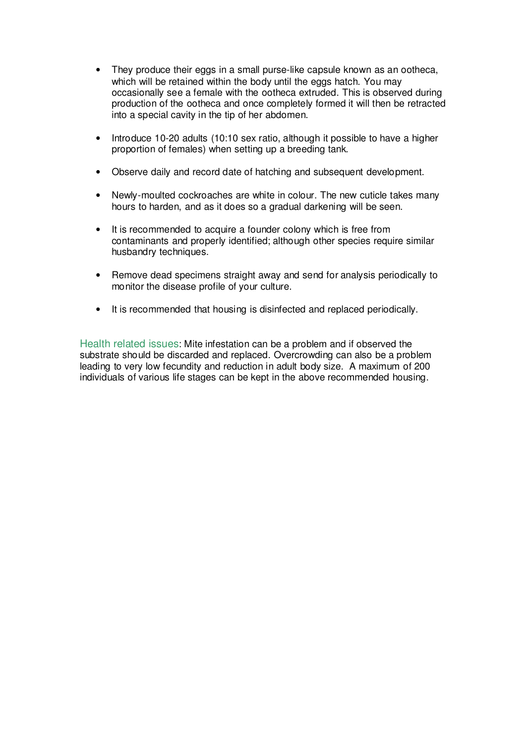- They produce their eggs in a small purse-like capsule known as an ootheca, which will be retained within the body until the eggs hatch. You may occasionally see a female with the ootheca extruded. This is observed during production of the ootheca and once completely formed it will then be retracted into a special cavity in the tip of her abdomen.

- Introduce 10-20 adults (10:10 sex ratio, although it possible to have a higher proportion of females) when setting up a breeding tank.

- Observe daily and record date of hatching and subsequent development.

- Newly-moulted cockroaches are white in colour. The new cuticle takes many hours to harden, and as it does so a gradual darkening will be seen.

- It is recommended to acquire a founder colony which is free from contaminants and properly identified; although other species require similar husbandry techniques.

- Remove dead specimens straight away and send for analysis periodically to monitor the disease profile of your culture.

- It is recommended that housing is disinfected and replaced periodically.

Health related issues: Mite infestation can be a problem and if observed the substrate should be discarded and replaced. Overcrowding can also be a problem leading to very low fecundity and reduction in adult body size. A maximum of 200 individuals of various life stages can be kept in the above recommended housing.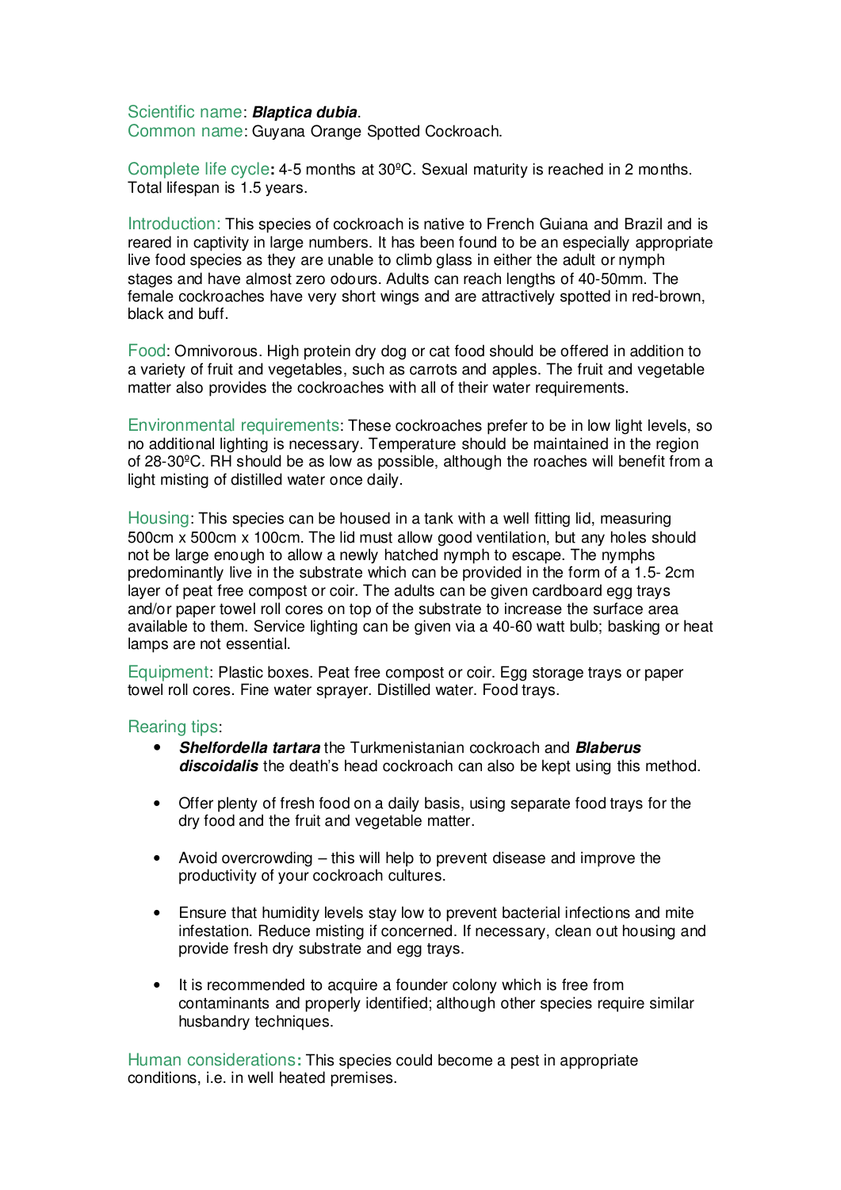Scientific name: ***Blaptica dubia***.
Common name: Guyana Orange Spotted Cockroach.

Complete life cycle**:** 4-5 months at 30ºC. Sexual maturity is reached in 2 months. Total lifespan is 1.5 years.

Introduction: This species of cockroach is native to French Guiana and Brazil and is reared in captivity in large numbers. It has been found to be an especially appropriate live food species as they are unable to climb glass in either the adult or nymph stages and have almost zero odours. Adults can reach lengths of 40-50mm. The female cockroaches have very short wings and are attractively spotted in red-brown, black and buff.

Food: Omnivorous. High protein dry dog or cat food should be offered in addition to a variety of fruit and vegetables, such as carrots and apples. The fruit and vegetable matter also provides the cockroaches with all of their water requirements.

Environmental requirements: These cockroaches prefer to be in low light levels, so no additional lighting is necessary. Temperature should be maintained in the region of 28-30ºC. RH should be as low as possible, although the roaches will benefit from a light misting of distilled water once daily.

Housing: This species can be housed in a tank with a well fitting lid, measuring 500cm x 500cm x 100cm. The lid must allow good ventilation, but any holes should not be large enough to allow a newly hatched nymph to escape. The nymphs predominantly live in the substrate which can be provided in the form of a 1.5- 2cm layer of peat free compost or coir. The adults can be given cardboard egg trays and/or paper towel roll cores on top of the substrate to increase the surface area available to them. Service lighting can be given via a 40-60 watt bulb; basking or heat lamps are not essential.

Equipment: Plastic boxes. Peat free compost or coir. Egg storage trays or paper towel roll cores. Fine water sprayer. Distilled water. Food trays.

Rearing tips:

- ***Shelfordella tartara*** the Turkmenistanian cockroach and ***Blaberus discoidalis*** the death's head cockroach can also be kept using this method.
- Offer plenty of fresh food on a daily basis, using separate food trays for the dry food and the fruit and vegetable matter.
- Avoid overcrowding – this will help to prevent disease and improve the productivity of your cockroach cultures.
- Ensure that humidity levels stay low to prevent bacterial infections and mite infestation. Reduce misting if concerned. If necessary, clean out housing and provide fresh dry substrate and egg trays.
- It is recommended to acquire a founder colony which is free from contaminants and properly identified; although other species require similar husbandry techniques.

Human considerations**:** This species could become a pest in appropriate conditions, i.e. in well heated premises.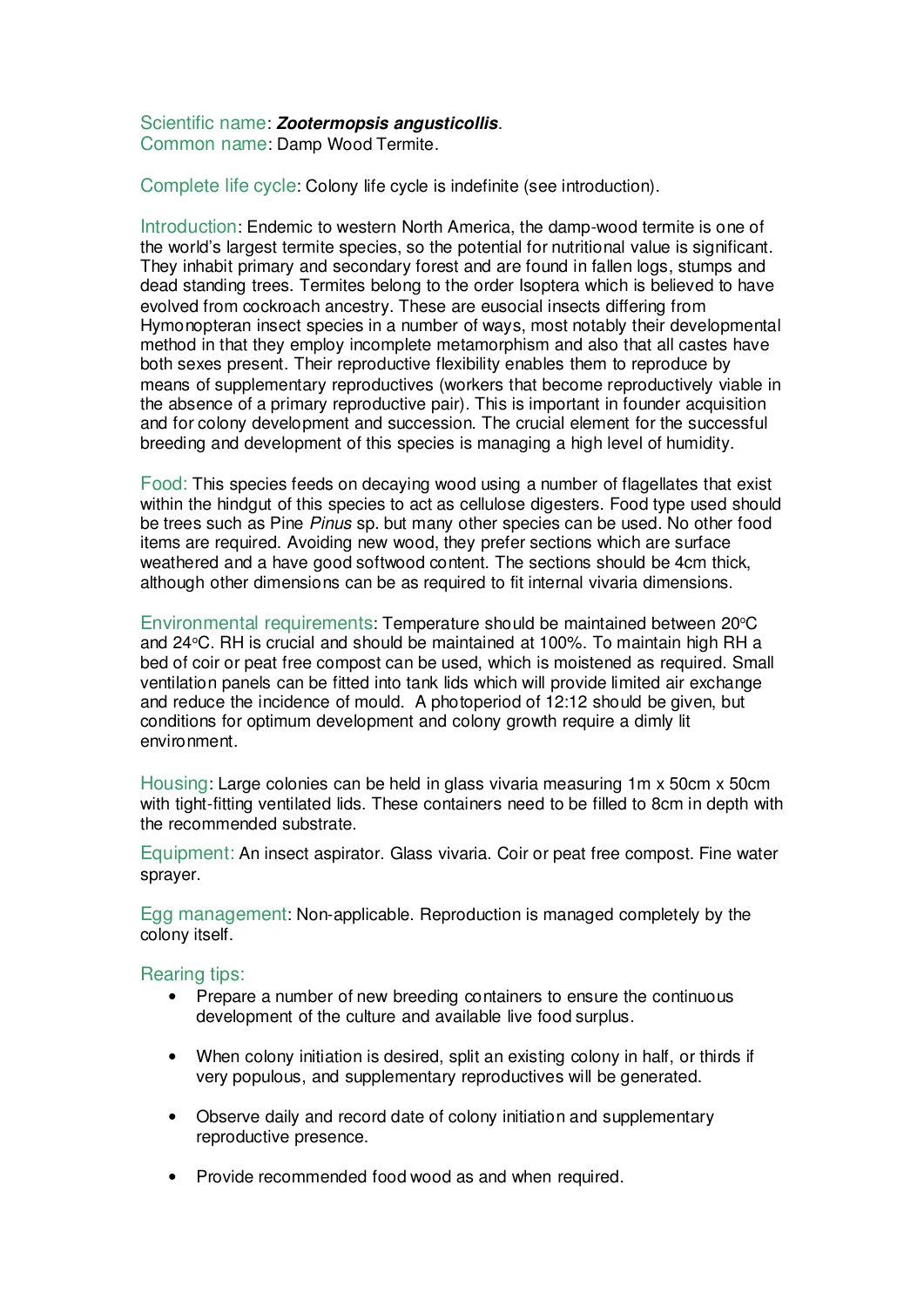**Scientific name**: ***Zootermopsis angusticollis***.
**Common name**: Damp Wood Termite.

**Complete life cycle**: Colony life cycle is indefinite (see introduction).

**Introduction**: Endemic to western North America, the damp-wood termite is one of the world's largest termite species, so the potential for nutritional value is significant. They inhabit primary and secondary forest and are found in fallen logs, stumps and dead standing trees. Termites belong to the order Isoptera which is believed to have evolved from cockroach ancestry. These are eusocial insects differing from Hymonopteran insect species in a number of ways, most notably their developmental method in that they employ incomplete metamorphism and also that all castes have both sexes present. Their reproductive flexibility enables them to reproduce by means of supplementary reproductives (workers that become reproductively viable in the absence of a primary reproductive pair). This is important in founder acquisition and for colony development and succession. The crucial element for the successful breeding and development of this species is managing a high level of humidity.

**Food:** This species feeds on decaying wood using a number of flagellates that exist within the hindgut of this species to act as cellulose digesters. Food type used should be trees such as Pine *Pinus* sp. but many other species can be used. No other food items are required. Avoiding new wood, they prefer sections which are surface weathered and a have good softwood content. The sections should be 4cm thick, although other dimensions can be as required to fit internal vivaria dimensions.

**Environmental requirements**: Temperature should be maintained between 20°C and 24°C. RH is crucial and should be maintained at 100%. To maintain high RH a bed of coir or peat free compost can be used, which is moistened as required. Small ventilation panels can be fitted into tank lids which will provide limited air exchange and reduce the incidence of mould. A photoperiod of 12:12 should be given, but conditions for optimum development and colony growth require a dimly lit environment.

**Housing**: Large colonies can be held in glass vivaria measuring 1m x 50cm x 50cm with tight-fitting ventilated lids. These containers need to be filled to 8cm in depth with the recommended substrate.

**Equipment:** An insect aspirator. Glass vivaria. Coir or peat free compost. Fine water sprayer.

**Egg management**: Non-applicable. Reproduction is managed completely by the colony itself.

**Rearing tips:**

- Prepare a number of new breeding containers to ensure the continuous development of the culture and available live food surplus.
- When colony initiation is desired, split an existing colony in half, or thirds if very populous, and supplementary reproductives will be generated.
- Observe daily and record date of colony initiation and supplementary reproductive presence.
- Provide recommended food wood as and when required.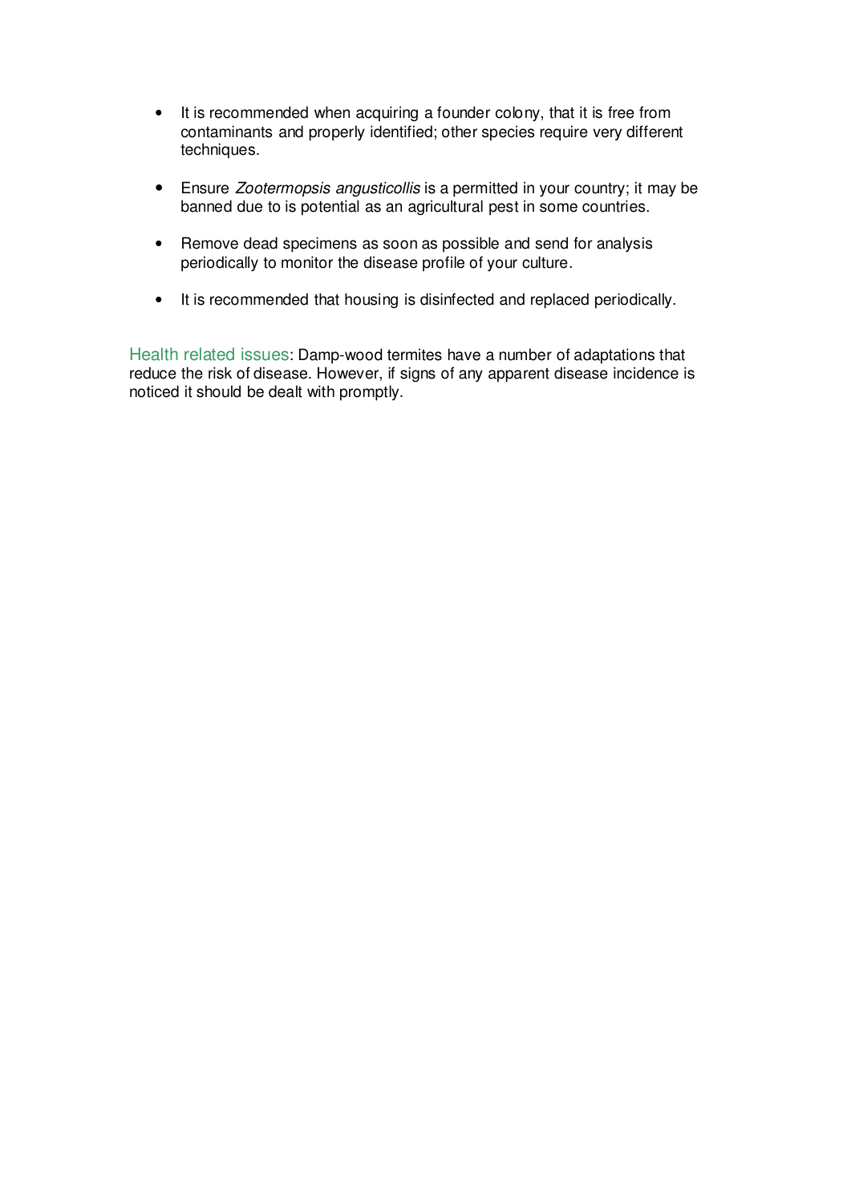- It is recommended when acquiring a founder colony, that it is free from contaminants and properly identified; other species require very different techniques.

- Ensure *Zootermopsis angusticollis* is a permitted in your country; it may be banned due to is potential as an agricultural pest in some countries.

- Remove dead specimens as soon as possible and send for analysis periodically to monitor the disease profile of your culture.

- It is recommended that housing is disinfected and replaced periodically.

Health related issues: Damp-wood termites have a number of adaptations that reduce the risk of disease. However, if signs of any apparent disease incidence is noticed it should be dealt with promptly.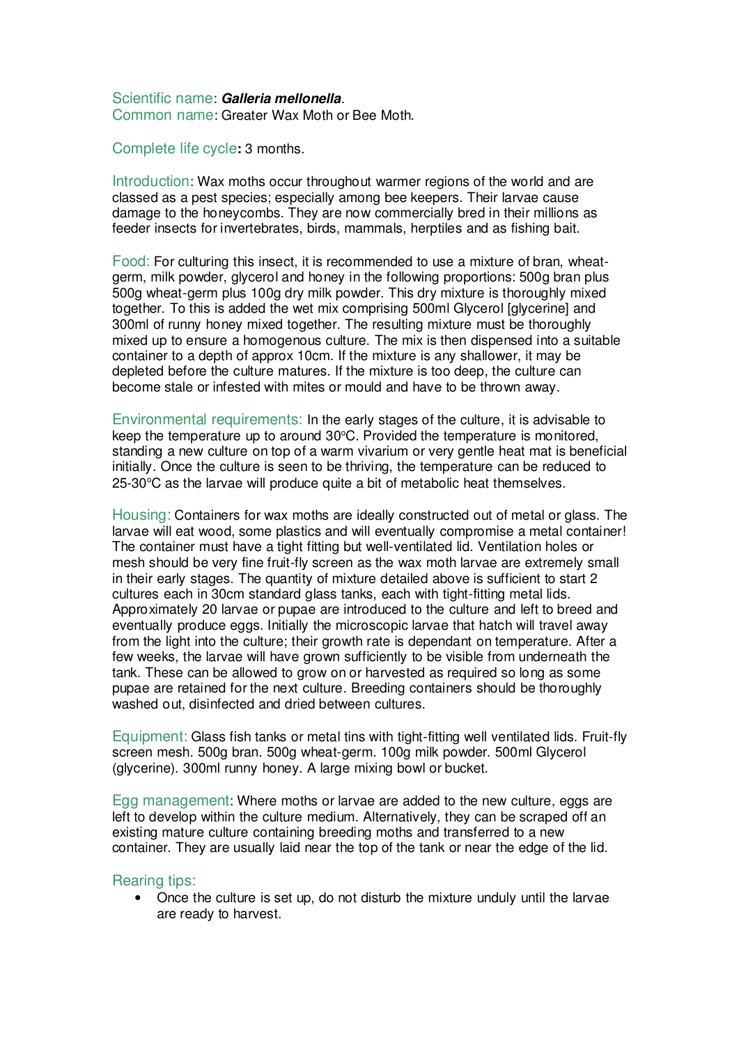Scientific name: ***Galleria mellonella***.
Common name: Greater Wax Moth or Bee Moth.

Complete life cycle**:** 3 months.

Introduction: Wax moths occur throughout warmer regions of the world and are classed as a pest species; especially among bee keepers. Their larvae cause damage to the honeycombs. They are now commercially bred in their millions as feeder insects for invertebrates, birds, mammals, herptiles and as fishing bait.

Food: For culturing this insect, it is recommended to use a mixture of bran, wheat-germ, milk powder, glycerol and honey in the following proportions: 500g bran plus 500g wheat-germ plus 100g dry milk powder. This dry mixture is thoroughly mixed together. To this is added the wet mix comprising 500ml Glycerol [glycerine] and 300ml of runny honey mixed together. The resulting mixture must be thoroughly mixed up to ensure a homogenous culture. The mix is then dispensed into a suitable container to a depth of approx 10cm. If the mixture is any shallower, it may be depleted before the culture matures. If the mixture is too deep, the culture can become stale or infested with mites or mould and have to be thrown away.

Environmental requirements: In the early stages of the culture, it is advisable to keep the temperature up to around 30°C. Provided the temperature is monitored, standing a new culture on top of a warm vivarium or very gentle heat mat is beneficial initially. Once the culture is seen to be thriving, the temperature can be reduced to 25-30°C as the larvae will produce quite a bit of metabolic heat themselves.

Housing: Containers for wax moths are ideally constructed out of metal or glass. The larvae will eat wood, some plastics and will eventually compromise a metal container! The container must have a tight fitting but well-ventilated lid. Ventilation holes or mesh should be very fine fruit-fly screen as the wax moth larvae are extremely small in their early stages. The quantity of mixture detailed above is sufficient to start 2 cultures each in 30cm standard glass tanks, each with tight-fitting metal lids. Approximately 20 larvae or pupae are introduced to the culture and left to breed and eventually produce eggs. Initially the microscopic larvae that hatch will travel away from the light into the culture; their growth rate is dependant on temperature. After a few weeks, the larvae will have grown sufficiently to be visible from underneath the tank. These can be allowed to grow on or harvested as required so long as some pupae are retained for the next culture. Breeding containers should be thoroughly washed out, disinfected and dried between cultures.

Equipment: Glass fish tanks or metal tins with tight-fitting well ventilated lids. Fruit-fly screen mesh. 500g bran. 500g wheat-germ. 100g milk powder. 500ml Glycerol (glycerine). 300ml runny honey. A large mixing bowl or bucket.

Egg management: Where moths or larvae are added to the new culture, eggs are left to develop within the culture medium. Alternatively, they can be scraped off an existing mature culture containing breeding moths and transferred to a new container. They are usually laid near the top of the tank or near the edge of the lid.

Rearing tips:

- Once the culture is set up, do not disturb the mixture unduly until the larvae are ready to harvest.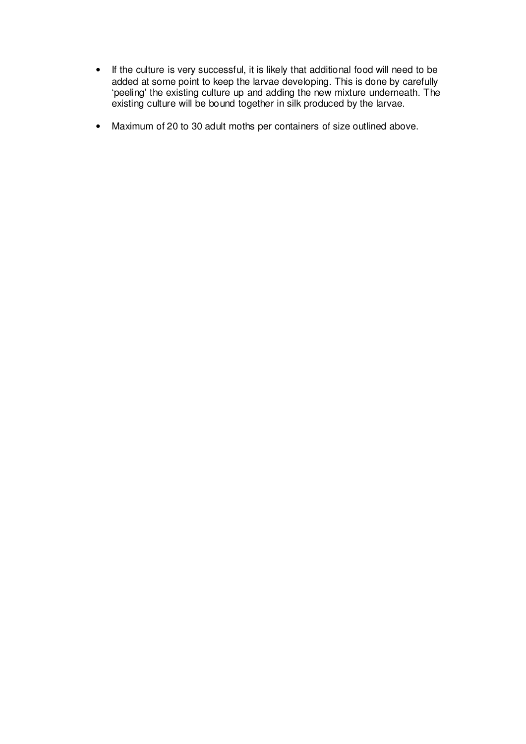- If the culture is very successful, it is likely that additional food will need to be added at some point to keep the larvae developing. This is done by carefully 'peeling' the existing culture up and adding the new mixture underneath. The existing culture will be bound together in silk produced by the larvae.

- Maximum of 20 to 30 adult moths per containers of size outlined above.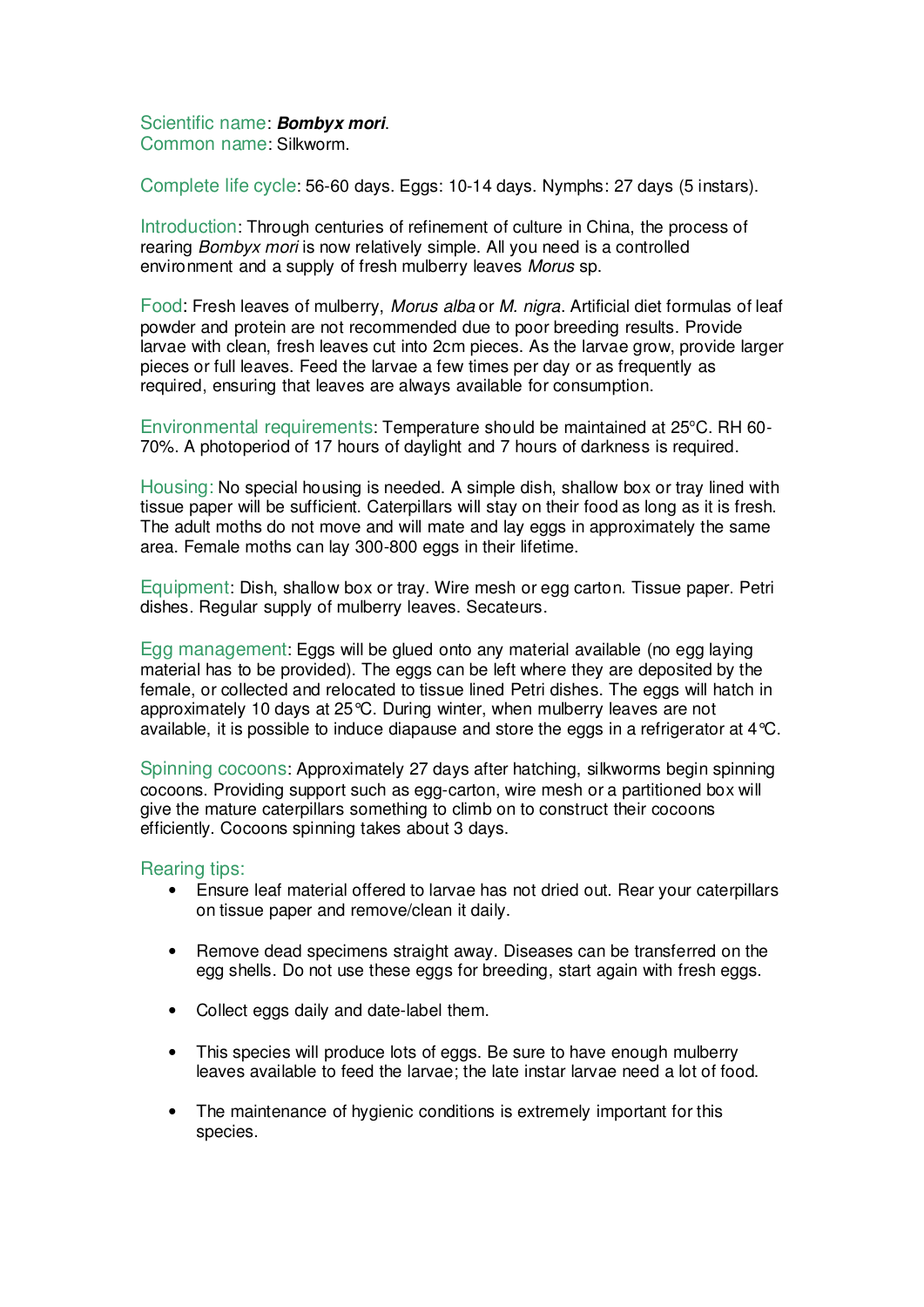Scientific name: ***Bombyx mori***.
Common name: Silkworm.

Complete life cycle: 56-60 days. Eggs: 10-14 days. Nymphs: 27 days (5 instars).

Introduction: Through centuries of refinement of culture in China, the process of rearing *Bombyx mori* is now relatively simple. All you need is a controlled environment and a supply of fresh mulberry leaves *Morus* sp.

Food: Fresh leaves of mulberry, *Morus alba* or *M. nigra*. Artificial diet formulas of leaf powder and protein are not recommended due to poor breeding results. Provide larvae with clean, fresh leaves cut into 2cm pieces. As the larvae grow, provide larger pieces or full leaves. Feed the larvae a few times per day or as frequently as required, ensuring that leaves are always available for consumption.

Environmental requirements: Temperature should be maintained at 25°C. RH 60-70%. A photoperiod of 17 hours of daylight and 7 hours of darkness is required.

Housing: No special housing is needed. A simple dish, shallow box or tray lined with tissue paper will be sufficient. Caterpillars will stay on their food as long as it is fresh. The adult moths do not move and will mate and lay eggs in approximately the same area. Female moths can lay 300-800 eggs in their lifetime.

Equipment: Dish, shallow box or tray. Wire mesh or egg carton. Tissue paper. Petri dishes. Regular supply of mulberry leaves. Secateurs.

Egg management: Eggs will be glued onto any material available (no egg laying material has to be provided). The eggs can be left where they are deposited by the female, or collected and relocated to tissue lined Petri dishes. The eggs will hatch in approximately 10 days at 25°C. During winter, when mulberry leaves are not available, it is possible to induce diapause and store the eggs in a refrigerator at 4°C.

Spinning cocoons: Approximately 27 days after hatching, silkworms begin spinning cocoons. Providing support such as egg-carton, wire mesh or a partitioned box will give the mature caterpillars something to climb on to construct their cocoons efficiently. Cocoons spinning takes about 3 days.

Rearing tips:

- Ensure leaf material offered to larvae has not dried out. Rear your caterpillars on tissue paper and remove/clean it daily.
- Remove dead specimens straight away. Diseases can be transferred on the egg shells. Do not use these eggs for breeding, start again with fresh eggs.
- Collect eggs daily and date-label them.
- This species will produce lots of eggs. Be sure to have enough mulberry leaves available to feed the larvae; the late instar larvae need a lot of food.
- The maintenance of hygienic conditions is extremely important for this species.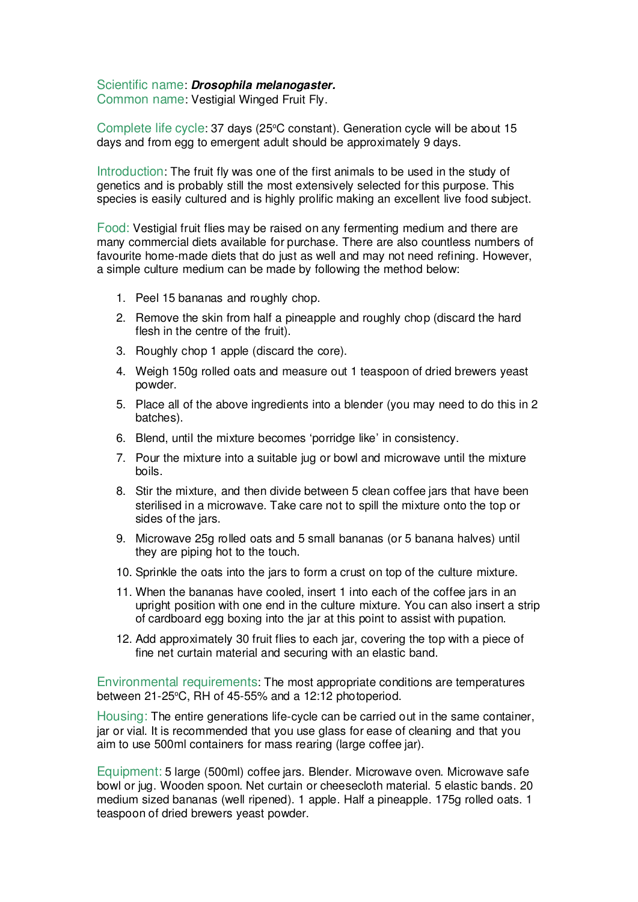Scientific name: ***Drosophila melanogaster.***
Common name: Vestigial Winged Fruit Fly.

Complete life cycle: 37 days (25ºC constant). Generation cycle will be about 15 days and from egg to emergent adult should be approximately 9 days.

Introduction: The fruit fly was one of the first animals to be used in the study of genetics and is probably still the most extensively selected for this purpose. This species is easily cultured and is highly prolific making an excellent live food subject.

Food: Vestigial fruit flies may be raised on any fermenting medium and there are many commercial diets available for purchase. There are also countless numbers of favourite home-made diets that do just as well and may not need refining. However, a simple culture medium can be made by following the method below:

1. Peel 15 bananas and roughly chop.
2. Remove the skin from half a pineapple and roughly chop (discard the hard flesh in the centre of the fruit).
3. Roughly chop 1 apple (discard the core).
4. Weigh 150g rolled oats and measure out 1 teaspoon of dried brewers yeast powder.
5. Place all of the above ingredients into a blender (you may need to do this in 2 batches).
6. Blend, until the mixture becomes 'porridge like' in consistency.
7. Pour the mixture into a suitable jug or bowl and microwave until the mixture boils.
8. Stir the mixture, and then divide between 5 clean coffee jars that have been sterilised in a microwave. Take care not to spill the mixture onto the top or sides of the jars.
9. Microwave 25g rolled oats and 5 small bananas (or 5 banana halves) until they are piping hot to the touch.
10. Sprinkle the oats into the jars to form a crust on top of the culture mixture.
11. When the bananas have cooled, insert 1 into each of the coffee jars in an upright position with one end in the culture mixture. You can also insert a strip of cardboard egg boxing into the jar at this point to assist with pupation.
12. Add approximately 30 fruit flies to each jar, covering the top with a piece of fine net curtain material and securing with an elastic band.

Environmental requirements: The most appropriate conditions are temperatures between 21-25ºC, RH of 45-55% and a 12:12 photoperiod.

Housing: The entire generations life-cycle can be carried out in the same container, jar or vial. It is recommended that you use glass for ease of cleaning and that you aim to use 500ml containers for mass rearing (large coffee jar).

Equipment: 5 large (500ml) coffee jars. Blender. Microwave oven. Microwave safe bowl or jug. Wooden spoon. Net curtain or cheesecloth material. 5 elastic bands. 20 medium sized bananas (well ripened). 1 apple. Half a pineapple. 175g rolled oats. 1 teaspoon of dried brewers yeast powder.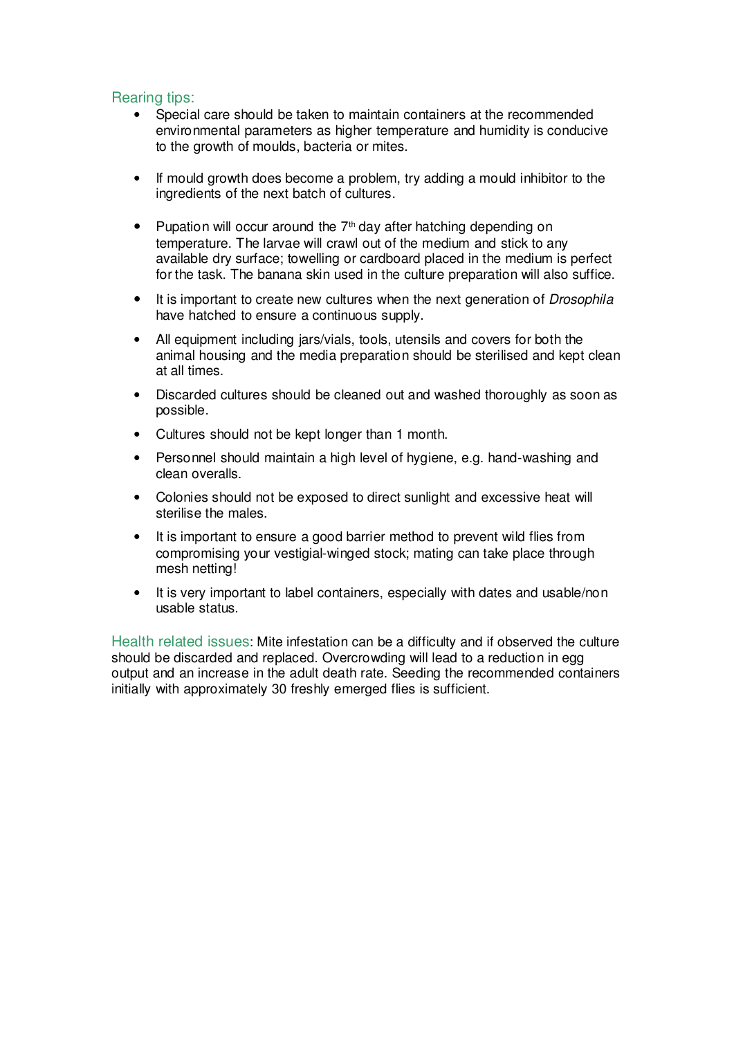### Rearing tips:

- Special care should be taken to maintain containers at the recommended environmental parameters as higher temperature and humidity is conducive to the growth of moulds, bacteria or mites.

- If mould growth does become a problem, try adding a mould inhibitor to the ingredients of the next batch of cultures.

- Pupation will occur around the 7$^{th}$ day after hatching depending on temperature. The larvae will crawl out of the medium and stick to any available dry surface; towelling or cardboard placed in the medium is perfect for the task. The banana skin used in the culture preparation will also suffice.
- It is important to create new cultures when the next generation of *Drosophila* have hatched to ensure a continuous supply.
- All equipment including jars/vials, tools, utensils and covers for both the animal housing and the media preparation should be sterilised and kept clean at all times.
- Discarded cultures should be cleaned out and washed thoroughly as soon as possible.
- Cultures should not be kept longer than 1 month.
- Personnel should maintain a high level of hygiene, e.g. hand-washing and clean overalls.
- Colonies should not be exposed to direct sunlight and excessive heat will sterilise the males.
- It is important to ensure a good barrier method to prevent wild flies from compromising your vestigial-winged stock; mating can take place through mesh netting!
- It is very important to label containers, especially with dates and usable/non usable status.

**Health related issues**: Mite infestation can be a difficulty and if observed the culture should be discarded and replaced. Overcrowding will lead to a reduction in egg output and an increase in the adult death rate. Seeding the recommended containers initially with approximately 30 freshly emerged flies is sufficient.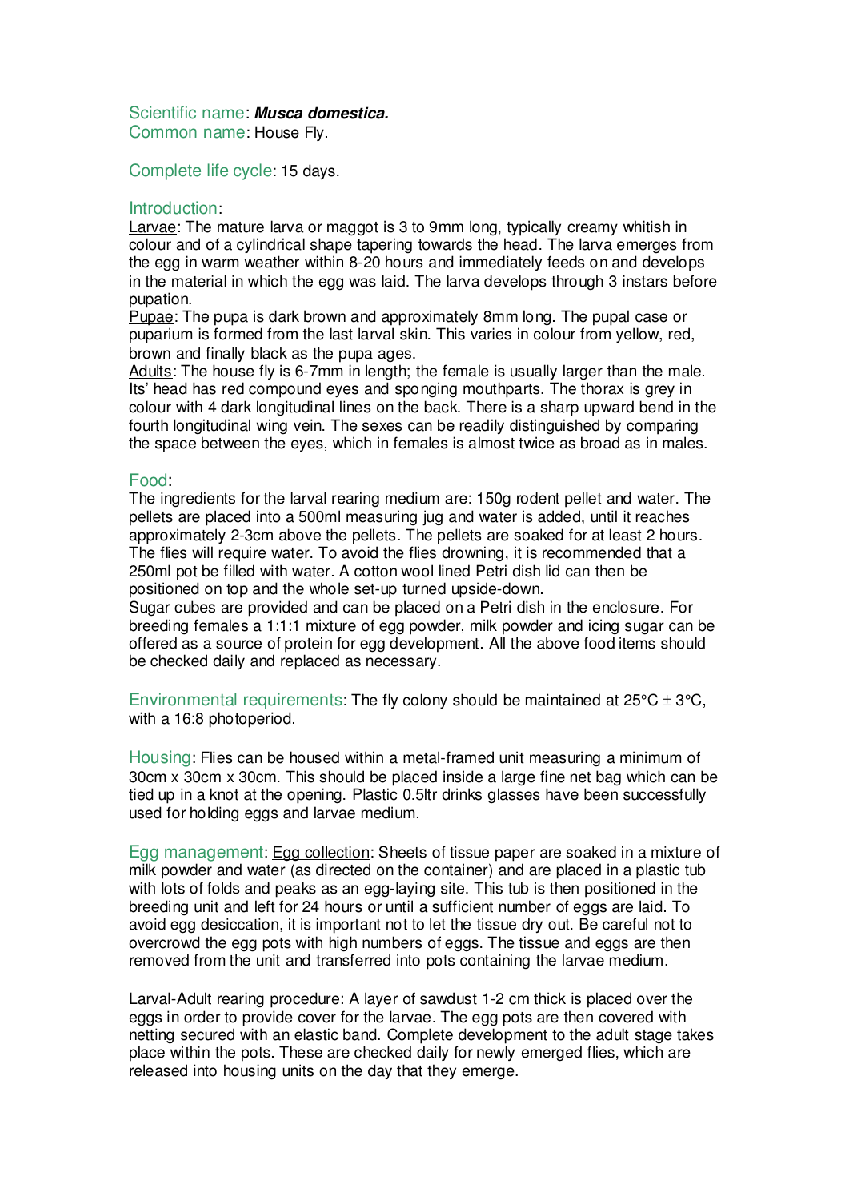Scientific name: ***Musca domestica.***
Common name: House Fly.

Complete life cycle: 15 days.

Introduction:
Larvae: The mature larva or maggot is 3 to 9mm long, typically creamy whitish in colour and of a cylindrical shape tapering towards the head. The larva emerges from the egg in warm weather within 8-20 hours and immediately feeds on and develops in the material in which the egg was laid. The larva develops through 3 instars before pupation.
Pupae: The pupa is dark brown and approximately 8mm long. The pupal case or puparium is formed from the last larval skin. This varies in colour from yellow, red, brown and finally black as the pupa ages.
Adults: The house fly is 6-7mm in length; the female is usually larger than the male. Its' head has red compound eyes and sponging mouthparts. The thorax is grey in colour with 4 dark longitudinal lines on the back. There is a sharp upward bend in the fourth longitudinal wing vein. The sexes can be readily distinguished by comparing the space between the eyes, which in females is almost twice as broad as in males.

Food:
The ingredients for the larval rearing medium are: 150g rodent pellet and water. The pellets are placed into a 500ml measuring jug and water is added, until it reaches approximately 2-3cm above the pellets. The pellets are soaked for at least 2 hours. The flies will require water. To avoid the flies drowning, it is recommended that a 250ml pot be filled with water. A cotton wool lined Petri dish lid can then be positioned on top and the whole set-up turned upside-down.
Sugar cubes are provided and can be placed on a Petri dish in the enclosure. For breeding females a 1:1:1 mixture of egg powder, milk powder and icing sugar can be offered as a source of protein for egg development. All the above food items should be checked daily and replaced as necessary.

Environmental requirements: The fly colony should be maintained at 25°C ± 3°C, with a 16:8 photoperiod.

Housing: Flies can be housed within a metal-framed unit measuring a minimum of 30cm x 30cm x 30cm. This should be placed inside a large fine net bag which can be tied up in a knot at the opening. Plastic 0.5ltr drinks glasses have been successfully used for holding eggs and larvae medium.

Egg management: Egg collection: Sheets of tissue paper are soaked in a mixture of milk powder and water (as directed on the container) and are placed in a plastic tub with lots of folds and peaks as an egg-laying site. This tub is then positioned in the breeding unit and left for 24 hours or until a sufficient number of eggs are laid. To avoid egg desiccation, it is important not to let the tissue dry out. Be careful not to overcrowd the egg pots with high numbers of eggs. The tissue and eggs are then removed from the unit and transferred into pots containing the larvae medium.

Larval-Adult rearing procedure: A layer of sawdust 1-2 cm thick is placed over the eggs in order to provide cover for the larvae. The egg pots are then covered with netting secured with an elastic band. Complete development to the adult stage takes place within the pots. These are checked daily for newly emerged flies, which are released into housing units on the day that they emerge.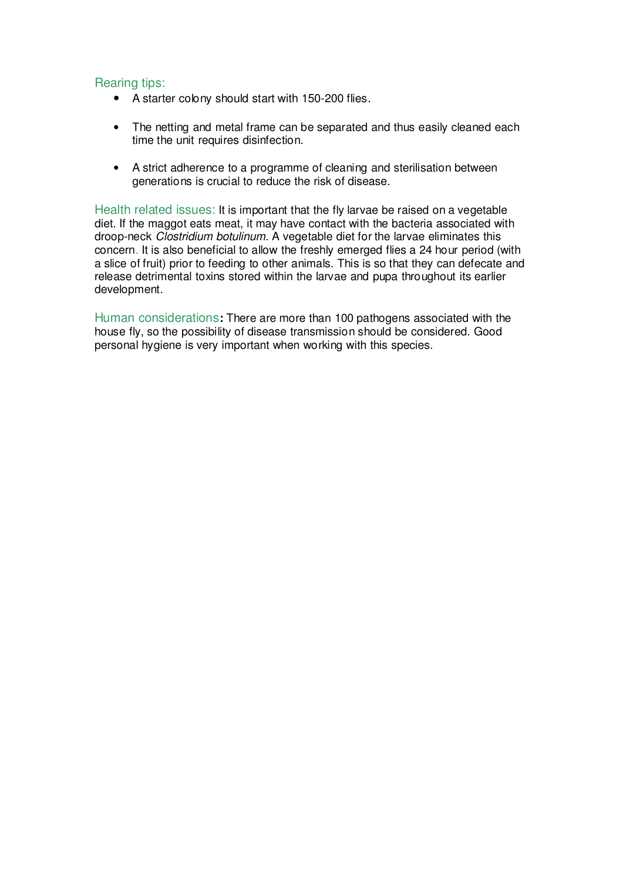### Rearing tips:

- A starter colony should start with 150-200 flies.
- The netting and metal frame can be separated and thus easily cleaned each time the unit requires disinfection.
- A strict adherence to a programme of cleaning and sterilisation between generations is crucial to reduce the risk of disease.

**Health related issues:** It is important that the fly larvae be raised on a vegetable diet. If the maggot eats meat, it may have contact with the bacteria associated with droop-neck *Clostridium botulinum*. A vegetable diet for the larvae eliminates this concern. It is also beneficial to allow the freshly emerged flies a 24 hour period (with a slice of fruit) prior to feeding to other animals. This is so that they can defecate and release detrimental toxins stored within the larvae and pupa throughout its earlier development.

**Human considerations:** There are more than 100 pathogens associated with the house fly, so the possibility of disease transmission should be considered. Good personal hygiene is very important when working with this species.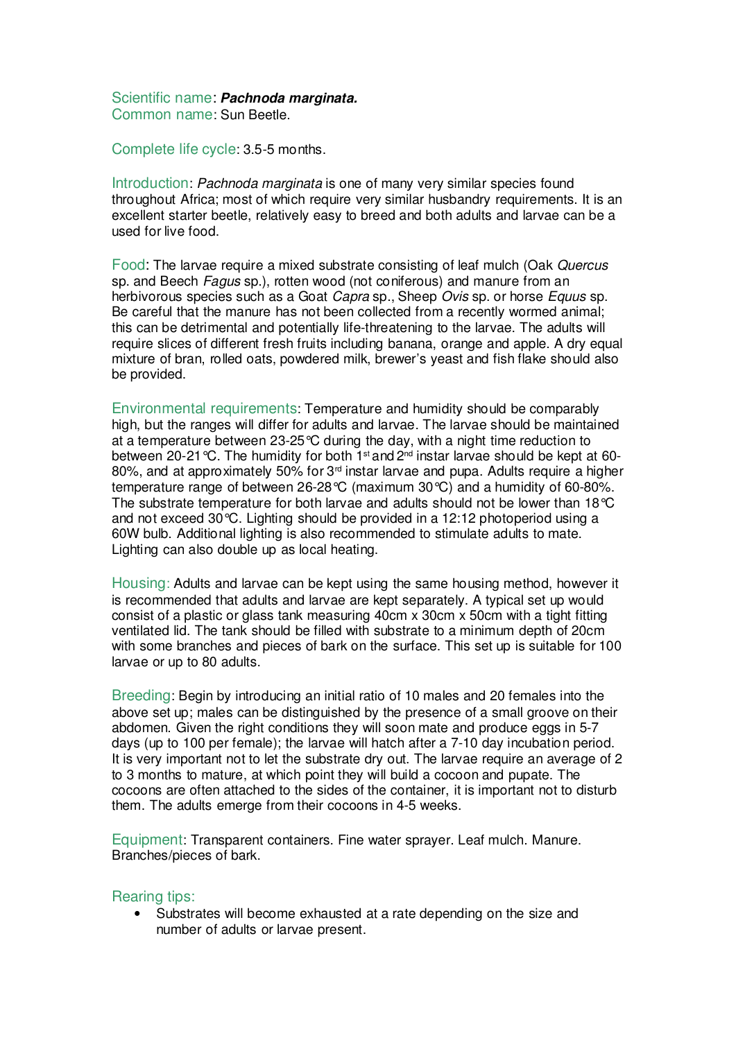Scientific name: ***Pachnoda marginata.***
Common name: Sun Beetle.

Complete life cycle: 3.5-5 months.

Introduction: *Pachnoda marginata* is one of many very similar species found throughout Africa; most of which require very similar husbandry requirements. It is an excellent starter beetle, relatively easy to breed and both adults and larvae can be a used for live food.

Food: The larvae require a mixed substrate consisting of leaf mulch (Oak *Quercus* sp. and Beech *Fagus* sp.), rotten wood (not coniferous) and manure from an herbivorous species such as a Goat *Capra* sp., Sheep *Ovis* sp. or horse *Equus* sp. Be careful that the manure has not been collected from a recently wormed animal; this can be detrimental and potentially life-threatening to the larvae. The adults will require slices of different fresh fruits including banana, orange and apple. A dry equal mixture of bran, rolled oats, powdered milk, brewer's yeast and fish flake should also be provided.

Environmental requirements: Temperature and humidity should be comparably high, but the ranges will differ for adults and larvae. The larvae should be maintained at a temperature between 23-25°C during the day, with a night time reduction to between 20-21°C. The humidity for both 1st and 2nd instar larvae should be kept at 60-80%, and at approximately 50% for 3rd instar larvae and pupa. Adults require a higher temperature range of between 26-28°C (maximum 30°C) and a humidity of 60-80%. The substrate temperature for both larvae and adults should not be lower than 18°C and not exceed 30°C. Lighting should be provided in a 12:12 photoperiod using a 60W bulb. Additional lighting is also recommended to stimulate adults to mate. Lighting can also double up as local heating.

Housing: Adults and larvae can be kept using the same housing method, however it is recommended that adults and larvae are kept separately. A typical set up would consist of a plastic or glass tank measuring 40cm x 30cm x 50cm with a tight fitting ventilated lid. The tank should be filled with substrate to a minimum depth of 20cm with some branches and pieces of bark on the surface. This set up is suitable for 100 larvae or up to 80 adults.

Breeding: Begin by introducing an initial ratio of 10 males and 20 females into the above set up; males can be distinguished by the presence of a small groove on their abdomen. Given the right conditions they will soon mate and produce eggs in 5-7 days (up to 100 per female); the larvae will hatch after a 7-10 day incubation period. It is very important not to let the substrate dry out. The larvae require an average of 2 to 3 months to mature, at which point they will build a cocoon and pupate. The cocoons are often attached to the sides of the container, it is important not to disturb them. The adults emerge from their cocoons in 4-5 weeks.

Equipment: Transparent containers. Fine water sprayer. Leaf mulch. Manure. Branches/pieces of bark.

Rearing tips:

- Substrates will become exhausted at a rate depending on the size and number of adults or larvae present.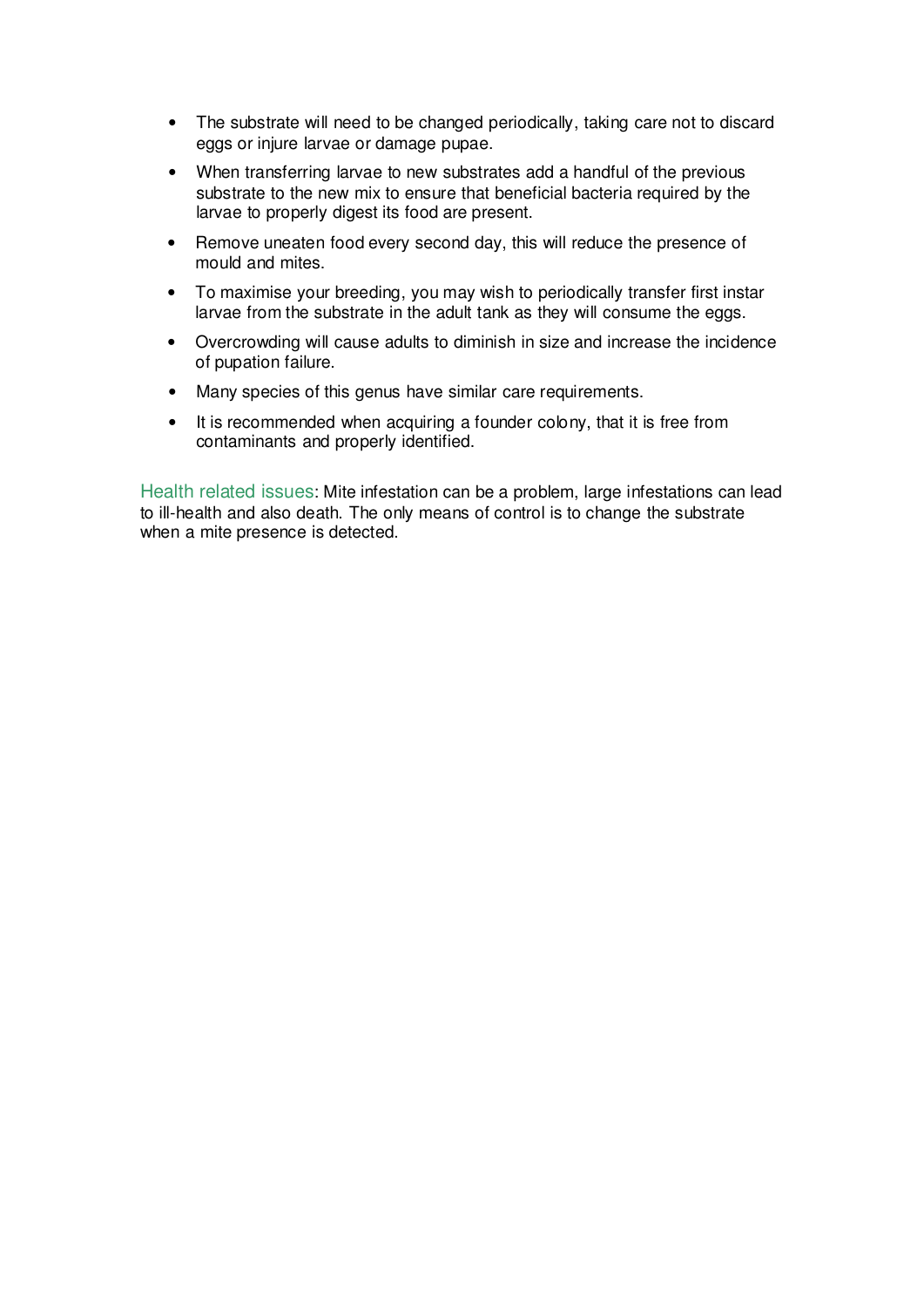- The substrate will need to be changed periodically, taking care not to discard eggs or injure larvae or damage pupae.
- When transferring larvae to new substrates add a handful of the previous substrate to the new mix to ensure that beneficial bacteria required by the larvae to properly digest its food are present.
- Remove uneaten food every second day, this will reduce the presence of mould and mites.
- To maximise your breeding, you may wish to periodically transfer first instar larvae from the substrate in the adult tank as they will consume the eggs.
- Overcrowding will cause adults to diminish in size and increase the incidence of pupation failure.
- Many species of this genus have similar care requirements.
- It is recommended when acquiring a founder colony, that it is free from contaminants and properly identified.

Health related issues: Mite infestation can be a problem, large infestations can lead to ill-health and also death. The only means of control is to change the substrate when a mite presence is detected.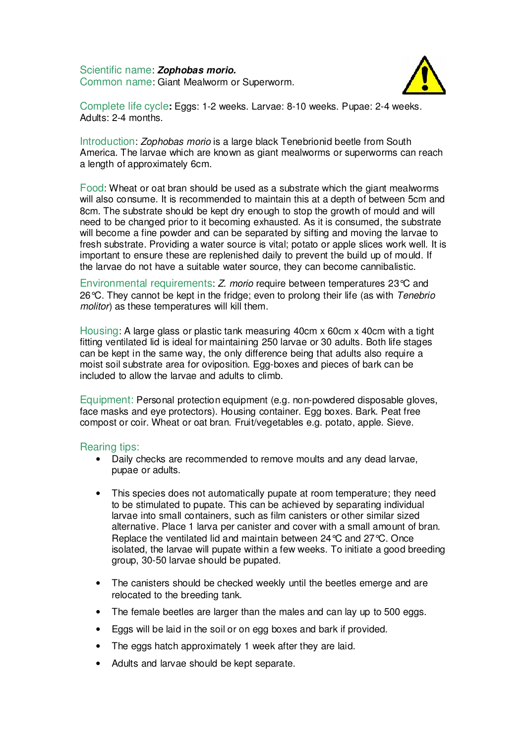Scientific name: ***Zophobas morio.***
Common name: Giant Mealworm or Superworm.

Complete life cycle**:** Eggs: 1-2 weeks. Larvae: 8-10 weeks. Pupae: 2-4 weeks. Adults: 2-4 months.

Introduction: *Zophobas morio* is a large black Tenebrionid beetle from South America. The larvae which are known as giant mealworms or superworms can reach a length of approximately 6cm.

Food: Wheat or oat bran should be used as a substrate which the giant mealworms will also consume. It is recommended to maintain this at a depth of between 5cm and 8cm. The substrate should be kept dry enough to stop the growth of mould and will need to be changed prior to it becoming exhausted. As it is consumed, the substrate will become a fine powder and can be separated by sifting and moving the larvae to fresh substrate. Providing a water source is vital; potato or apple slices work well. It is important to ensure these are replenished daily to prevent the build up of mould. If the larvae do not have a suitable water source, they can become cannibalistic.

Environmental requirements: *Z. morio* require between temperatures 23°C and 26°C. They cannot be kept in the fridge; even to prolong their life (as with *Tenebrio molitor*) as these temperatures will kill them.

Housing: A large glass or plastic tank measuring 40cm x 60cm x 40cm with a tight fitting ventilated lid is ideal for maintaining 250 larvae or 30 adults. Both life stages can be kept in the same way, the only difference being that adults also require a moist soil substrate area for oviposition. Egg-boxes and pieces of bark can be included to allow the larvae and adults to climb.

Equipment: Personal protection equipment (e.g. non-powdered disposable gloves, face masks and eye protectors). Housing container. Egg boxes. Bark. Peat free compost or coir. Wheat or oat bran. Fruit/vegetables e.g. potato, apple. Sieve.

Rearing tips:

- Daily checks are recommended to remove moults and any dead larvae, pupae or adults.
- This species does not automatically pupate at room temperature; they need to be stimulated to pupate. This can be achieved by separating individual larvae into small containers, such as film canisters or other similar sized alternative. Place 1 larva per canister and cover with a small amount of bran. Replace the ventilated lid and maintain between 24°C and 27°C. Once isolated, the larvae will pupate within a few weeks. To initiate a good breeding group, 30-50 larvae should be pupated.
- The canisters should be checked weekly until the beetles emerge and are relocated to the breeding tank.
- The female beetles are larger than the males and can lay up to 500 eggs.
- Eggs will be laid in the soil or on egg boxes and bark if provided.
- The eggs hatch approximately 1 week after they are laid.
- Adults and larvae should be kept separate.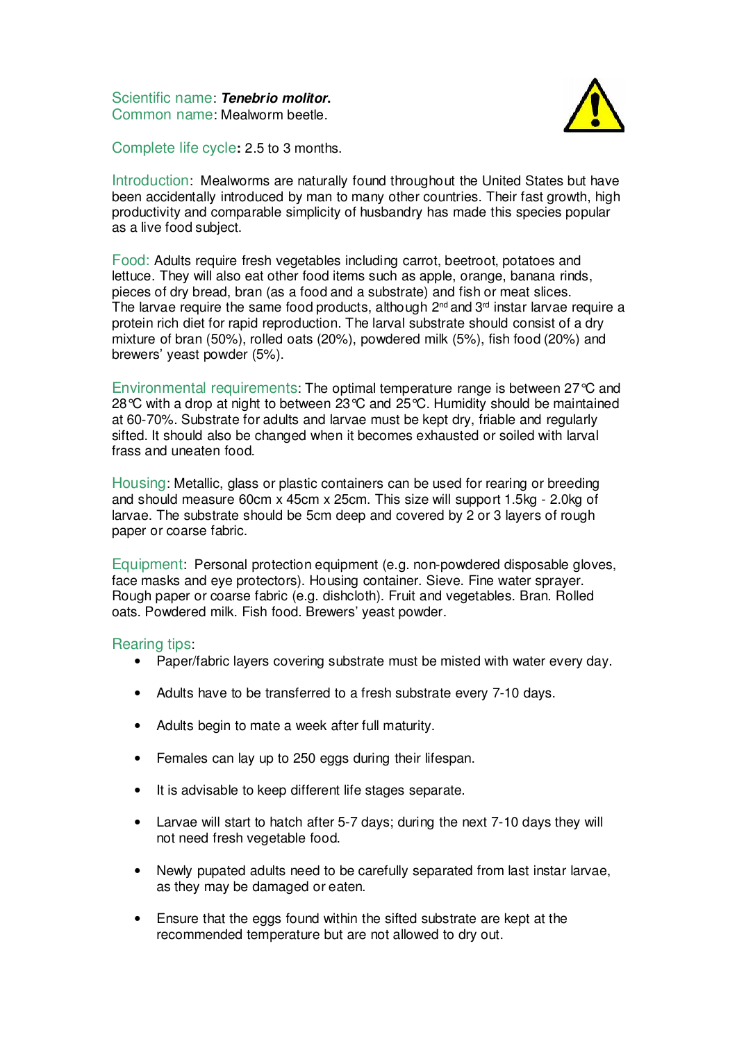Scientific name: ***Tenebrio molitor*.**
Common name: Mealworm beetle.

Complete life cycle**:** 2.5 to 3 months.

Introduction: Mealworms are naturally found throughout the United States but have been accidentally introduced by man to many other countries. Their fast growth, high productivity and comparable simplicity of husbandry has made this species popular as a live food subject.

Food: Adults require fresh vegetables including carrot, beetroot, potatoes and lettuce. They will also eat other food items such as apple, orange, banana rinds, pieces of dry bread, bran (as a food and a substrate) and fish or meat slices.
The larvae require the same food products, although 2nd and 3rd instar larvae require a protein rich diet for rapid reproduction. The larval substrate should consist of a dry mixture of bran (50%), rolled oats (20%), powdered milk (5%), fish food (20%) and brewers' yeast powder (5%).

Environmental requirements: The optimal temperature range is between 27°C and 28°C with a drop at night to between 23°C and 25°C. Humidity should be maintained at 60-70%. Substrate for adults and larvae must be kept dry, friable and regularly sifted. It should also be changed when it becomes exhausted or soiled with larval frass and uneaten food.

Housing: Metallic, glass or plastic containers can be used for rearing or breeding and should measure 60cm x 45cm x 25cm. This size will support 1.5kg - 2.0kg of larvae. The substrate should be 5cm deep and covered by 2 or 3 layers of rough paper or coarse fabric.

Equipment: Personal protection equipment (e.g. non-powdered disposable gloves, face masks and eye protectors). Housing container. Sieve. Fine water sprayer. Rough paper or coarse fabric (e.g. dishcloth). Fruit and vegetables. Bran. Rolled oats. Powdered milk. Fish food. Brewers' yeast powder.

Rearing tips:

- Paper/fabric layers covering substrate must be misted with water every day.
- Adults have to be transferred to a fresh substrate every 7-10 days.
- Adults begin to mate a week after full maturity.
- Females can lay up to 250 eggs during their lifespan.
- It is advisable to keep different life stages separate.
- Larvae will start to hatch after 5-7 days; during the next 7-10 days they will not need fresh vegetable food.
- Newly pupated adults need to be carefully separated from last instar larvae, as they may be damaged or eaten.
- Ensure that the eggs found within the sifted substrate are kept at the recommended temperature but are not allowed to dry out.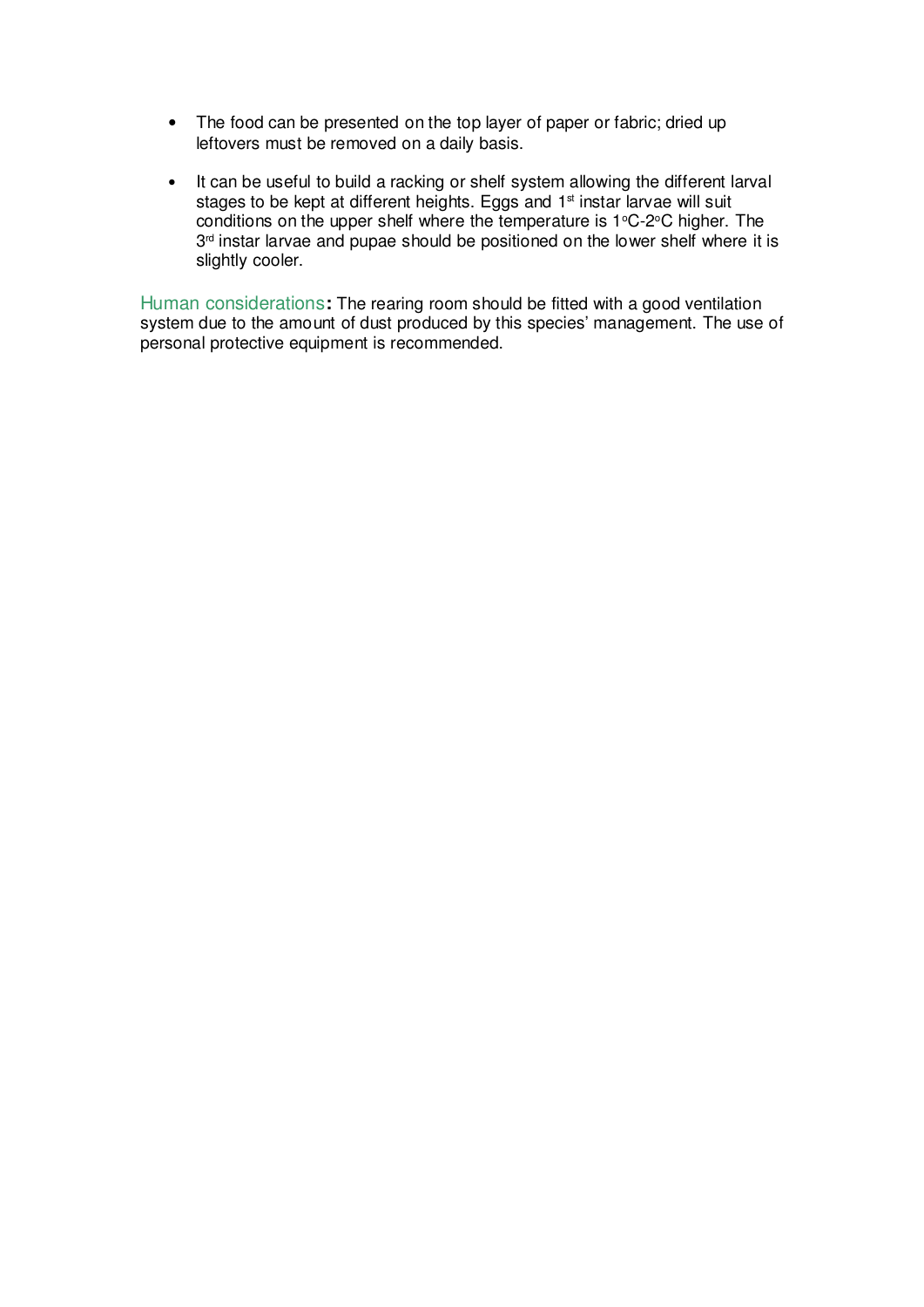- The food can be presented on the top layer of paper or fabric; dried up leftovers must be removed on a daily basis.

- It can be useful to build a racking or shelf system allowing the different larval stages to be kept at different heights. Eggs and 1st instar larvae will suit conditions on the upper shelf where the temperature is 1°C-2°C higher. The 3rd instar larvae and pupae should be positioned on the lower shelf where it is slightly cooler.

Human considerations**:** The rearing room should be fitted with a good ventilation system due to the amount of dust produced by this species' management. The use of personal protective equipment is recommended.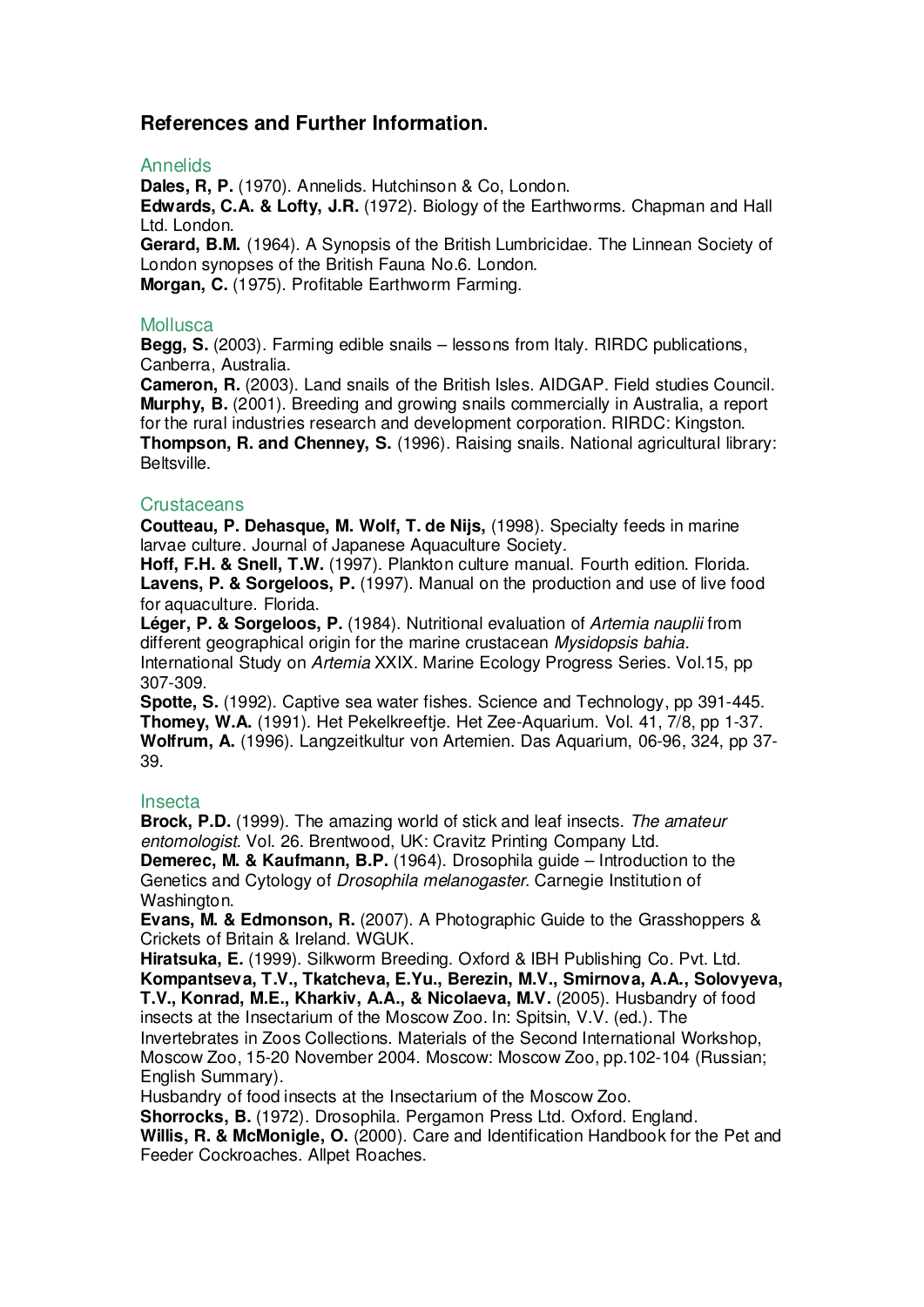## References and Further Information.

### Annelids

**Dales, R, P.** (1970). Annelids. Hutchinson & Co, London.

**Edwards, C.A. & Lofty, J.R.** (1972). Biology of the Earthworms. Chapman and Hall Ltd. London.

**Gerard, B.M.** (1964). A Synopsis of the British Lumbricidae. The Linnean Society of London synopses of the British Fauna No.6. London.

**Morgan, C.** (1975). Profitable Earthworm Farming.

### Mollusca

**Begg, S.** (2003). Farming edible snails – lessons from Italy. RIRDC publications, Canberra, Australia.

**Cameron, R.** (2003). Land snails of the British Isles. AIDGAP. Field studies Council.

**Murphy, B.** (2001). Breeding and growing snails commercially in Australia, a report for the rural industries research and development corporation. RIRDC: Kingston.

**Thompson, R. and Chenney, S.** (1996). Raising snails. National agricultural library: Beltsville.

### Crustaceans

**Coutteau, P. Dehasque, M. Wolf, T. de Nijs,** (1998). Specialty feeds in marine larvae culture. Journal of Japanese Aquaculture Society.

**Hoff, F.H. & Snell, T.W.** (1997). Plankton culture manual. Fourth edition. Florida.

**Lavens, P. & Sorgeloos, P.** (1997). Manual on the production and use of live food for aquaculture. Florida.

**Léger, P. & Sorgeloos, P.** (1984). Nutritional evaluation of *Artemia nauplii* from different geographical origin for the marine crustacean *Mysidopsis bahia*. International Study on *Artemia* XXIX. Marine Ecology Progress Series. Vol.15, pp 307-309.

**Spotte, S.** (1992). Captive sea water fishes. Science and Technology, pp 391-445.

**Thomey, W.A.** (1991). Het Pekelkreeftje. Het Zee-Aquarium. Vol. 41, 7/8, pp 1-37.

**Wolfrum, A.** (1996). Langzeitkultur von Artemien. Das Aquarium, 06-96, 324, pp 37-39.

### Insecta

**Brock, P.D.** (1999). The amazing world of stick and leaf insects. *The amateur entomologist*. Vol. 26. Brentwood, UK: Cravitz Printing Company Ltd.

**Demerec, M. & Kaufmann, B.P.** (1964). Drosophila guide – Introduction to the Genetics and Cytology of *Drosophila melanogaster*. Carnegie Institution of Washington.

**Evans, M. & Edmonson, R.** (2007). A Photographic Guide to the Grasshoppers & Crickets of Britain & Ireland. WGUK.

**Hiratsuka, E.** (1999). Silkworm Breeding. Oxford & IBH Publishing Co. Pvt. Ltd.

**Kompantseva, T.V., Tkatcheva, E.Yu., Berezin, M.V., Smirnova, A.A., Solovyeva, T.V., Konrad, M.E., Kharkiv, A.A., & Nicolaeva, M.V.** (2005). Husbandry of food insects at the Insectarium of the Moscow Zoo. In: Spitsin, V.V. (ed.). The Invertebrates in Zoos Collections. Materials of the Second International Workshop, Moscow Zoo, 15-20 November 2004. Moscow: Moscow Zoo, pp.102-104 (Russian; English Summary).

Husbandry of food insects at the Insectarium of the Moscow Zoo.

**Shorrocks, B.** (1972). Drosophila. Pergamon Press Ltd. Oxford. England.

**Willis, R. & McMonigle, O.** (2000). Care and Identification Handbook for the Pet and Feeder Cockroaches. Allpet Roaches.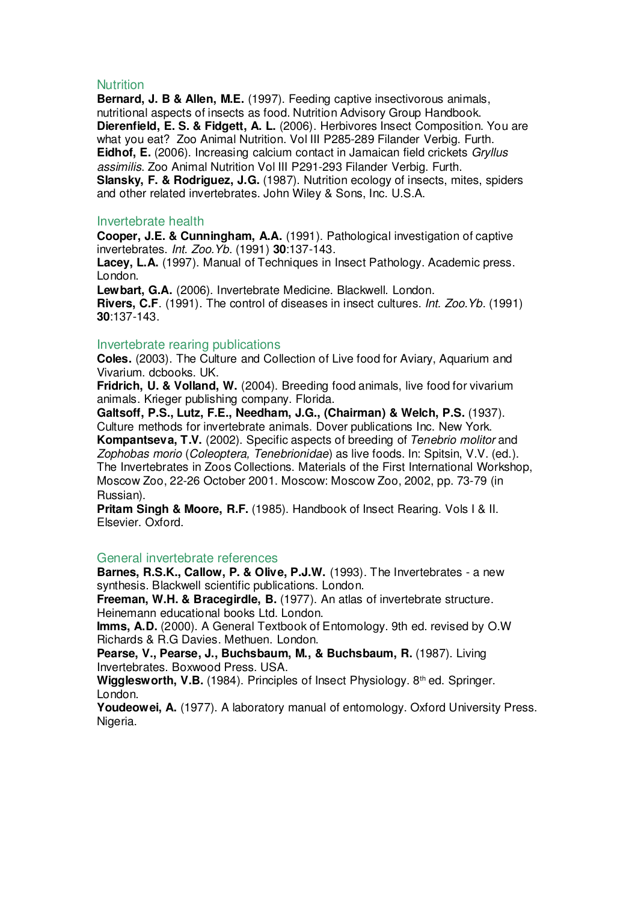## Nutrition

**Bernard, J. B & Allen, M.E.** (1997). Feeding captive insectivorous animals, nutritional aspects of insects as food. Nutrition Advisory Group Handbook.
**Dierenfield, E. S. & Fidgett, A. L.** (2006). Herbivores Insect Composition. You are what you eat? Zoo Animal Nutrition. Vol III P285-289 Filander Verbig. Furth.
**Eidhof, E.** (2006). Increasing calcium contact in Jamaican field crickets *Gryllus assimilis*. Zoo Animal Nutrition Vol III P291-293 Filander Verbig. Furth.
**Slansky, F. & Rodriguez, J.G.** (1987). Nutrition ecology of insects, mites, spiders and other related invertebrates. John Wiley & Sons, Inc. U.S.A.

## Invertebrate health

**Cooper, J.E. & Cunningham, A.A.** (1991). Pathological investigation of captive invertebrates. *Int. Zoo.Yb*. (1991) **30**:137-143.
**Lacey, L.A.** (1997). Manual of Techniques in Insect Pathology. Academic press. London.
**Lewbart, G.A.** (2006). Invertebrate Medicine. Blackwell. London.
**Rivers, C.F**. (1991). The control of diseases in insect cultures. *Int. Zoo.Yb*. (1991) **30**:137-143.

## Invertebrate rearing publications

**Coles.** (2003). The Culture and Collection of Live food for Aviary, Aquarium and Vivarium. dcbooks. UK.
**Fridrich, U. & Volland, W.** (2004). Breeding food animals, live food for vivarium animals. Krieger publishing company. Florida.
**Galtsoff, P.S., Lutz, F.E., Needham, J.G., (Chairman) & Welch, P.S.** (1937). Culture methods for invertebrate animals. Dover publications Inc. New York.
**Kompantseva, T.V.** (2002). Specific aspects of breeding of *Tenebrio molitor* and *Zophobas morio* (*Coleoptera, Tenebrionidae*) as live foods. In: Spitsin, V.V. (ed.). The Invertebrates in Zoos Collections. Materials of the First International Workshop, Moscow Zoo, 22-26 October 2001. Moscow: Moscow Zoo, 2002, pp. 73-79 (in Russian).
**Pritam Singh & Moore, R.F.** (1985). Handbook of Insect Rearing. Vols I & II. Elsevier. Oxford.

## General invertebrate references

**Barnes, R.S.K., Callow, P. & Olive, P.J.W.** (1993). The Invertebrates - a new synthesis. Blackwell scientific publications. London.
**Freeman, W.H. & Bracegirdle, B.** (1977). An atlas of invertebrate structure. Heinemann educational books Ltd. London.
**Imms, A.D.** (2000). A General Textbook of Entomology. 9th ed. revised by O.W Richards & R.G Davies. Methuen. London.
**Pearse, V., Pearse, J., Buchsbaum, M., & Buchsbaum, R.** (1987). Living Invertebrates. Boxwood Press. USA.
**Wigglesworth, V.B.** (1984). Principles of Insect Physiology. 8th ed. Springer. London.
**Youdeowei, A.** (1977). A laboratory manual of entomology. Oxford University Press. Nigeria.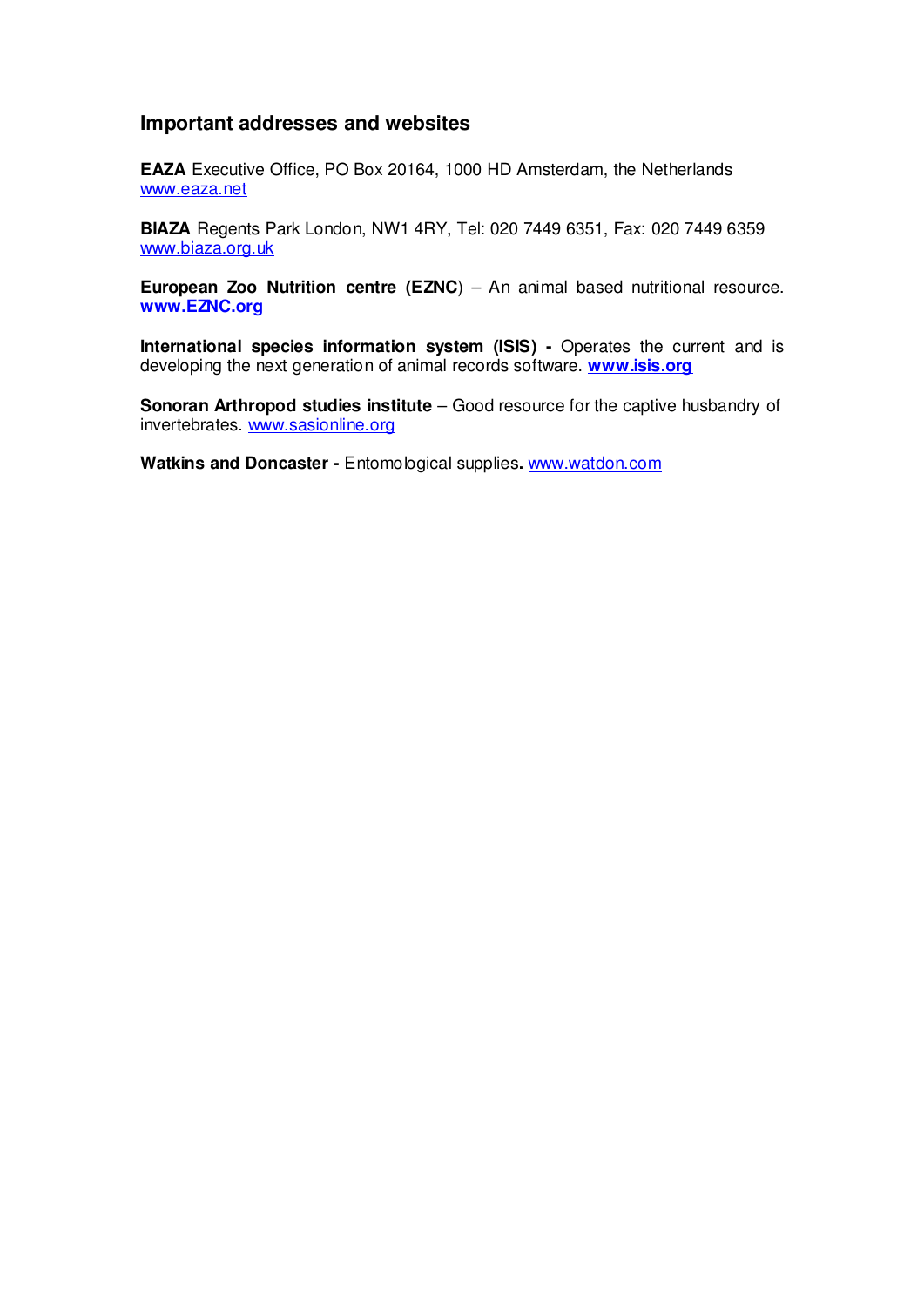## Important addresses and websites

**EAZA** Executive Office, PO Box 20164, 1000 HD Amsterdam, the Netherlands
www.eaza.net

**BIAZA** Regents Park London, NW1 4RY, Tel: 020 7449 6351, Fax: 020 7449 6359
www.biaza.org.uk

**European Zoo Nutrition centre (EZNC**) – An animal based nutritional resource. **www.EZNC.org**

**International species information system (ISIS) -** Operates the current and is developing the next generation of animal records software. **www.isis.org**

**Sonoran Arthropod studies institute** – Good resource for the captive husbandry of invertebrates. www.sasionline.org

**Watkins and Doncaster -** Entomological supplies**.** www.watdon.com